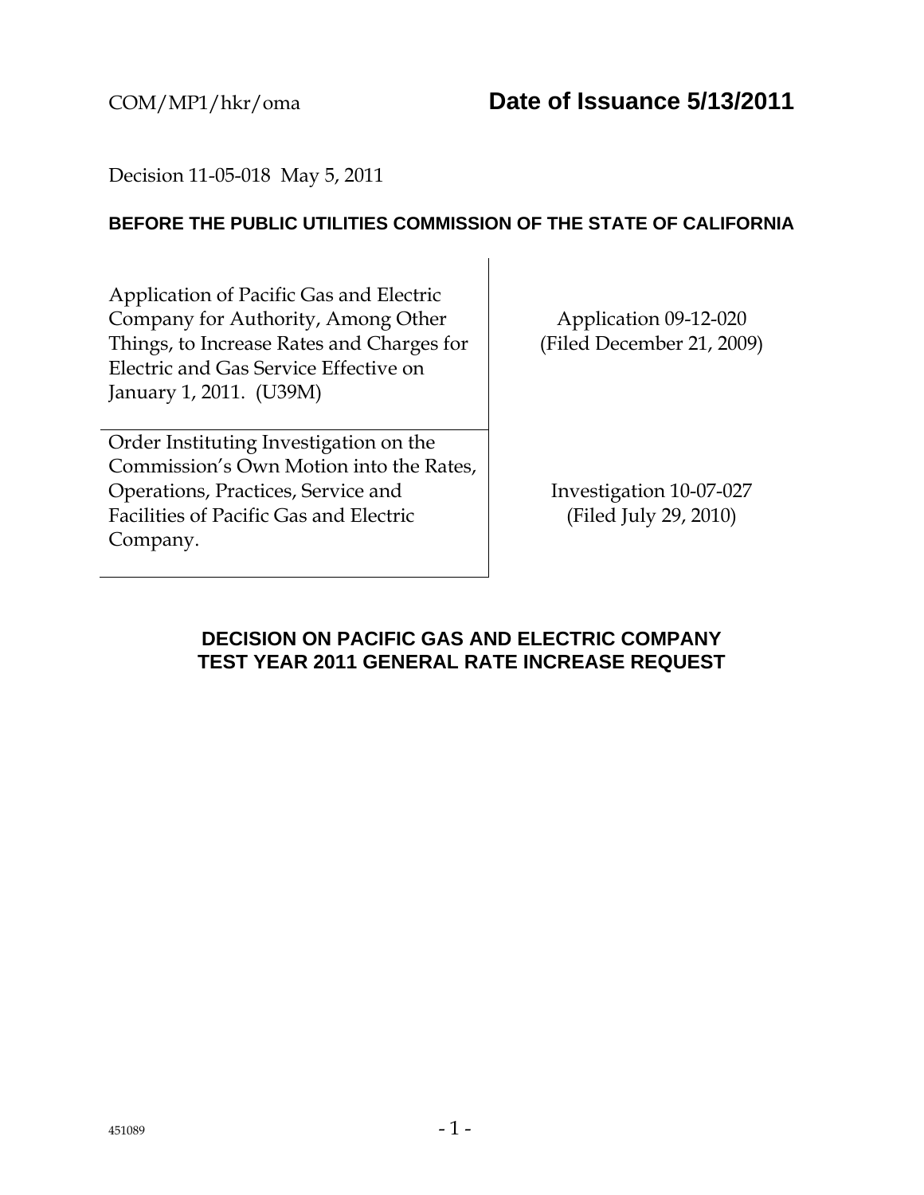COM/MP1/hkr/oma **Date of Issuance 5/13/2011**

Decision 11-05-018 May 5, 2011

**BEFORE THE PUBLIC UTILITIES COMMISSION OF THE STATE OF CALIFORNIA**

| | |
|---|---|
| Application of Pacific Gas and Electric Company for Authority, Among Other Things, to Increase Rates and Charges for Electric and Gas Service Effective on January 1, 2011. (U39M) | Application 09-12-020 (Filed December 21, 2009) |
| Order Instituting Investigation on the Commission's Own Motion into the Rates, Operations, Practices, Service and Facilities of Pacific Gas and Electric Company. | Investigation 10-07-027 (Filed July 29, 2010) |

## DECISION ON PACIFIC GAS AND ELECTRIC COMPANY TEST YEAR 2011 GENERAL RATE INCREASE REQUEST

451089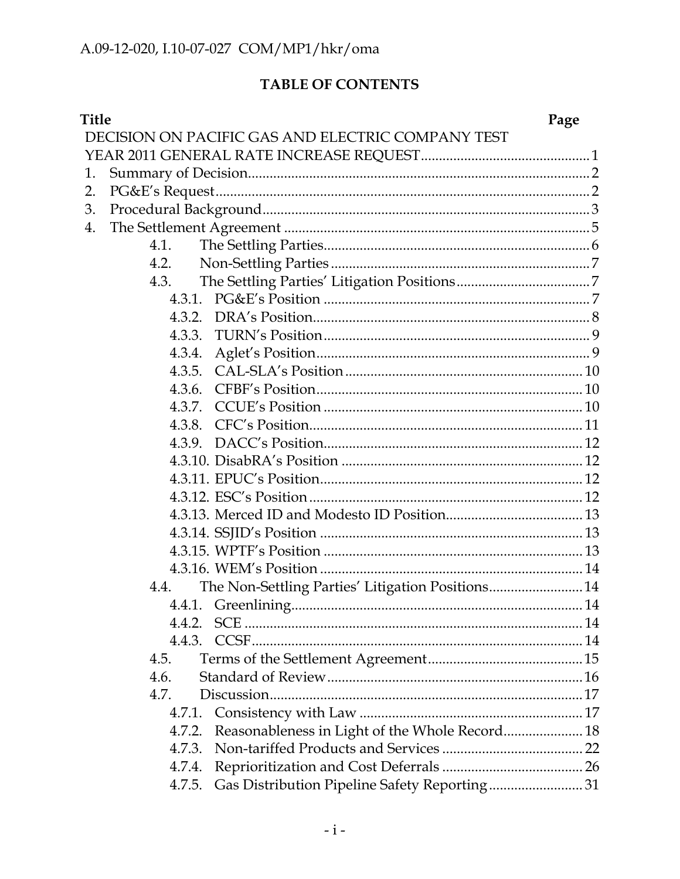**TABLE OF CONTENTS**

| Title | Page |
|---|---|
| DECISION ON PACIFIC GAS AND ELECTRIC COMPANY TEST YEAR 2011 GENERAL RATE INCREASE REQUEST | 1 |
| 1. Summary of Decision | 2 |
| 2. PG&E's Request | 2 |
| 3. Procedural Background | 3 |
| 4. The Settlement Agreement | 5 |
| 4.1. The Settling Parties | 6 |
| 4.2. Non-Settling Parties | 7 |
| 4.3. The Settling Parties' Litigation Positions | 7 |
| 4.3.1. PG&E's Position | 7 |
| 4.3.2. DRA's Position | 8 |
| 4.3.3. TURN's Position | 9 |
| 4.3.4. Aglet's Position | 9 |
| 4.3.5. CAL-SLA's Position | 10 |
| 4.3.6. CFBF's Position | 10 |
| 4.3.7. CCUE's Position | 10 |
| 4.3.8. CFC's Position | 11 |
| 4.3.9. DACC's Position | 12 |
| 4.3.10. DisabRA's Position | 12 |
| 4.3.11. EPUC's Position | 12 |
| 4.3.12. ESC's Position | 12 |
| 4.3.13. Merced ID and Modesto ID Position | 13 |
| 4.3.14. SSJID's Position | 13 |
| 4.3.15. WPTF's Position | 13 |
| 4.3.16. WEM's Position | 14 |
| 4.4. The Non-Settling Parties' Litigation Positions | 14 |
| 4.4.1. Greenlining | 14 |
| 4.4.2. SCE | 14 |
| 4.4.3. CCSF | 14 |
| 4.5. Terms of the Settlement Agreement | 15 |
| 4.6. Standard of Review | 16 |
| 4.7. Discussion | 17 |
| 4.7.1. Consistency with Law | 17 |
| 4.7.2. Reasonableness in Light of the Whole Record | 18 |
| 4.7.3. Non-tariffed Products and Services | 22 |
| 4.7.4. Reprioritization and Cost Deferrals | 26 |
| 4.7.5. Gas Distribution Pipeline Safety Reporting | 31 |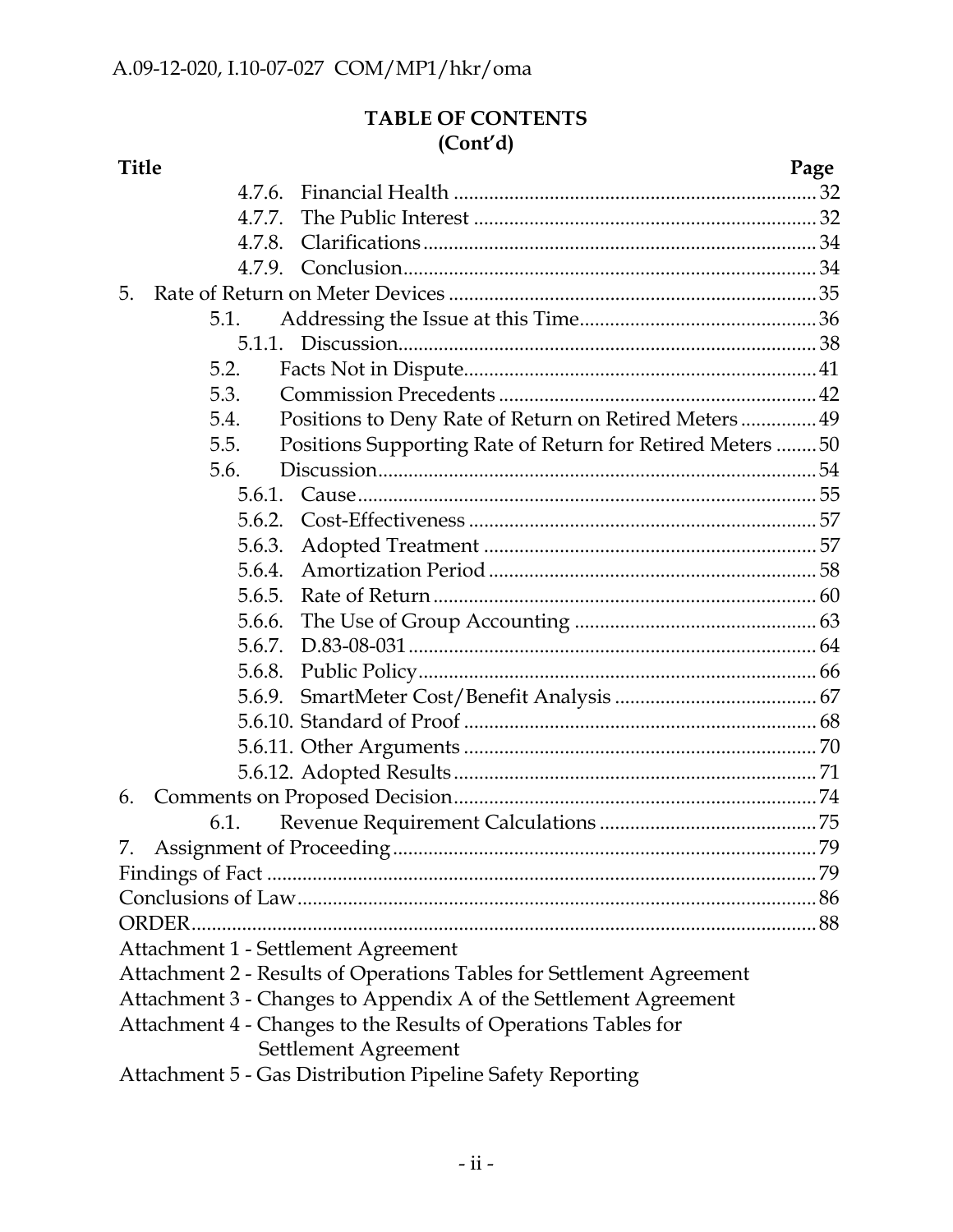## TABLE OF CONTENTS
## (Cont'd)

| Title | Page |
|---|---|
| 4.7.6. Financial Health | 32 |
| 4.7.7. The Public Interest | 32 |
| 4.7.8. Clarifications | 34 |
| 4.7.9. Conclusion | 34 |
| 5. Rate of Return on Meter Devices | 35 |
| 5.1. Addressing the Issue at this Time | 36 |
| 5.1.1. Discussion | 38 |
| 5.2. Facts Not in Dispute | 41 |
| 5.3. Commission Precedents | 42 |
| 5.4. Positions to Deny Rate of Return on Retired Meters | 49 |
| 5.5. Positions Supporting Rate of Return for Retired Meters | 50 |
| 5.6. Discussion | 54 |
| 5.6.1. Cause | 55 |
| 5.6.2. Cost-Effectiveness | 57 |
| 5.6.3. Adopted Treatment | 57 |
| 5.6.4. Amortization Period | 58 |
| 5.6.5. Rate of Return | 60 |
| 5.6.6. The Use of Group Accounting | 63 |
| 5.6.7. D.83-08-031 | 64 |
| 5.6.8. Public Policy | 66 |
| 5.6.9. SmartMeter Cost/Benefit Analysis | 67 |
| 5.6.10. Standard of Proof | 68 |
| 5.6.11. Other Arguments | 70 |
| 5.6.12. Adopted Results | 71 |
| 6. Comments on Proposed Decision | 74 |
| 6.1. Revenue Requirement Calculations | 75 |
| 7. Assignment of Proceeding | 79 |
| Findings of Fact | 79 |
| Conclusions of Law | 86 |
| ORDER | 88 |

Attachment 1 - Settlement Agreement
Attachment 2 - Results of Operations Tables for Settlement Agreement
Attachment 3 - Changes to Appendix A of the Settlement Agreement
Attachment 4 - Changes to the Results of Operations Tables for Settlement Agreement
Attachment 5 - Gas Distribution Pipeline Safety Reporting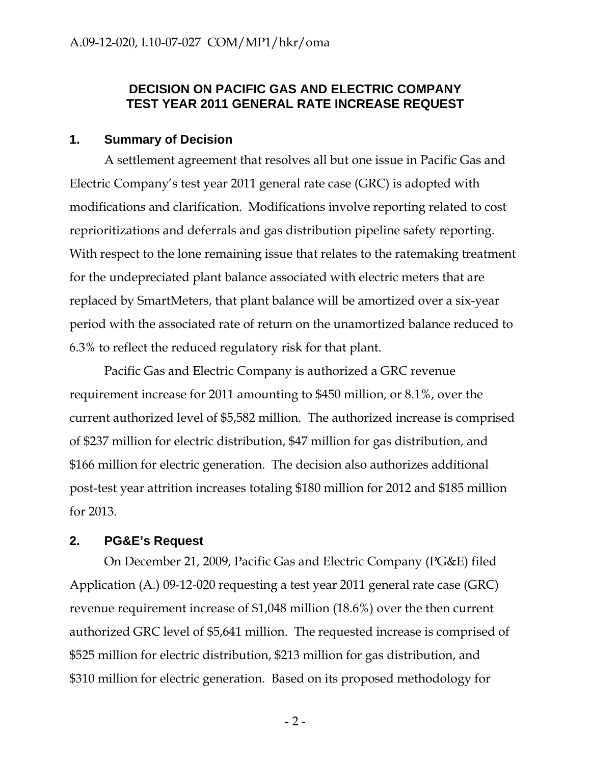# DECISION ON PACIFIC GAS AND ELECTRIC COMPANY TEST YEAR 2011 GENERAL RATE INCREASE REQUEST

## 1. Summary of Decision

A settlement agreement that resolves all but one issue in Pacific Gas and Electric Company's test year 2011 general rate case (GRC) is adopted with modifications and clarification. Modifications involve reporting related to cost reprioritizations and deferrals and gas distribution pipeline safety reporting. With respect to the lone remaining issue that relates to the ratemaking treatment for the undepreciated plant balance associated with electric meters that are replaced by SmartMeters, that plant balance will be amortized over a six-year period with the associated rate of return on the unamortized balance reduced to 6.3% to reflect the reduced regulatory risk for that plant.

Pacific Gas and Electric Company is authorized a GRC revenue requirement increase for 2011 amounting to $450 million, or 8.1%, over the current authorized level of $5,582 million. The authorized increase is comprised of $237 million for electric distribution, $47 million for gas distribution, and $166 million for electric generation. The decision also authorizes additional post-test year attrition increases totaling $180 million for 2012 and $185 million for 2013.

## 2. PG&E's Request

On December 21, 2009, Pacific Gas and Electric Company (PG&E) filed Application (A.) 09-12-020 requesting a test year 2011 general rate case (GRC) revenue requirement increase of $1,048 million (18.6%) over the then current authorized GRC level of $5,641 million. The requested increase is comprised of $525 million for electric distribution, $213 million for gas distribution, and $310 million for electric generation. Based on its proposed methodology for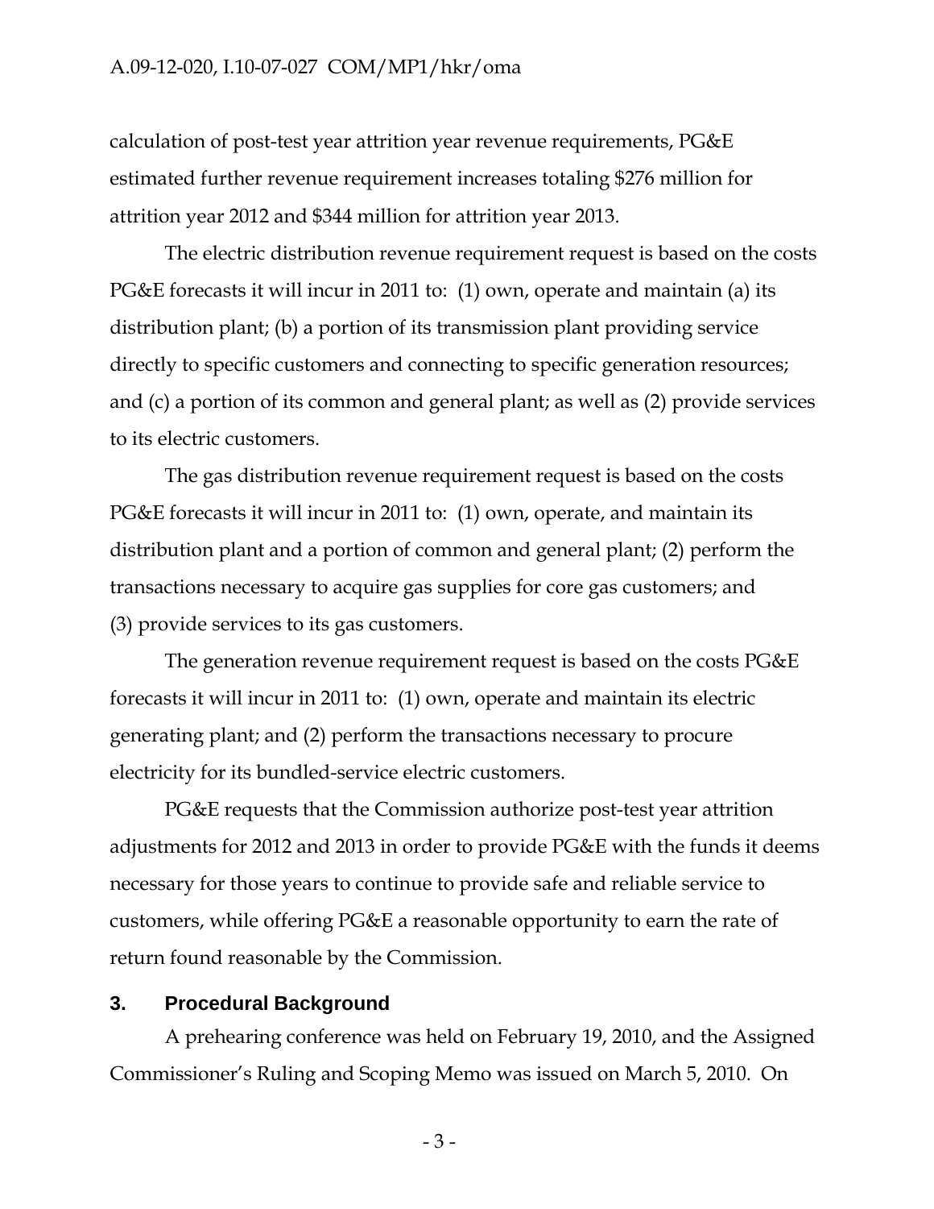calculation of post-test year attrition year revenue requirements, PG&E estimated further revenue requirement increases totaling $276 million for attrition year 2012 and $344 million for attrition year 2013.

The electric distribution revenue requirement request is based on the costs PG&E forecasts it will incur in 2011 to: (1) own, operate and maintain (a) its distribution plant; (b) a portion of its transmission plant providing service directly to specific customers and connecting to specific generation resources; and (c) a portion of its common and general plant; as well as (2) provide services to its electric customers.

The gas distribution revenue requirement request is based on the costs PG&E forecasts it will incur in 2011 to: (1) own, operate, and maintain its distribution plant and a portion of common and general plant; (2) perform the transactions necessary to acquire gas supplies for core gas customers; and (3) provide services to its gas customers.

The generation revenue requirement request is based on the costs PG&E forecasts it will incur in 2011 to: (1) own, operate and maintain its electric generating plant; and (2) perform the transactions necessary to procure electricity for its bundled-service electric customers.

PG&E requests that the Commission authorize post-test year attrition adjustments for 2012 and 2013 in order to provide PG&E with the funds it deems necessary for those years to continue to provide safe and reliable service to customers, while offering PG&E a reasonable opportunity to earn the rate of return found reasonable by the Commission.

## 3. Procedural Background

A prehearing conference was held on February 19, 2010, and the Assigned Commissioner's Ruling and Scoping Memo was issued on March 5, 2010. On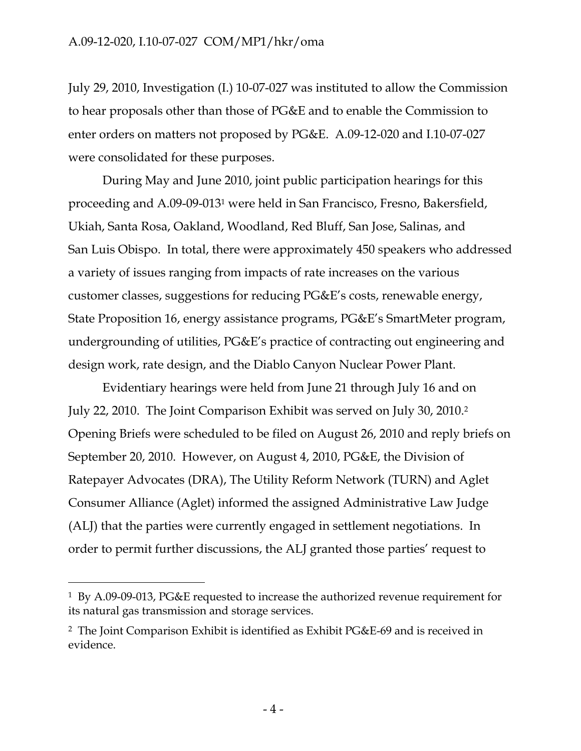July 29, 2010, Investigation (I.) 10-07-027 was instituted to allow the Commission to hear proposals other than those of PG&E and to enable the Commission to enter orders on matters not proposed by PG&E. A.09-12-020 and I.10-07-027 were consolidated for these purposes.

During May and June 2010, joint public participation hearings for this proceeding and A.09-09-013[1] were held in San Francisco, Fresno, Bakersfield, Ukiah, Santa Rosa, Oakland, Woodland, Red Bluff, San Jose, Salinas, and San Luis Obispo. In total, there were approximately 450 speakers who addressed a variety of issues ranging from impacts of rate increases on the various customer classes, suggestions for reducing PG&E's costs, renewable energy, State Proposition 16, energy assistance programs, PG&E's SmartMeter program, undergrounding of utilities, PG&E's practice of contracting out engineering and design work, rate design, and the Diablo Canyon Nuclear Power Plant.

Evidentiary hearings were held from June 21 through July 16 and on July 22, 2010. The Joint Comparison Exhibit was served on July 30, 2010.[2] Opening Briefs were scheduled to be filed on August 26, 2010 and reply briefs on September 20, 2010. However, on August 4, 2010, PG&E, the Division of Ratepayer Advocates (DRA), The Utility Reform Network (TURN) and Aglet Consumer Alliance (Aglet) informed the assigned Administrative Law Judge (ALJ) that the parties were currently engaged in settlement negotiations. In order to permit further discussions, the ALJ granted those parties' request to

---

[1] By A.09-09-013, PG&E requested to increase the authorized revenue requirement for its natural gas transmission and storage services.

[2] The Joint Comparison Exhibit is identified as Exhibit PG&E-69 and is received in evidence.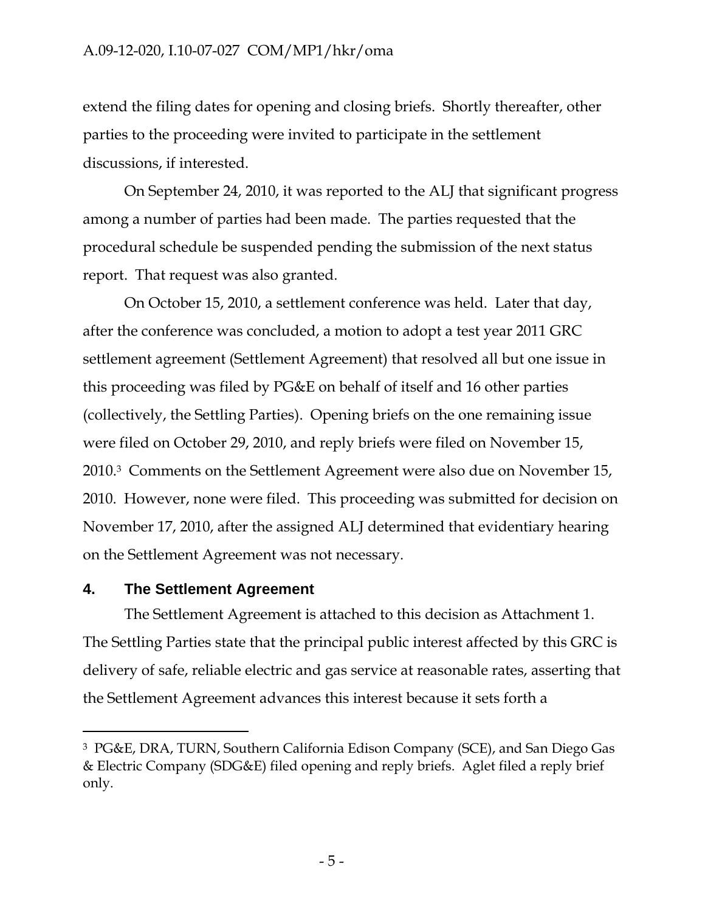extend the filing dates for opening and closing briefs. Shortly thereafter, other parties to the proceeding were invited to participate in the settlement discussions, if interested.

On September 24, 2010, it was reported to the ALJ that significant progress among a number of parties had been made. The parties requested that the procedural schedule be suspended pending the submission of the next status report. That request was also granted.

On October 15, 2010, a settlement conference was held. Later that day, after the conference was concluded, a motion to adopt a test year 2011 GRC settlement agreement (Settlement Agreement) that resolved all but one issue in this proceeding was filed by PG&E on behalf of itself and 16 other parties (collectively, the Settling Parties). Opening briefs on the one remaining issue were filed on October 29, 2010, and reply briefs were filed on November 15, 2010.[3] Comments on the Settlement Agreement were also due on November 15, 2010. However, none were filed. This proceeding was submitted for decision on November 17, 2010, after the assigned ALJ determined that evidentiary hearing on the Settlement Agreement was not necessary.

## 4. The Settlement Agreement

The Settlement Agreement is attached to this decision as Attachment 1. The Settling Parties state that the principal public interest affected by this GRC is delivery of safe, reliable electric and gas service at reasonable rates, asserting that the Settlement Agreement advances this interest because it sets forth a

---

[3] PG&E, DRA, TURN, Southern California Edison Company (SCE), and San Diego Gas & Electric Company (SDG&E) filed opening and reply briefs. Aglet filed a reply brief only.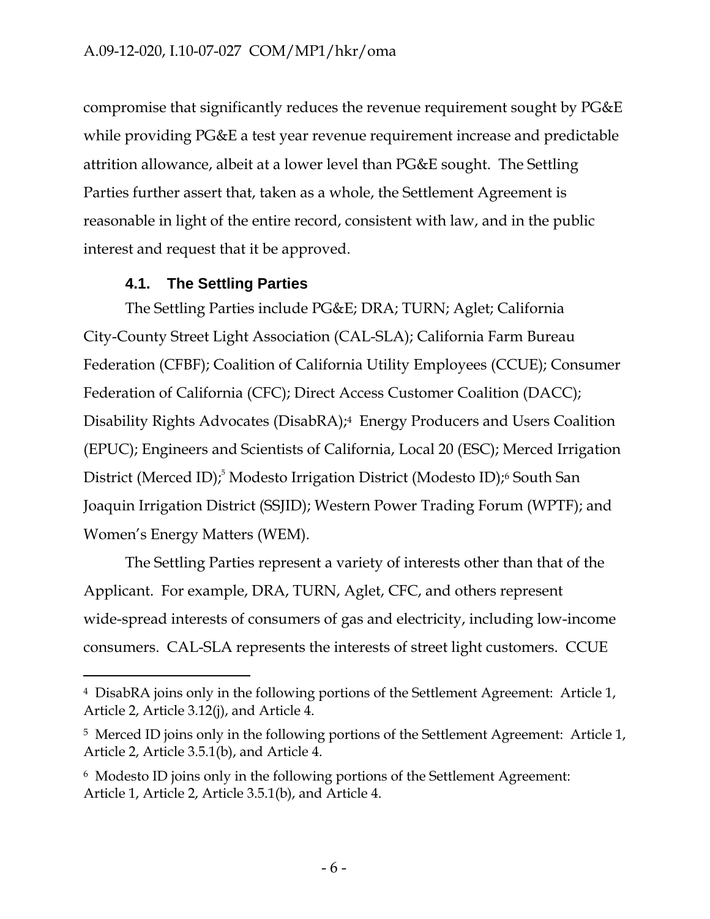compromise that significantly reduces the revenue requirement sought by PG&E while providing PG&E a test year revenue requirement increase and predictable attrition allowance, albeit at a lower level than PG&E sought. The Settling Parties further assert that, taken as a whole, the Settlement Agreement is reasonable in light of the entire record, consistent with law, and in the public interest and request that it be approved.

### 4.1. The Settling Parties

The Settling Parties include PG&E; DRA; TURN; Aglet; California City-County Street Light Association (CAL-SLA); California Farm Bureau Federation (CFBF); Coalition of California Utility Employees (CCUE); Consumer Federation of California (CFC); Direct Access Customer Coalition (DACC); Disability Rights Advocates (DisabRA);[4] Energy Producers and Users Coalition (EPUC); Engineers and Scientists of California, Local 20 (ESC); Merced Irrigation District (Merced ID);[5] Modesto Irrigation District (Modesto ID);[6] South San Joaquin Irrigation District (SSJID); Western Power Trading Forum (WPTF); and Women's Energy Matters (WEM).

The Settling Parties represent a variety of interests other than that of the Applicant. For example, DRA, TURN, Aglet, CFC, and others represent wide-spread interests of consumers of gas and electricity, including low-income consumers. CAL-SLA represents the interests of street light customers. CCUE

---

[4] DisabRA joins only in the following portions of the Settlement Agreement: Article 1, Article 2, Article 3.12(j), and Article 4.

[5] Merced ID joins only in the following portions of the Settlement Agreement: Article 1, Article 2, Article 3.5.1(b), and Article 4.

[6] Modesto ID joins only in the following portions of the Settlement Agreement: Article 1, Article 2, Article 3.5.1(b), and Article 4.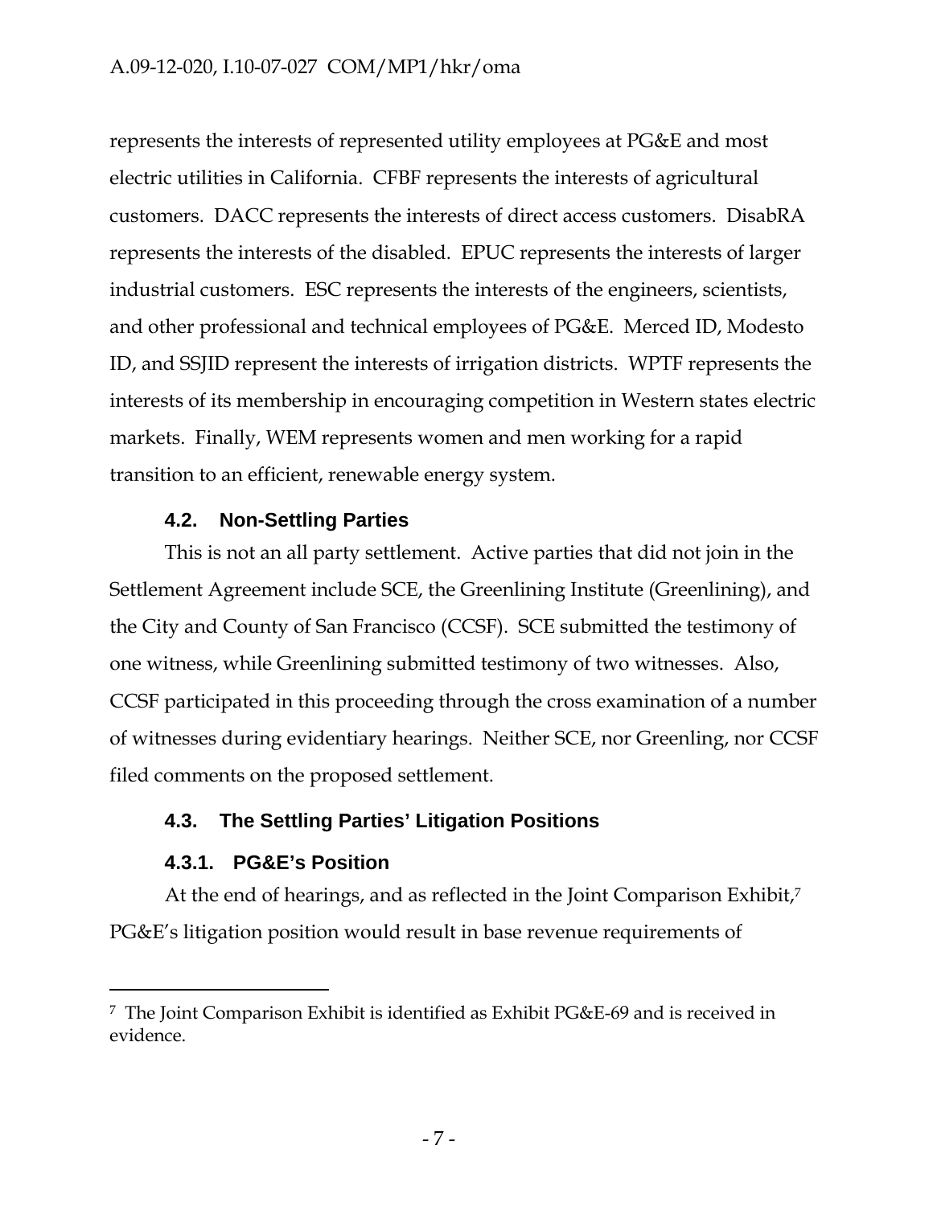represents the interests of represented utility employees at PG&E and most electric utilities in California. CFBF represents the interests of agricultural customers. DACC represents the interests of direct access customers. DisabRA represents the interests of the disabled. EPUC represents the interests of larger industrial customers. ESC represents the interests of the engineers, scientists, and other professional and technical employees of PG&E. Merced ID, Modesto ID, and SSJID represent the interests of irrigation districts. WPTF represents the interests of its membership in encouraging competition in Western states electric markets. Finally, WEM represents women and men working for a rapid transition to an efficient, renewable energy system.

### 4.2. Non-Settling Parties

This is not an all party settlement. Active parties that did not join in the Settlement Agreement include SCE, the Greenlining Institute (Greenlining), and the City and County of San Francisco (CCSF). SCE submitted the testimony of one witness, while Greenlining submitted testimony of two witnesses. Also, CCSF participated in this proceeding through the cross examination of a number of witnesses during evidentiary hearings. Neither SCE, nor Greenling, nor CCSF filed comments on the proposed settlement.

### 4.3. The Settling Parties' Litigation Positions

#### 4.3.1. PG&E's Position

At the end of hearings, and as reflected in the Joint Comparison Exhibit,[7] PG&E's litigation position would result in base revenue requirements of

[7] The Joint Comparison Exhibit is identified as Exhibit PG&E-69 and is received in evidence.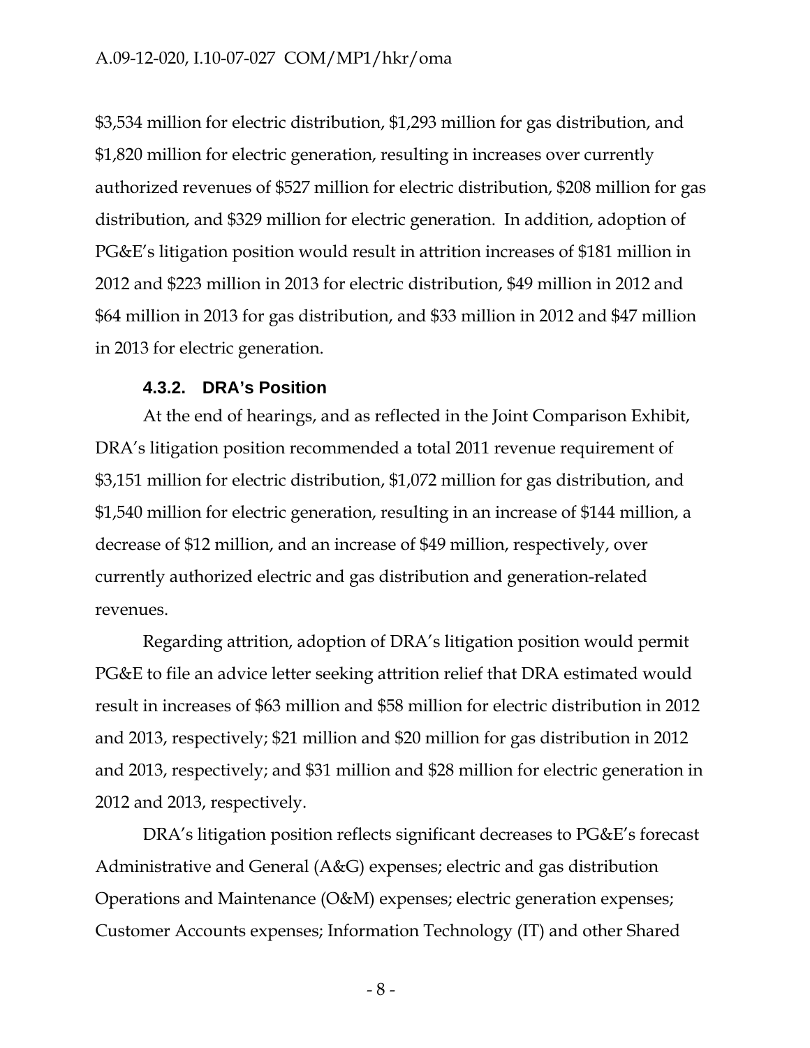$3,534 million for electric distribution, $1,293 million for gas distribution, and $1,820 million for electric generation, resulting in increases over currently authorized revenues of $527 million for electric distribution, $208 million for gas distribution, and $329 million for electric generation. In addition, adoption of PG&E's litigation position would result in attrition increases of $181 million in 2012 and $223 million in 2013 for electric distribution, $49 million in 2012 and $64 million in 2013 for gas distribution, and $33 million in 2012 and $47 million in 2013 for electric generation.

#### 4.3.2. DRA's Position

At the end of hearings, and as reflected in the Joint Comparison Exhibit, DRA's litigation position recommended a total 2011 revenue requirement of $3,151 million for electric distribution, $1,072 million for gas distribution, and $1,540 million for electric generation, resulting in an increase of $144 million, a decrease of $12 million, and an increase of $49 million, respectively, over currently authorized electric and gas distribution and generation-related revenues.

Regarding attrition, adoption of DRA's litigation position would permit PG&E to file an advice letter seeking attrition relief that DRA estimated would result in increases of $63 million and $58 million for electric distribution in 2012 and 2013, respectively; $21 million and $20 million for gas distribution in 2012 and 2013, respectively; and $31 million and $28 million for electric generation in 2012 and 2013, respectively.

DRA's litigation position reflects significant decreases to PG&E's forecast Administrative and General (A&G) expenses; electric and gas distribution Operations and Maintenance (O&M) expenses; electric generation expenses; Customer Accounts expenses; Information Technology (IT) and other Shared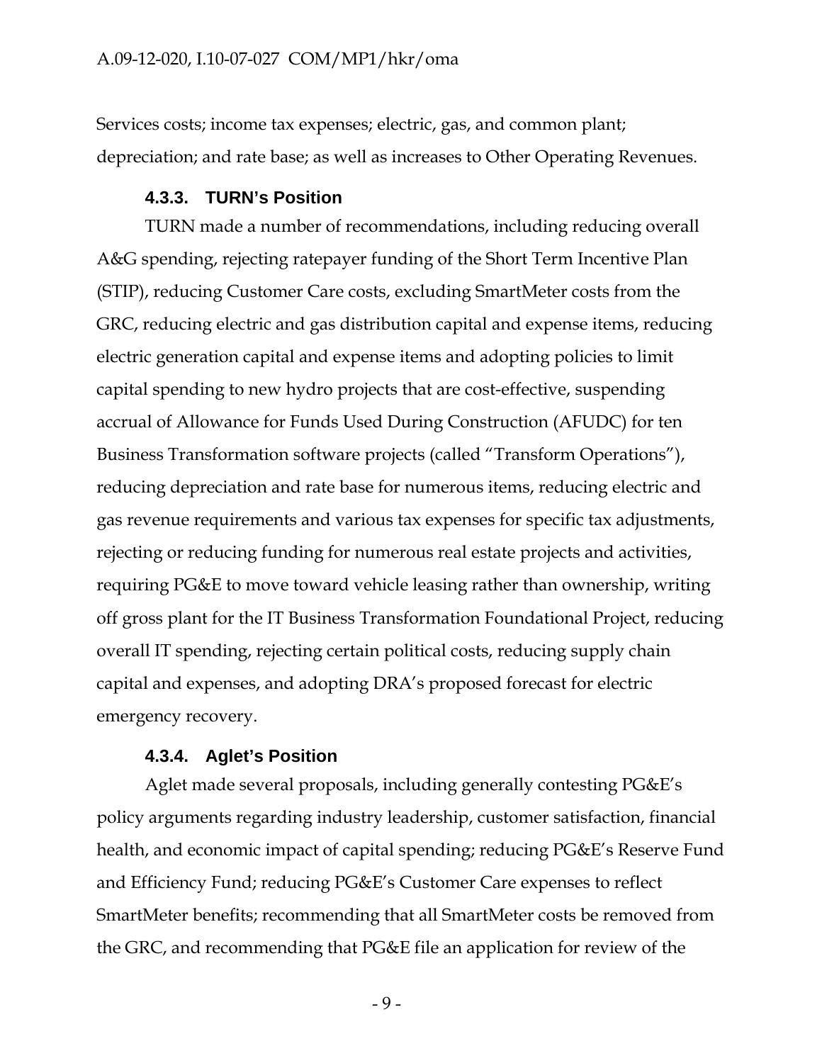Services costs; income tax expenses; electric, gas, and common plant; depreciation; and rate base; as well as increases to Other Operating Revenues.

#### 4.3.3. TURN's Position

TURN made a number of recommendations, including reducing overall A&G spending, rejecting ratepayer funding of the Short Term Incentive Plan (STIP), reducing Customer Care costs, excluding SmartMeter costs from the GRC, reducing electric and gas distribution capital and expense items, reducing electric generation capital and expense items and adopting policies to limit capital spending to new hydro projects that are cost-effective, suspending accrual of Allowance for Funds Used During Construction (AFUDC) for ten Business Transformation software projects (called "Transform Operations"), reducing depreciation and rate base for numerous items, reducing electric and gas revenue requirements and various tax expenses for specific tax adjustments, rejecting or reducing funding for numerous real estate projects and activities, requiring PG&E to move toward vehicle leasing rather than ownership, writing off gross plant for the IT Business Transformation Foundational Project, reducing overall IT spending, rejecting certain political costs, reducing supply chain capital and expenses, and adopting DRA's proposed forecast for electric emergency recovery.

#### 4.3.4. Aglet's Position

Aglet made several proposals, including generally contesting PG&E's policy arguments regarding industry leadership, customer satisfaction, financial health, and economic impact of capital spending; reducing PG&E's Reserve Fund and Efficiency Fund; reducing PG&E's Customer Care expenses to reflect SmartMeter benefits; recommending that all SmartMeter costs be removed from the GRC, and recommending that PG&E file an application for review of the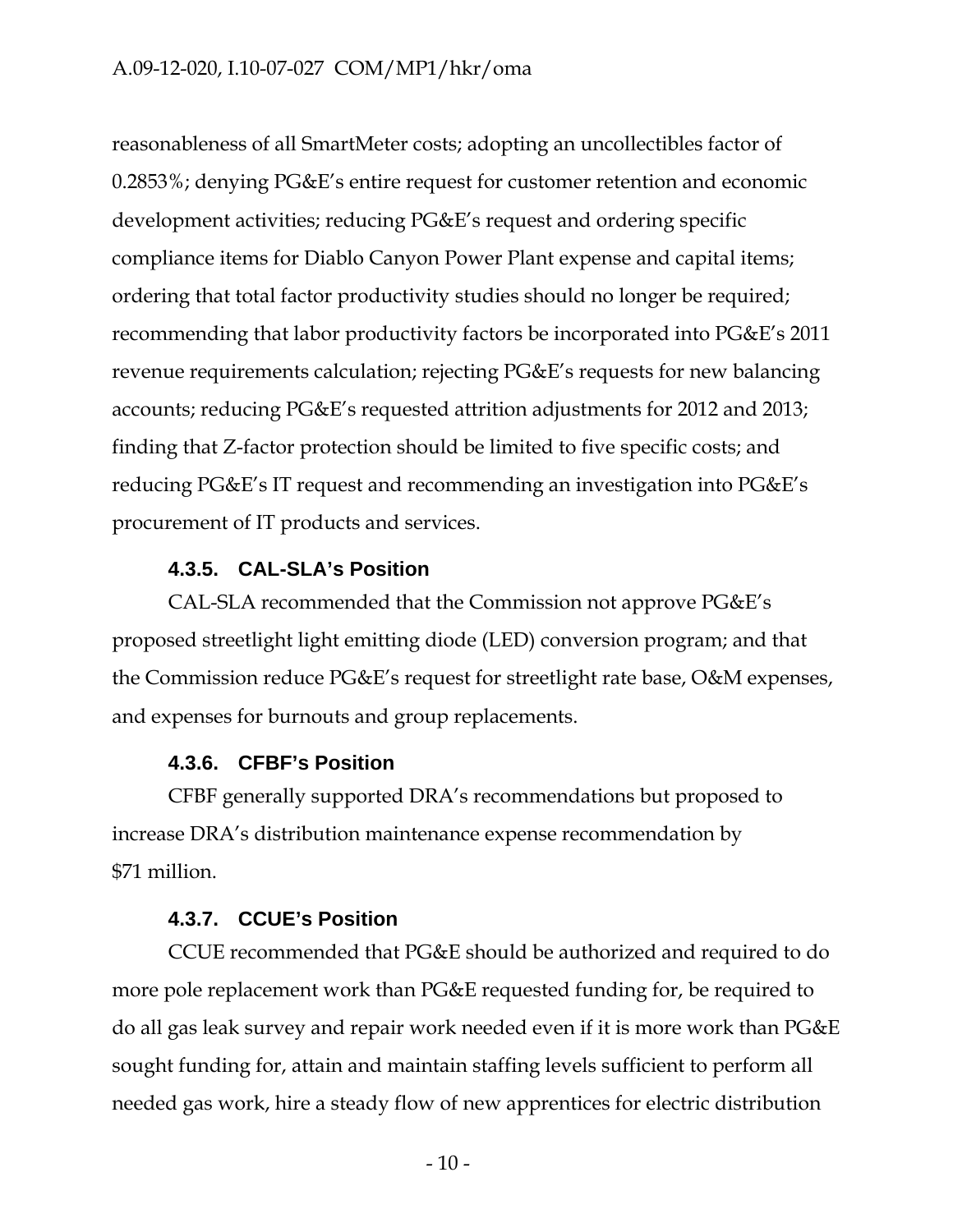reasonableness of all SmartMeter costs; adopting an uncollectibles factor of 0.2853%; denying PG&E's entire request for customer retention and economic development activities; reducing PG&E's request and ordering specific compliance items for Diablo Canyon Power Plant expense and capital items; ordering that total factor productivity studies should no longer be required; recommending that labor productivity factors be incorporated into PG&E's 2011 revenue requirements calculation; rejecting PG&E's requests for new balancing accounts; reducing PG&E's requested attrition adjustments for 2012 and 2013; finding that Z-factor protection should be limited to five specific costs; and reducing PG&E's IT request and recommending an investigation into PG&E's procurement of IT products and services.

#### 4.3.5. CAL-SLA's Position

CAL-SLA recommended that the Commission not approve PG&E's proposed streetlight light emitting diode (LED) conversion program; and that the Commission reduce PG&E's request for streetlight rate base, O&M expenses, and expenses for burnouts and group replacements.

#### 4.3.6. CFBF's Position

CFBF generally supported DRA's recommendations but proposed to increase DRA's distribution maintenance expense recommendation by $71 million.

#### 4.3.7. CCUE's Position

CCUE recommended that PG&E should be authorized and required to do more pole replacement work than PG&E requested funding for, be required to do all gas leak survey and repair work needed even if it is more work than PG&E sought funding for, attain and maintain staffing levels sufficient to perform all needed gas work, hire a steady flow of new apprentices for electric distribution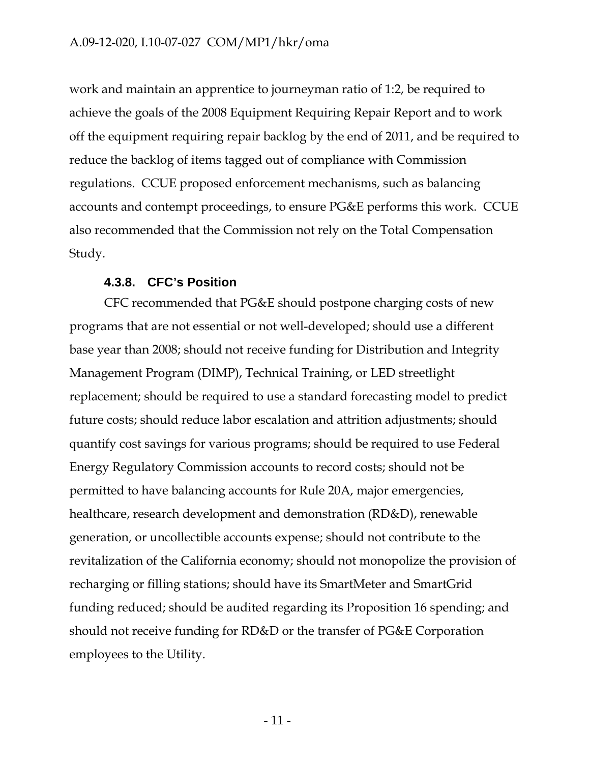work and maintain an apprentice to journeyman ratio of 1:2, be required to achieve the goals of the 2008 Equipment Requiring Repair Report and to work off the equipment requiring repair backlog by the end of 2011, and be required to reduce the backlog of items tagged out of compliance with Commission regulations. CCUE proposed enforcement mechanisms, such as balancing accounts and contempt proceedings, to ensure PG&E performs this work. CCUE also recommended that the Commission not rely on the Total Compensation Study.

#### 4.3.8. CFC's Position

CFC recommended that PG&E should postpone charging costs of new programs that are not essential or not well-developed; should use a different base year than 2008; should not receive funding for Distribution and Integrity Management Program (DIMP), Technical Training, or LED streetlight replacement; should be required to use a standard forecasting model to predict future costs; should reduce labor escalation and attrition adjustments; should quantify cost savings for various programs; should be required to use Federal Energy Regulatory Commission accounts to record costs; should not be permitted to have balancing accounts for Rule 20A, major emergencies, healthcare, research development and demonstration (RD&D), renewable generation, or uncollectible accounts expense; should not contribute to the revitalization of the California economy; should not monopolize the provision of recharging or filling stations; should have its SmartMeter and SmartGrid funding reduced; should be audited regarding its Proposition 16 spending; and should not receive funding for RD&D or the transfer of PG&E Corporation employees to the Utility.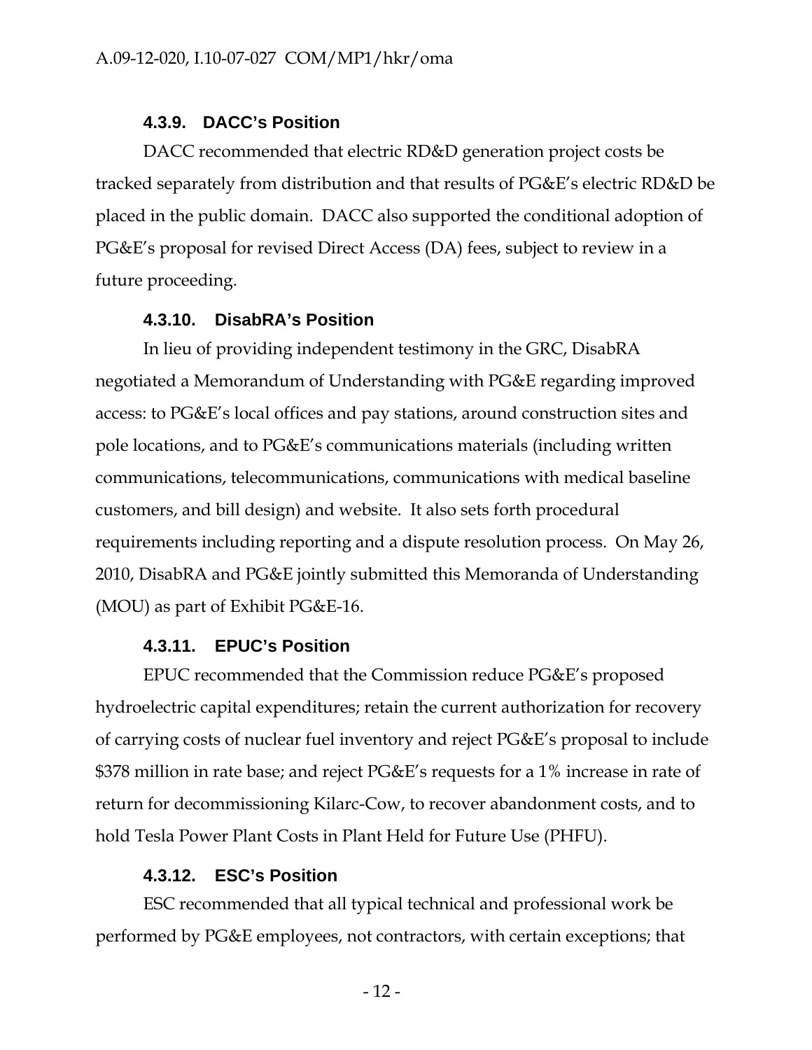#### 4.3.9. DACC's Position

DACC recommended that electric RD&D generation project costs be tracked separately from distribution and that results of PG&E's electric RD&D be placed in the public domain. DACC also supported the conditional adoption of PG&E's proposal for revised Direct Access (DA) fees, subject to review in a future proceeding.

#### 4.3.10. DisabRA's Position

In lieu of providing independent testimony in the GRC, DisabRA negotiated a Memorandum of Understanding with PG&E regarding improved access: to PG&E's local offices and pay stations, around construction sites and pole locations, and to PG&E's communications materials (including written communications, telecommunications, communications with medical baseline customers, and bill design) and website. It also sets forth procedural requirements including reporting and a dispute resolution process. On May 26, 2010, DisabRA and PG&E jointly submitted this Memoranda of Understanding (MOU) as part of Exhibit PG&E-16.

#### 4.3.11. EPUC's Position

EPUC recommended that the Commission reduce PG&E's proposed hydroelectric capital expenditures; retain the current authorization for recovery of carrying costs of nuclear fuel inventory and reject PG&E's proposal to include $378 million in rate base; and reject PG&E's requests for a 1% increase in rate of return for decommissioning Kilarc-Cow, to recover abandonment costs, and to hold Tesla Power Plant Costs in Plant Held for Future Use (PHFU).

#### 4.3.12. ESC's Position

ESC recommended that all typical technical and professional work be performed by PG&E employees, not contractors, with certain exceptions; that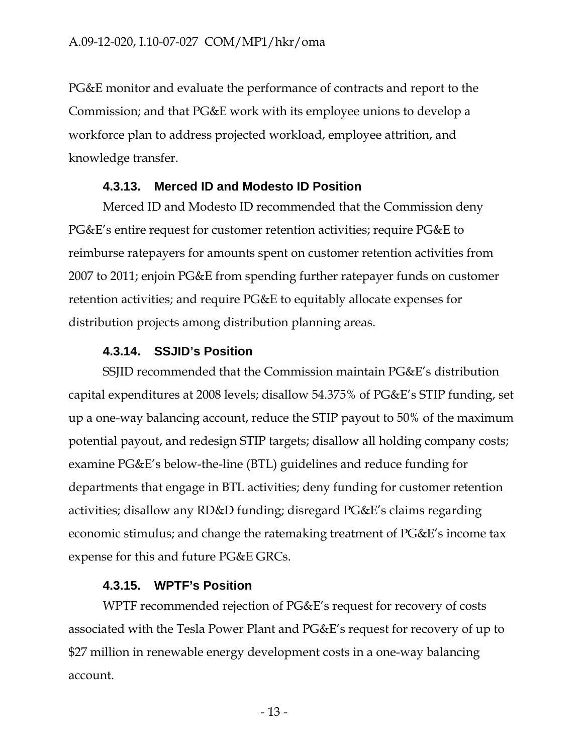PG&E monitor and evaluate the performance of contracts and report to the Commission; and that PG&E work with its employee unions to develop a workforce plan to address projected workload, employee attrition, and knowledge transfer.

#### 4.3.13. Merced ID and Modesto ID Position

Merced ID and Modesto ID recommended that the Commission deny PG&E's entire request for customer retention activities; require PG&E to reimburse ratepayers for amounts spent on customer retention activities from 2007 to 2011; enjoin PG&E from spending further ratepayer funds on customer retention activities; and require PG&E to equitably allocate expenses for distribution projects among distribution planning areas.

#### 4.3.14. SSJID's Position

SSJID recommended that the Commission maintain PG&E's distribution capital expenditures at 2008 levels; disallow 54.375% of PG&E's STIP funding, set up a one-way balancing account, reduce the STIP payout to 50% of the maximum potential payout, and redesign STIP targets; disallow all holding company costs; examine PG&E's below-the-line (BTL) guidelines and reduce funding for departments that engage in BTL activities; deny funding for customer retention activities; disallow any RD&D funding; disregard PG&E's claims regarding economic stimulus; and change the ratemaking treatment of PG&E's income tax expense for this and future PG&E GRCs.

#### 4.3.15. WPTF's Position

WPTF recommended rejection of PG&E's request for recovery of costs associated with the Tesla Power Plant and PG&E's request for recovery of up to $27 million in renewable energy development costs in a one-way balancing account.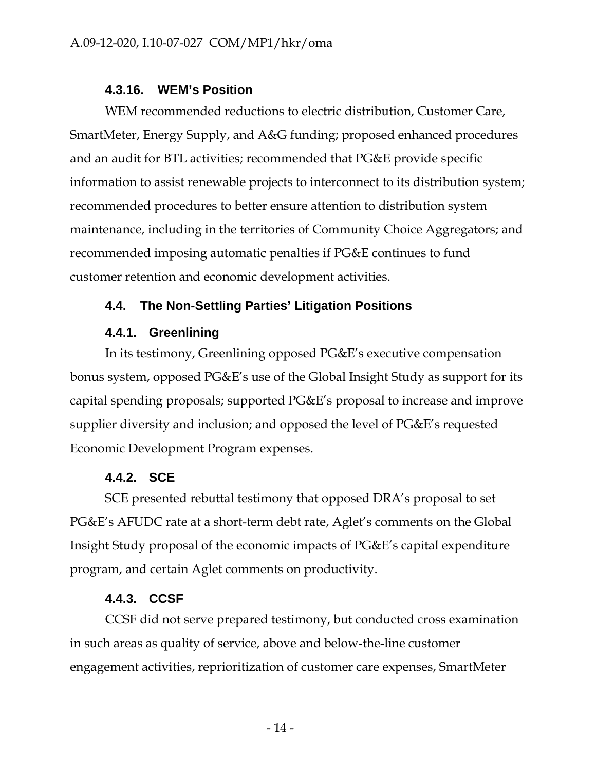#### 4.3.16. WEM's Position

WEM recommended reductions to electric distribution, Customer Care, SmartMeter, Energy Supply, and A&G funding; proposed enhanced procedures and an audit for BTL activities; recommended that PG&E provide specific information to assist renewable projects to interconnect to its distribution system; recommended procedures to better ensure attention to distribution system maintenance, including in the territories of Community Choice Aggregators; and recommended imposing automatic penalties if PG&E continues to fund customer retention and economic development activities.

### 4.4. The Non-Settling Parties' Litigation Positions

#### 4.4.1. Greenlining

In its testimony, Greenlining opposed PG&E's executive compensation bonus system, opposed PG&E's use of the Global Insight Study as support for its capital spending proposals; supported PG&E's proposal to increase and improve supplier diversity and inclusion; and opposed the level of PG&E's requested Economic Development Program expenses.

#### 4.4.2. SCE

SCE presented rebuttal testimony that opposed DRA's proposal to set PG&E's AFUDC rate at a short-term debt rate, Aglet's comments on the Global Insight Study proposal of the economic impacts of PG&E's capital expenditure program, and certain Aglet comments on productivity.

#### 4.4.3. CCSF

CCSF did not serve prepared testimony, but conducted cross examination in such areas as quality of service, above and below-the-line customer engagement activities, reprioritization of customer care expenses, SmartMeter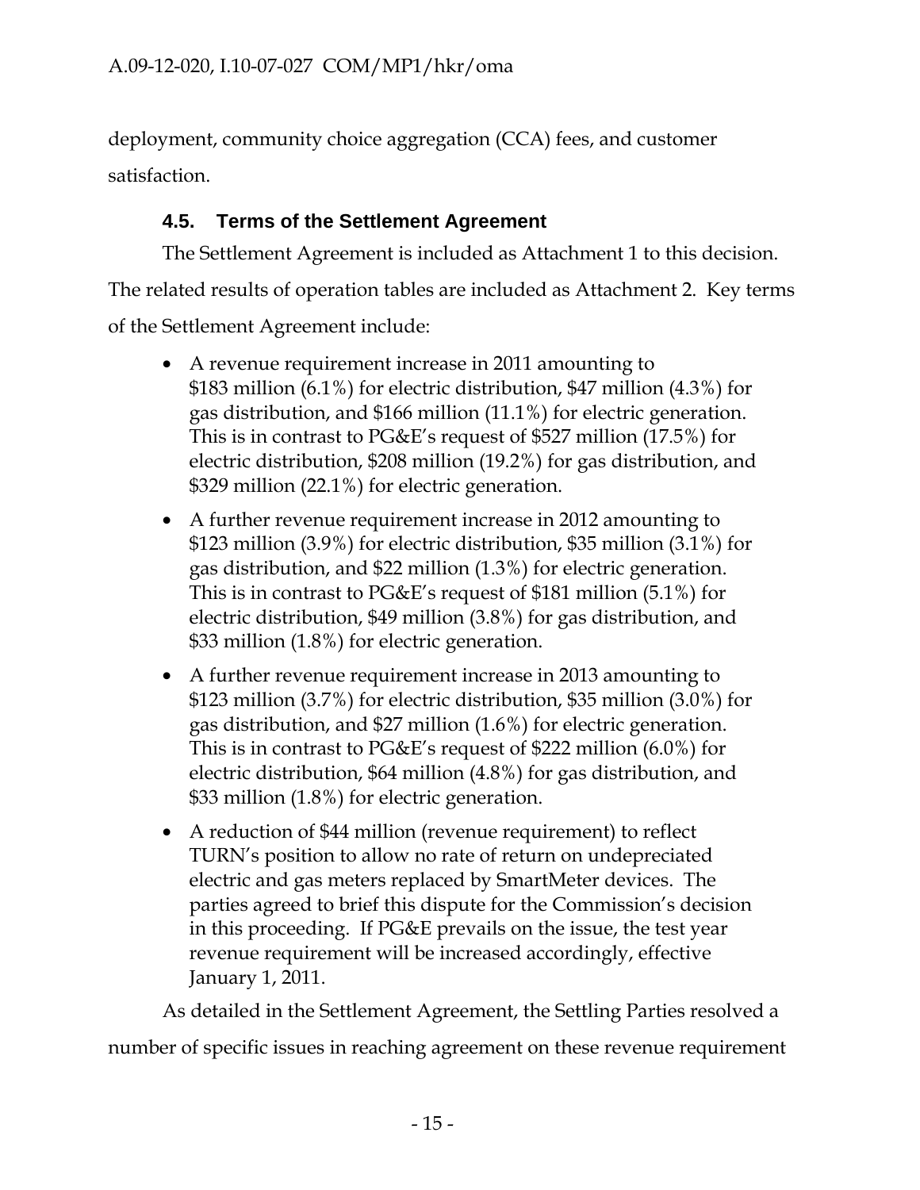deployment, community choice aggregation (CCA) fees, and customer satisfaction.

### 4.5. Terms of the Settlement Agreement

The Settlement Agreement is included as Attachment 1 to this decision. The related results of operation tables are included as Attachment 2. Key terms of the Settlement Agreement include:

- A revenue requirement increase in 2011 amounting to $183 million (6.1%) for electric distribution, $47 million (4.3%) for gas distribution, and $166 million (11.1%) for electric generation. This is in contrast to PG&E's request of $527 million (17.5%) for electric distribution, $208 million (19.2%) for gas distribution, and $329 million (22.1%) for electric generation.
- A further revenue requirement increase in 2012 amounting to $123 million (3.9%) for electric distribution, $35 million (3.1%) for gas distribution, and $22 million (1.3%) for electric generation. This is in contrast to PG&E's request of $181 million (5.1%) for electric distribution, $49 million (3.8%) for gas distribution, and $33 million (1.8%) for electric generation.
- A further revenue requirement increase in 2013 amounting to $123 million (3.7%) for electric distribution, $35 million (3.0%) for gas distribution, and $27 million (1.6%) for electric generation. This is in contrast to PG&E's request of $222 million (6.0%) for electric distribution, $64 million (4.8%) for gas distribution, and $33 million (1.8%) for electric generation.
- A reduction of $44 million (revenue requirement) to reflect TURN's position to allow no rate of return on undepreciated electric and gas meters replaced by SmartMeter devices. The parties agreed to brief this dispute for the Commission's decision in this proceeding. If PG&E prevails on the issue, the test year revenue requirement will be increased accordingly, effective January 1, 2011.

As detailed in the Settlement Agreement, the Settling Parties resolved a number of specific issues in reaching agreement on these revenue requirement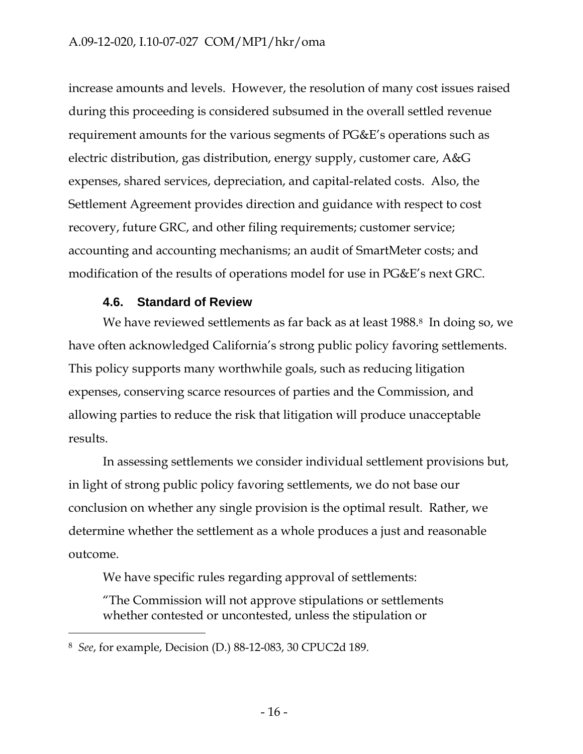increase amounts and levels. However, the resolution of many cost issues raised during this proceeding is considered subsumed in the overall settled revenue requirement amounts for the various segments of PG&E's operations such as electric distribution, gas distribution, energy supply, customer care, A&G expenses, shared services, depreciation, and capital-related costs. Also, the Settlement Agreement provides direction and guidance with respect to cost recovery, future GRC, and other filing requirements; customer service; accounting and accounting mechanisms; an audit of SmartMeter costs; and modification of the results of operations model for use in PG&E's next GRC.

### 4.6. Standard of Review

We have reviewed settlements as far back as at least 1988.[8] In doing so, we have often acknowledged California's strong public policy favoring settlements. This policy supports many worthwhile goals, such as reducing litigation expenses, conserving scarce resources of parties and the Commission, and allowing parties to reduce the risk that litigation will produce unacceptable results.

In assessing settlements we consider individual settlement provisions but, in light of strong public policy favoring settlements, we do not base our conclusion on whether any single provision is the optimal result. Rather, we determine whether the settlement as a whole produces a just and reasonable outcome.

We have specific rules regarding approval of settlements:

> "The Commission will not approve stipulations or settlements whether contested or uncontested, unless the stipulation or

---

[8] *See*, for example, Decision (D.) 88-12-083, 30 CPUC2d 189.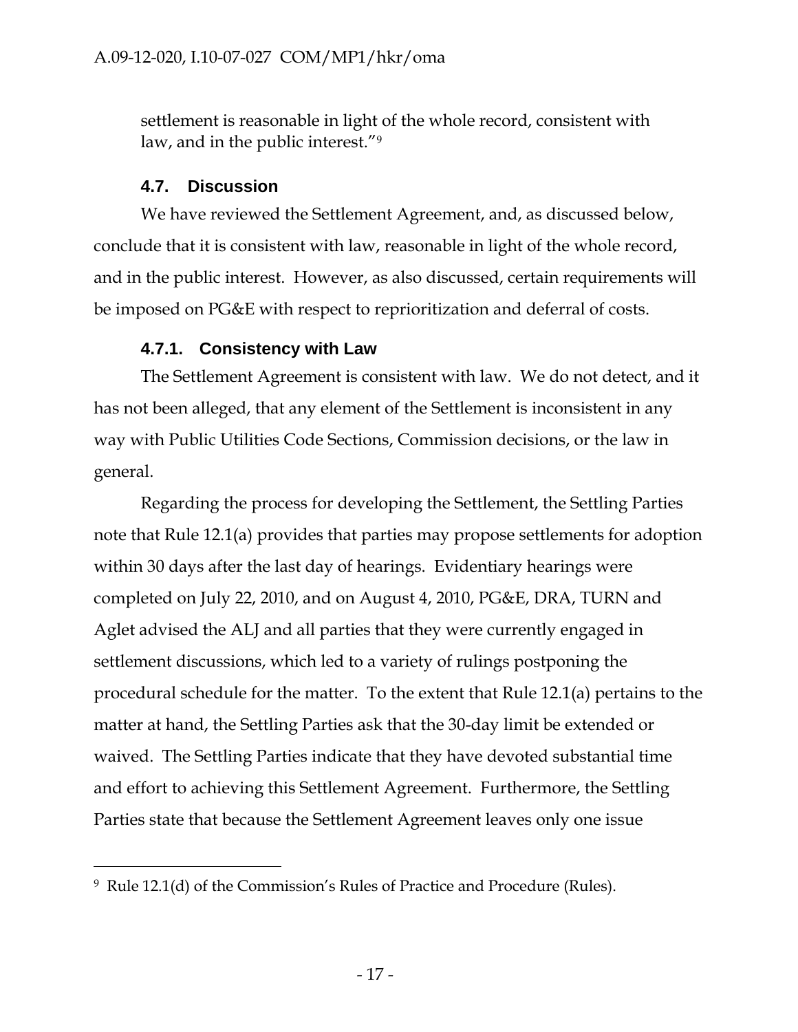settlement is reasonable in light of the whole record, consistent with law, and in the public interest."[9]

### 4.7. Discussion

We have reviewed the Settlement Agreement, and, as discussed below, conclude that it is consistent with law, reasonable in light of the whole record, and in the public interest. However, as also discussed, certain requirements will be imposed on PG&E with respect to reprioritization and deferral of costs.

#### 4.7.1. Consistency with Law

The Settlement Agreement is consistent with law. We do not detect, and it has not been alleged, that any element of the Settlement is inconsistent in any way with Public Utilities Code Sections, Commission decisions, or the law in general.

Regarding the process for developing the Settlement, the Settling Parties note that Rule 12.1(a) provides that parties may propose settlements for adoption within 30 days after the last day of hearings. Evidentiary hearings were completed on July 22, 2010, and on August 4, 2010, PG&E, DRA, TURN and Aglet advised the ALJ and all parties that they were currently engaged in settlement discussions, which led to a variety of rulings postponing the procedural schedule for the matter. To the extent that Rule 12.1(a) pertains to the matter at hand, the Settling Parties ask that the 30-day limit be extended or waived. The Settling Parties indicate that they have devoted substantial time and effort to achieving this Settlement Agreement. Furthermore, the Settling Parties state that because the Settlement Agreement leaves only one issue

---

[9] Rule 12.1(d) of the Commission's Rules of Practice and Procedure (Rules).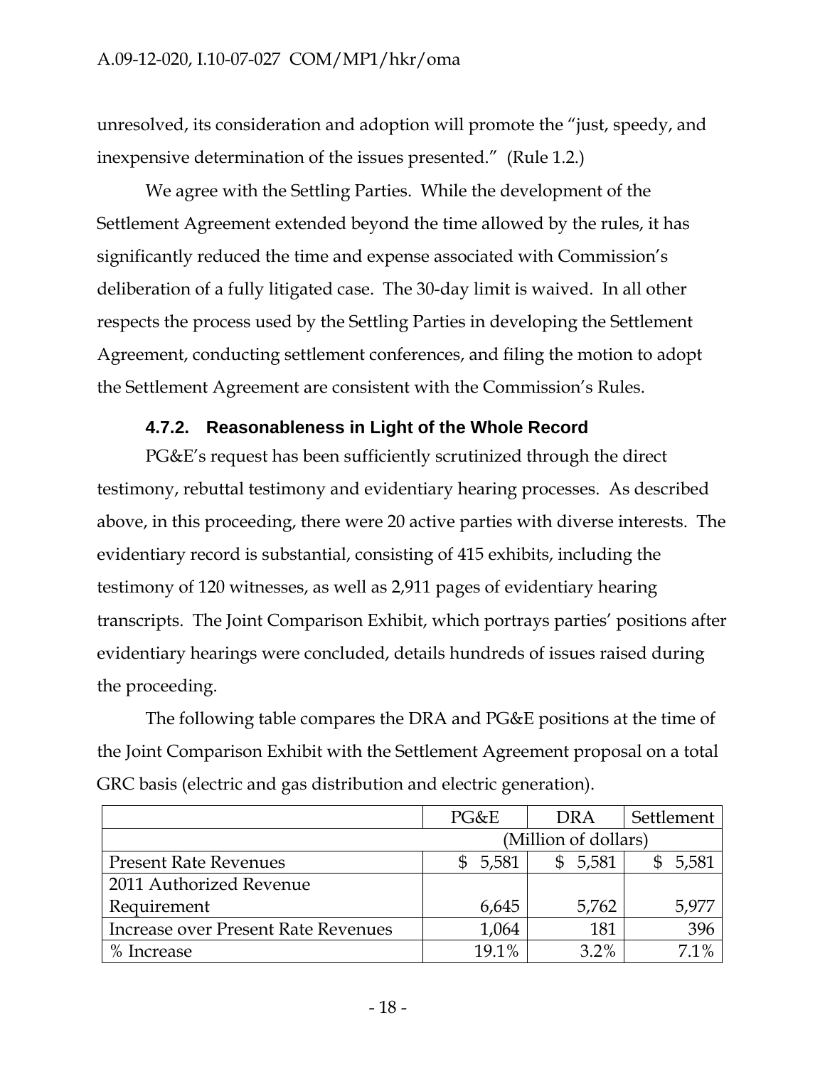unresolved, its consideration and adoption will promote the "just, speedy, and inexpensive determination of the issues presented." (Rule 1.2.)

We agree with the Settling Parties. While the development of the Settlement Agreement extended beyond the time allowed by the rules, it has significantly reduced the time and expense associated with Commission's deliberation of a fully litigated case. The 30-day limit is waived. In all other respects the process used by the Settling Parties in developing the Settlement Agreement, conducting settlement conferences, and filing the motion to adopt the Settlement Agreement are consistent with the Commission's Rules.

#### 4.7.2. Reasonableness in Light of the Whole Record

PG&E's request has been sufficiently scrutinized through the direct testimony, rebuttal testimony and evidentiary hearing processes. As described above, in this proceeding, there were 20 active parties with diverse interests. The evidentiary record is substantial, consisting of 415 exhibits, including the testimony of 120 witnesses, as well as 2,911 pages of evidentiary hearing transcripts. The Joint Comparison Exhibit, which portrays parties' positions after evidentiary hearings were concluded, details hundreds of issues raised during the proceeding.

The following table compares the DRA and PG&E positions at the time of the Joint Comparison Exhibit with the Settlement Agreement proposal on a total GRC basis (electric and gas distribution and electric generation).

| | PG&E | DRA | Settlement |
|---|---|---|---|
| | (Million of dollars) | | |
| Present Rate Revenues | $ 5,581 | $ 5,581 | $ 5,581 |
| 2011 Authorized Revenue Requirement | 6,645 | 5,762 | 5,977 |
| Increase over Present Rate Revenues | 1,064 | 181 | 396 |
| % Increase | 19.1% | 3.2% | 7.1% |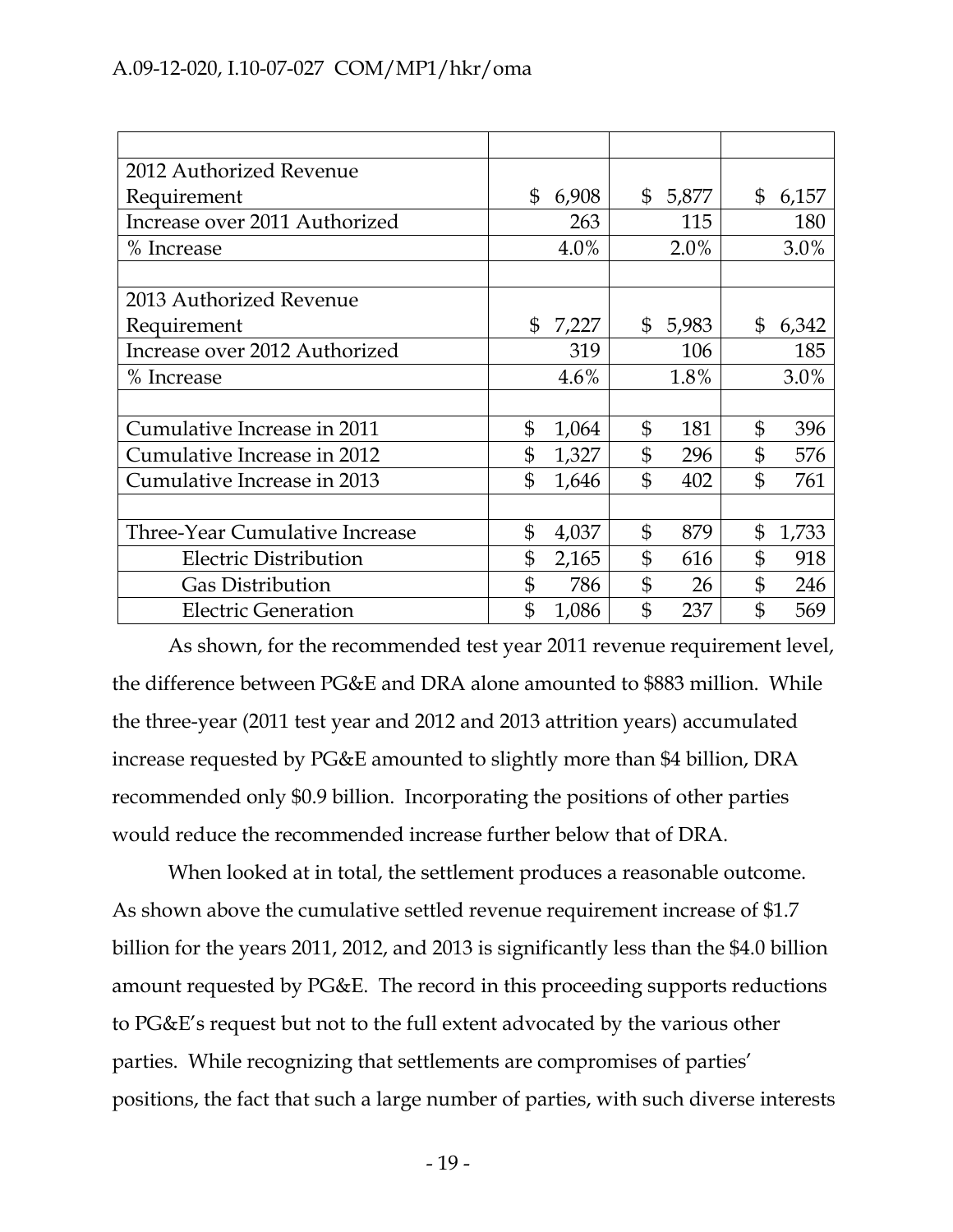| | | | |
|---|---|---|---|
| 2012 Authorized Revenue Requirement | $ 6,908 | $ 5,877 | $ 6,157 |
| Increase over 2011 Authorized | 263 | 115 | 180 |
| % Increase | 4.0% | 2.0% | 3.0% |
| | | | |
| 2013 Authorized Revenue Requirement | $ 7,227 | $ 5,983 | $ 6,342 |
| Increase over 2012 Authorized | 319 | 106 | 185 |
| % Increase | 4.6% | 1.8% | 3.0% |
| | | | |
| Cumulative Increase in 2011 | $ 1,064 | $ 181 | $ 396 |
| Cumulative Increase in 2012 | $ 1,327 | $ 296 | $ 576 |
| Cumulative Increase in 2013 | $ 1,646 | $ 402 | $ 761 |
| | | | |
| Three-Year Cumulative Increase | $ 4,037 | $ 879 | $ 1,733 |
| Electric Distribution | $ 2,165 | $ 616 | $ 918 |
| Gas Distribution | $ 786 | $ 26 | $ 246 |
| Electric Generation | $ 1,086 | $ 237 | $ 569 |

As shown, for the recommended test year 2011 revenue requirement level, the difference between PG&E and DRA alone amounted to $883 million. While the three-year (2011 test year and 2012 and 2013 attrition years) accumulated increase requested by PG&E amounted to slightly more than $4 billion, DRA recommended only $0.9 billion. Incorporating the positions of other parties would reduce the recommended increase further below that of DRA.

When looked at in total, the settlement produces a reasonable outcome. As shown above the cumulative settled revenue requirement increase of $1.7 billion for the years 2011, 2012, and 2013 is significantly less than the $4.0 billion amount requested by PG&E. The record in this proceeding supports reductions to PG&E's request but not to the full extent advocated by the various other parties. While recognizing that settlements are compromises of parties' positions, the fact that such a large number of parties, with such diverse interests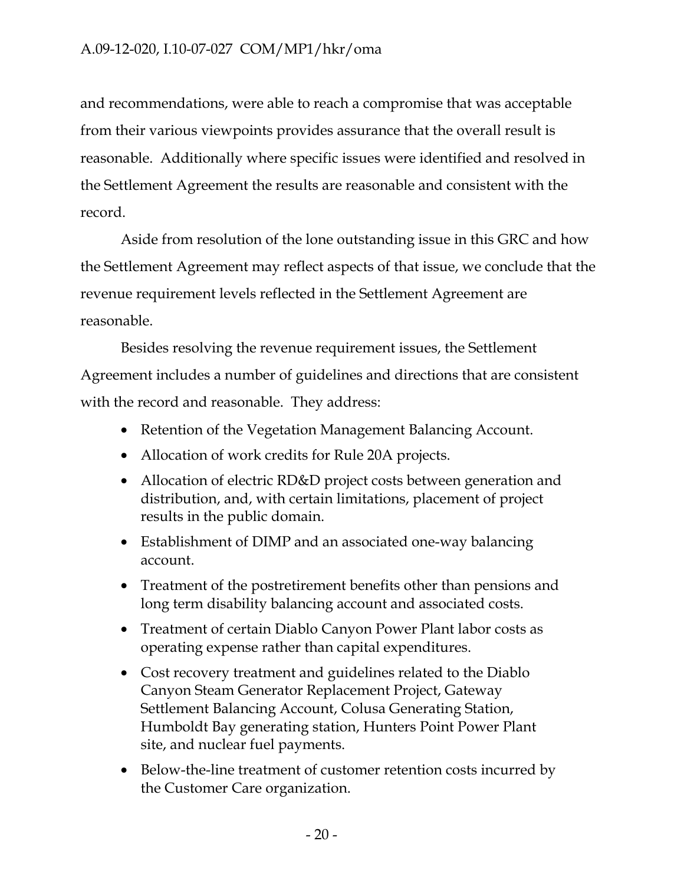and recommendations, were able to reach a compromise that was acceptable from their various viewpoints provides assurance that the overall result is reasonable. Additionally where specific issues were identified and resolved in the Settlement Agreement the results are reasonable and consistent with the record.

Aside from resolution of the lone outstanding issue in this GRC and how the Settlement Agreement may reflect aspects of that issue, we conclude that the revenue requirement levels reflected in the Settlement Agreement are reasonable.

Besides resolving the revenue requirement issues, the Settlement Agreement includes a number of guidelines and directions that are consistent with the record and reasonable. They address:

- Retention of the Vegetation Management Balancing Account.
- Allocation of work credits for Rule 20A projects.
- Allocation of electric RD&D project costs between generation and distribution, and, with certain limitations, placement of project results in the public domain.
- Establishment of DIMP and an associated one-way balancing account.
- Treatment of the postretirement benefits other than pensions and long term disability balancing account and associated costs.
- Treatment of certain Diablo Canyon Power Plant labor costs as operating expense rather than capital expenditures.
- Cost recovery treatment and guidelines related to the Diablo Canyon Steam Generator Replacement Project, Gateway Settlement Balancing Account, Colusa Generating Station, Humboldt Bay generating station, Hunters Point Power Plant site, and nuclear fuel payments.
- Below-the-line treatment of customer retention costs incurred by the Customer Care organization.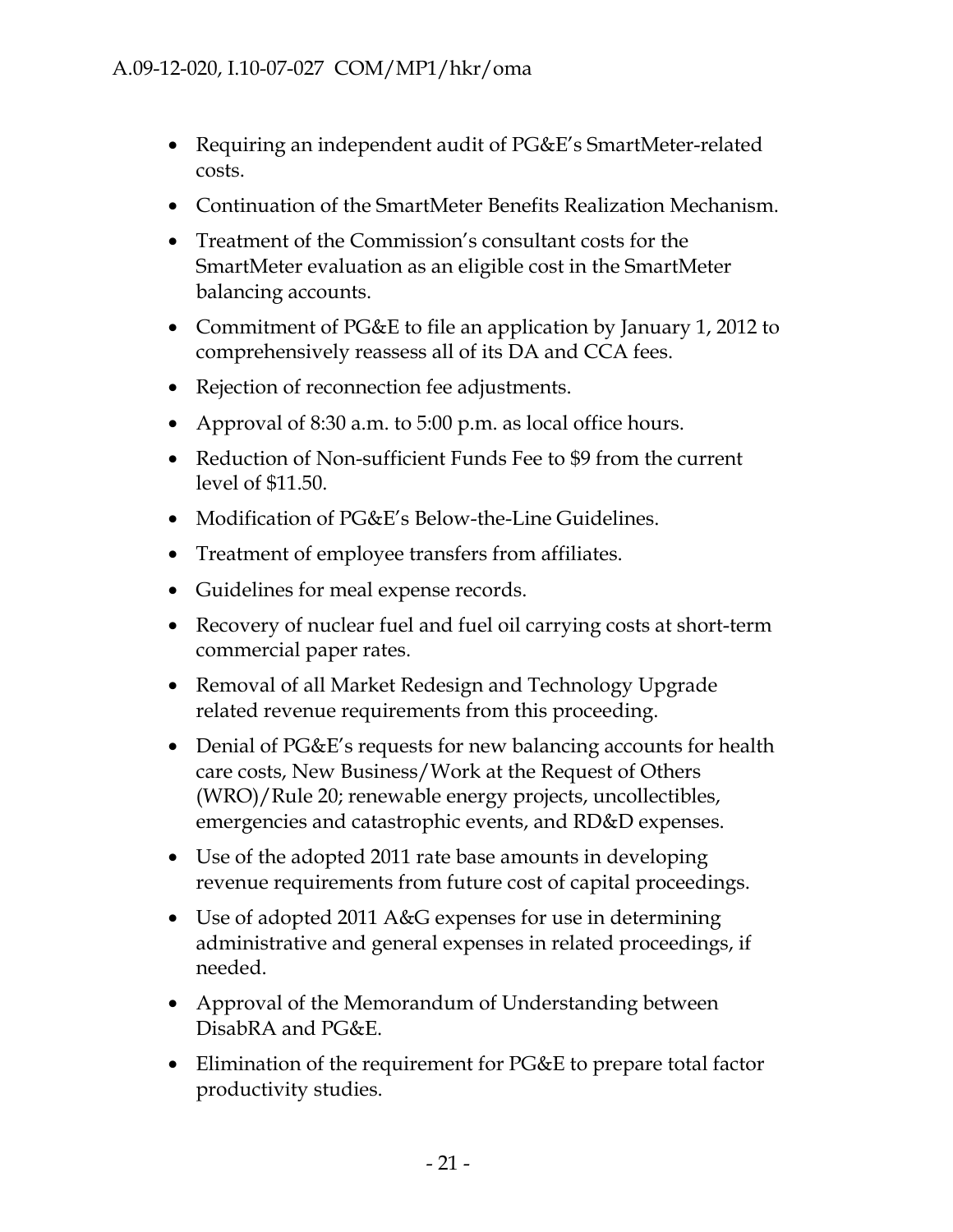- Requiring an independent audit of PG&E's SmartMeter-related costs.
- Continuation of the SmartMeter Benefits Realization Mechanism.
- Treatment of the Commission's consultant costs for the SmartMeter evaluation as an eligible cost in the SmartMeter balancing accounts.
- Commitment of PG&E to file an application by January 1, 2012 to comprehensively reassess all of its DA and CCA fees.
- Rejection of reconnection fee adjustments.
- Approval of 8:30 a.m. to 5:00 p.m. as local office hours.
- Reduction of Non-sufficient Funds Fee to $9 from the current level of $11.50.
- Modification of PG&E's Below-the-Line Guidelines.
- Treatment of employee transfers from affiliates.
- Guidelines for meal expense records.
- Recovery of nuclear fuel and fuel oil carrying costs at short-term commercial paper rates.
- Removal of all Market Redesign and Technology Upgrade related revenue requirements from this proceeding.
- Denial of PG&E's requests for new balancing accounts for health care costs, New Business/Work at the Request of Others (WRO)/Rule 20; renewable energy projects, uncollectibles, emergencies and catastrophic events, and RD&D expenses.
- Use of the adopted 2011 rate base amounts in developing revenue requirements from future cost of capital proceedings.
- Use of adopted 2011 A&G expenses for use in determining administrative and general expenses in related proceedings, if needed.
- Approval of the Memorandum of Understanding between DisabRA and PG&E.
- Elimination of the requirement for PG&E to prepare total factor productivity studies.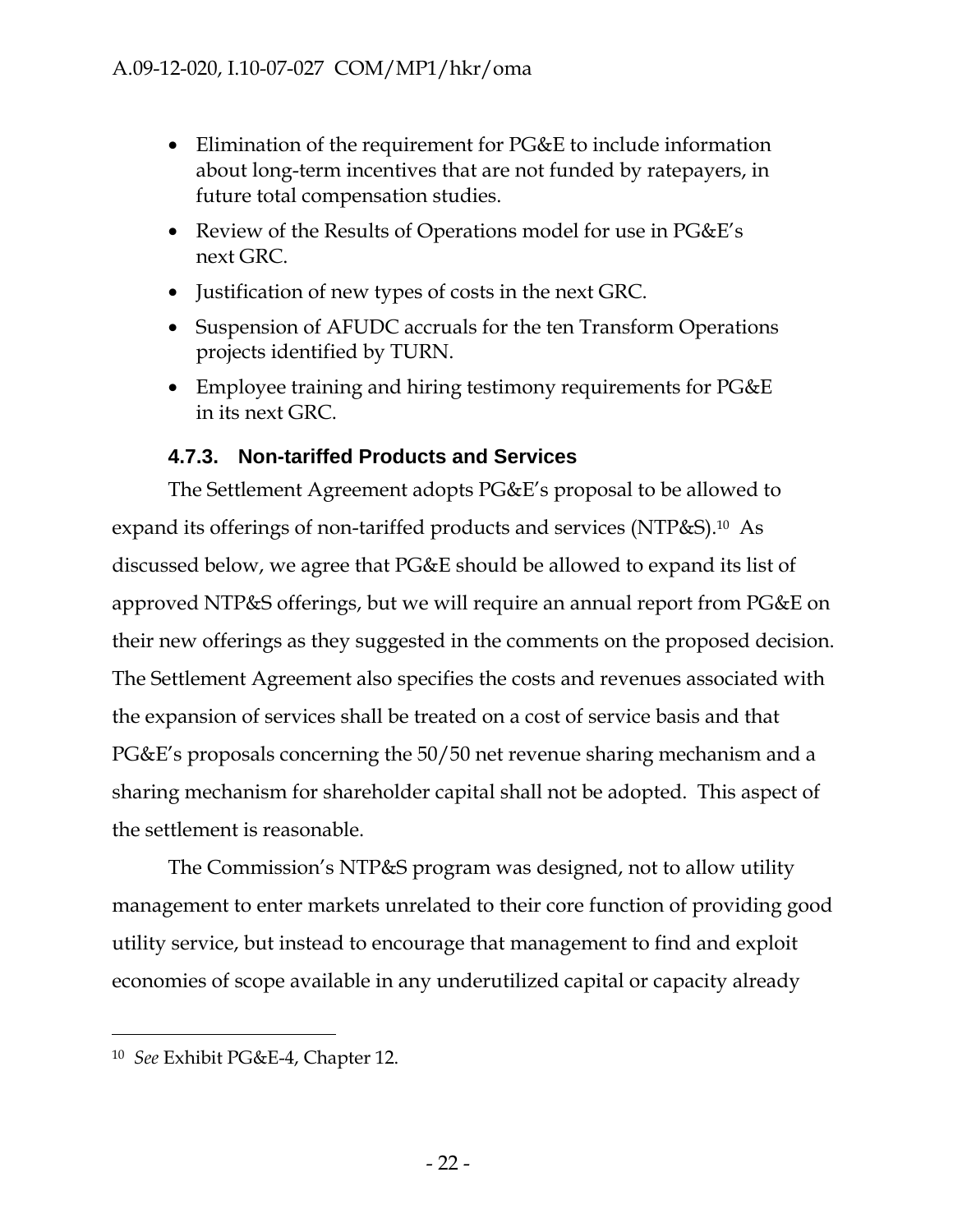- Elimination of the requirement for PG&E to include information about long-term incentives that are not funded by ratepayers, in future total compensation studies.
- Review of the Results of Operations model for use in PG&E's next GRC.
- Justification of new types of costs in the next GRC.
- Suspension of AFUDC accruals for the ten Transform Operations projects identified by TURN.
- Employee training and hiring testimony requirements for PG&E in its next GRC.

### 4.7.3. Non-tariffed Products and Services

The Settlement Agreement adopts PG&E's proposal to be allowed to expand its offerings of non-tariffed products and services (NTP&S).[10] As discussed below, we agree that PG&E should be allowed to expand its list of approved NTP&S offerings, but we will require an annual report from PG&E on their new offerings as they suggested in the comments on the proposed decision. The Settlement Agreement also specifies the costs and revenues associated with the expansion of services shall be treated on a cost of service basis and that PG&E's proposals concerning the 50/50 net revenue sharing mechanism and a sharing mechanism for shareholder capital shall not be adopted. This aspect of the settlement is reasonable.

The Commission's NTP&S program was designed, not to allow utility management to enter markets unrelated to their core function of providing good utility service, but instead to encourage that management to find and exploit economies of scope available in any underutilized capital or capacity already

[10] *See* Exhibit PG&E-4, Chapter 12.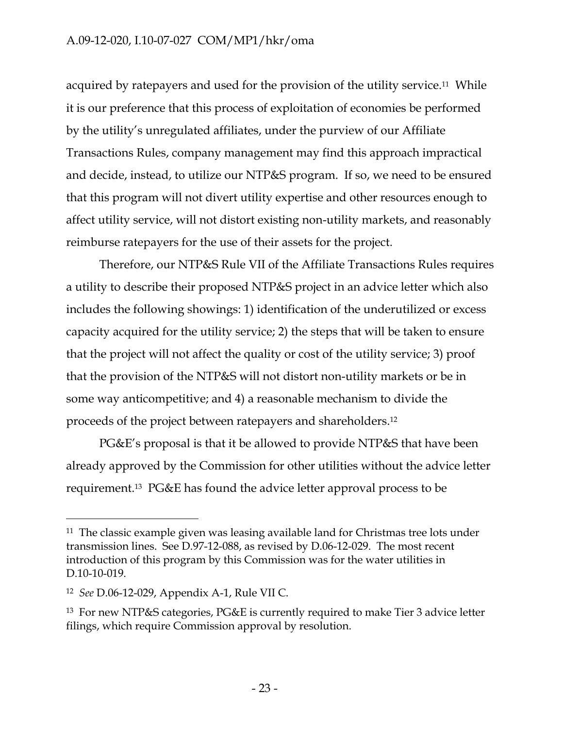acquired by ratepayers and used for the provision of the utility service.[11] While it is our preference that this process of exploitation of economies be performed by the utility's unregulated affiliates, under the purview of our Affiliate Transactions Rules, company management may find this approach impractical and decide, instead, to utilize our NTP&S program. If so, we need to be ensured that this program will not divert utility expertise and other resources enough to affect utility service, will not distort existing non-utility markets, and reasonably reimburse ratepayers for the use of their assets for the project.

Therefore, our NTP&S Rule VII of the Affiliate Transactions Rules requires a utility to describe their proposed NTP&S project in an advice letter which also includes the following showings: 1) identification of the underutilized or excess capacity acquired for the utility service; 2) the steps that will be taken to ensure that the project will not affect the quality or cost of the utility service; 3) proof that the provision of the NTP&S will not distort non-utility markets or be in some way anticompetitive; and 4) a reasonable mechanism to divide the proceeds of the project between ratepayers and shareholders.[12]

PG&E's proposal is that it be allowed to provide NTP&S that have been already approved by the Commission for other utilities without the advice letter requirement.[13] PG&E has found the advice letter approval process to be

---

[11] The classic example given was leasing available land for Christmas tree lots under transmission lines. See D.97-12-088, as revised by D.06-12-029. The most recent introduction of this program by this Commission was for the water utilities in D.10-10-019.

[12] *See* D.06-12-029, Appendix A-1, Rule VII C.

[13] For new NTP&S categories, PG&E is currently required to make Tier 3 advice letter filings, which require Commission approval by resolution.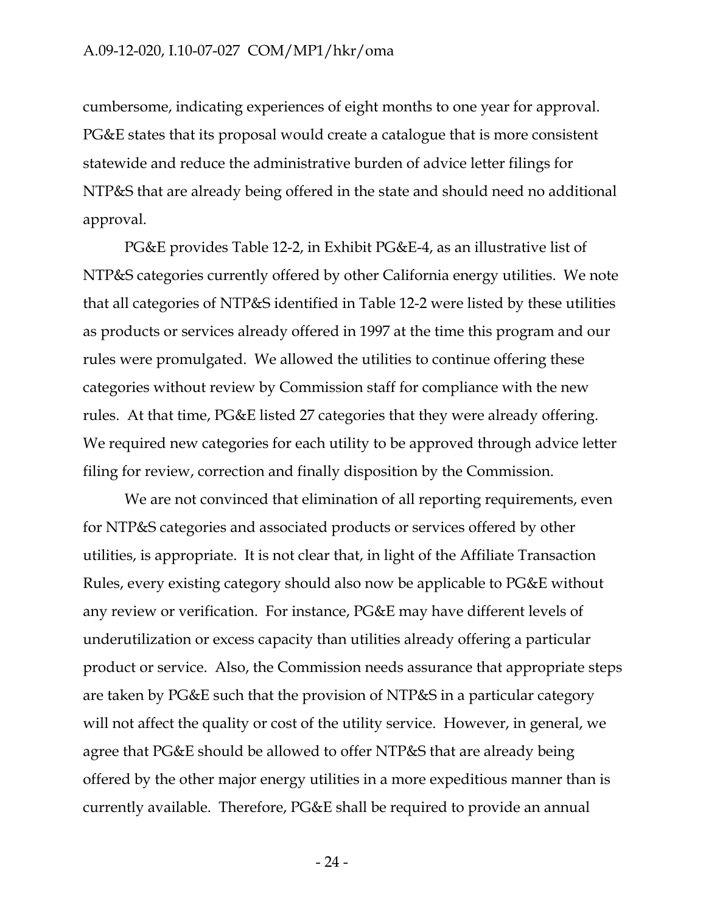cumbersome, indicating experiences of eight months to one year for approval. PG&E states that its proposal would create a catalogue that is more consistent statewide and reduce the administrative burden of advice letter filings for NTP&S that are already being offered in the state and should need no additional approval.

PG&E provides Table 12-2, in Exhibit PG&E-4, as an illustrative list of NTP&S categories currently offered by other California energy utilities. We note that all categories of NTP&S identified in Table 12-2 were listed by these utilities as products or services already offered in 1997 at the time this program and our rules were promulgated. We allowed the utilities to continue offering these categories without review by Commission staff for compliance with the new rules. At that time, PG&E listed 27 categories that they were already offering. We required new categories for each utility to be approved through advice letter filing for review, correction and finally disposition by the Commission.

We are not convinced that elimination of all reporting requirements, even for NTP&S categories and associated products or services offered by other utilities, is appropriate. It is not clear that, in light of the Affiliate Transaction Rules, every existing category should also now be applicable to PG&E without any review or verification. For instance, PG&E may have different levels of underutilization or excess capacity than utilities already offering a particular product or service. Also, the Commission needs assurance that appropriate steps are taken by PG&E such that the provision of NTP&S in a particular category will not affect the quality or cost of the utility service. However, in general, we agree that PG&E should be allowed to offer NTP&S that are already being offered by the other major energy utilities in a more expeditious manner than is currently available. Therefore, PG&E shall be required to provide an annual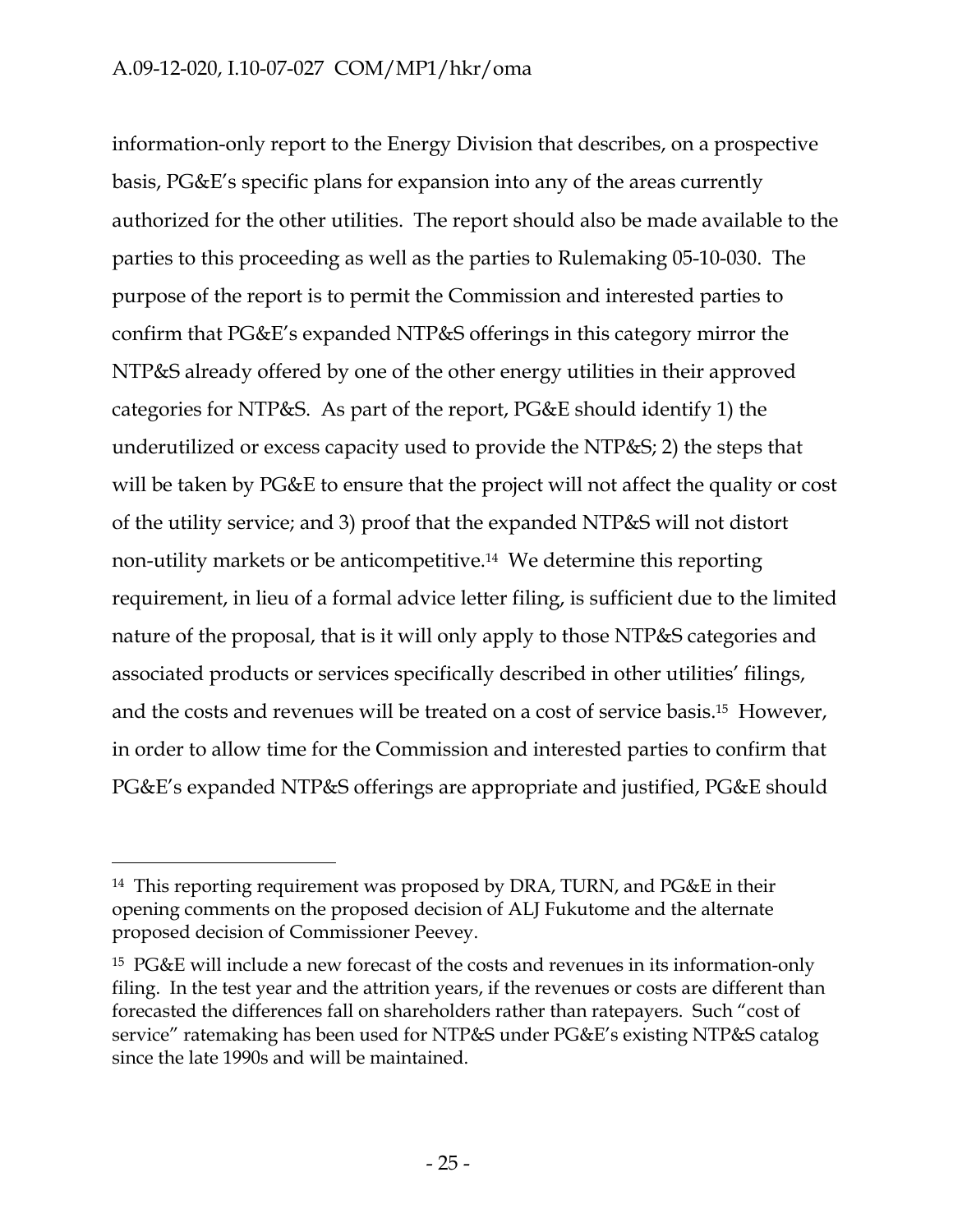information-only report to the Energy Division that describes, on a prospective basis, PG&E's specific plans for expansion into any of the areas currently authorized for the other utilities. The report should also be made available to the parties to this proceeding as well as the parties to Rulemaking 05-10-030. The purpose of the report is to permit the Commission and interested parties to confirm that PG&E's expanded NTP&S offerings in this category mirror the NTP&S already offered by one of the other energy utilities in their approved categories for NTP&S. As part of the report, PG&E should identify 1) the underutilized or excess capacity used to provide the NTP&S; 2) the steps that will be taken by PG&E to ensure that the project will not affect the quality or cost of the utility service; and 3) proof that the expanded NTP&S will not distort non-utility markets or be anticompetitive.[14] We determine this reporting requirement, in lieu of a formal advice letter filing, is sufficient due to the limited nature of the proposal, that is it will only apply to those NTP&S categories and associated products or services specifically described in other utilities' filings, and the costs and revenues will be treated on a cost of service basis.[15] However, in order to allow time for the Commission and interested parties to confirm that PG&E's expanded NTP&S offerings are appropriate and justified, PG&E should

---

[14] This reporting requirement was proposed by DRA, TURN, and PG&E in their opening comments on the proposed decision of ALJ Fukutome and the alternate proposed decision of Commissioner Peevey.

[15] PG&E will include a new forecast of the costs and revenues in its information-only filing. In the test year and the attrition years, if the revenues or costs are different than forecasted the differences fall on shareholders rather than ratepayers. Such "cost of service" ratemaking has been used for NTP&S under PG&E's existing NTP&S catalog since the late 1990s and will be maintained.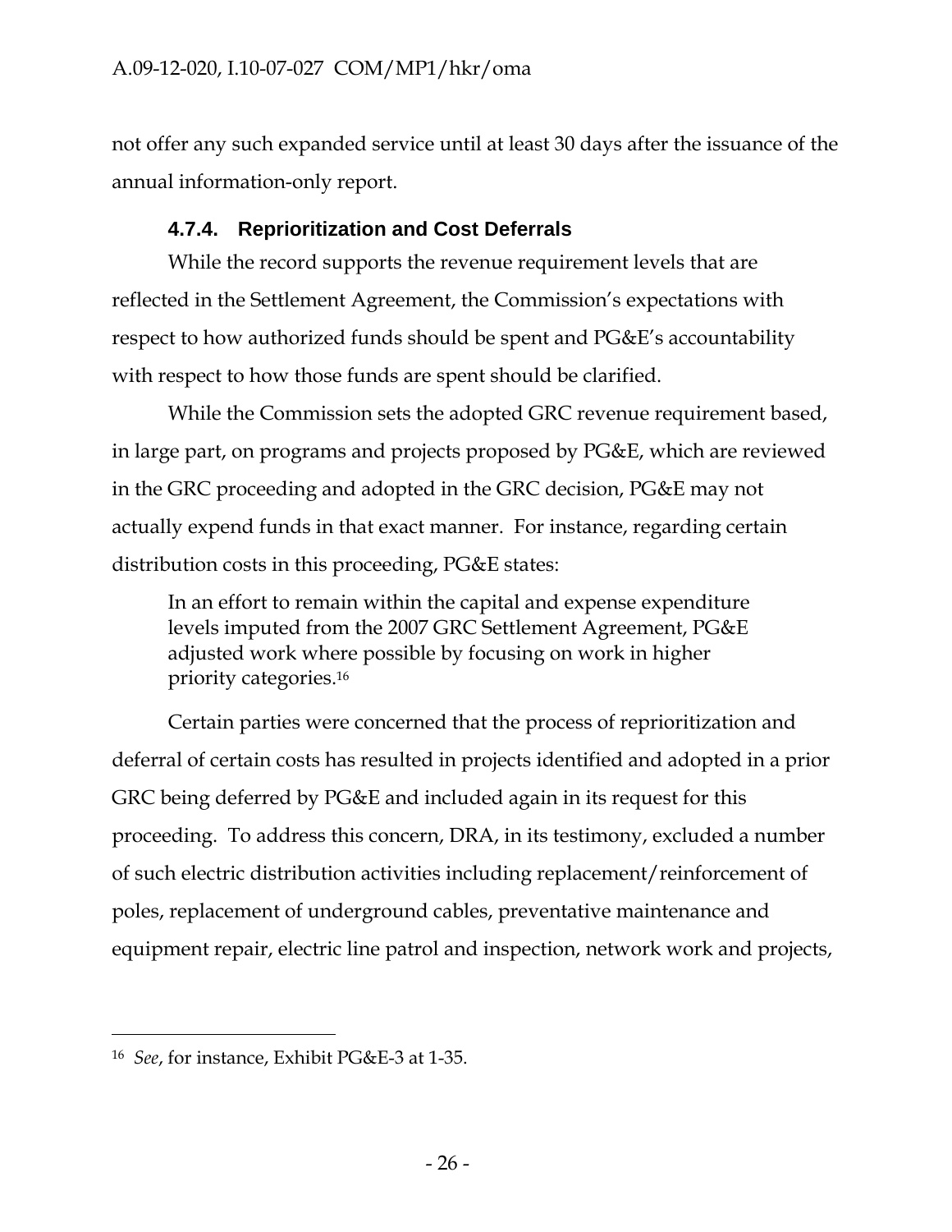not offer any such expanded service until at least 30 days after the issuance of the annual information-only report.

#### 4.7.4. Reprioritization and Cost Deferrals

While the record supports the revenue requirement levels that are reflected in the Settlement Agreement, the Commission's expectations with respect to how authorized funds should be spent and PG&E's accountability with respect to how those funds are spent should be clarified.

While the Commission sets the adopted GRC revenue requirement based, in large part, on programs and projects proposed by PG&E, which are reviewed in the GRC proceeding and adopted in the GRC decision, PG&E may not actually expend funds in that exact manner. For instance, regarding certain distribution costs in this proceeding, PG&E states:

> In an effort to remain within the capital and expense expenditure levels imputed from the 2007 GRC Settlement Agreement, PG&E adjusted work where possible by focusing on work in higher priority categories.[16]

Certain parties were concerned that the process of reprioritization and deferral of certain costs has resulted in projects identified and adopted in a prior GRC being deferred by PG&E and included again in its request for this proceeding. To address this concern, DRA, in its testimony, excluded a number of such electric distribution activities including replacement/reinforcement of poles, replacement of underground cables, preventative maintenance and equipment repair, electric line patrol and inspection, network work and projects,

---

[16] *See*, for instance, Exhibit PG&E-3 at 1-35.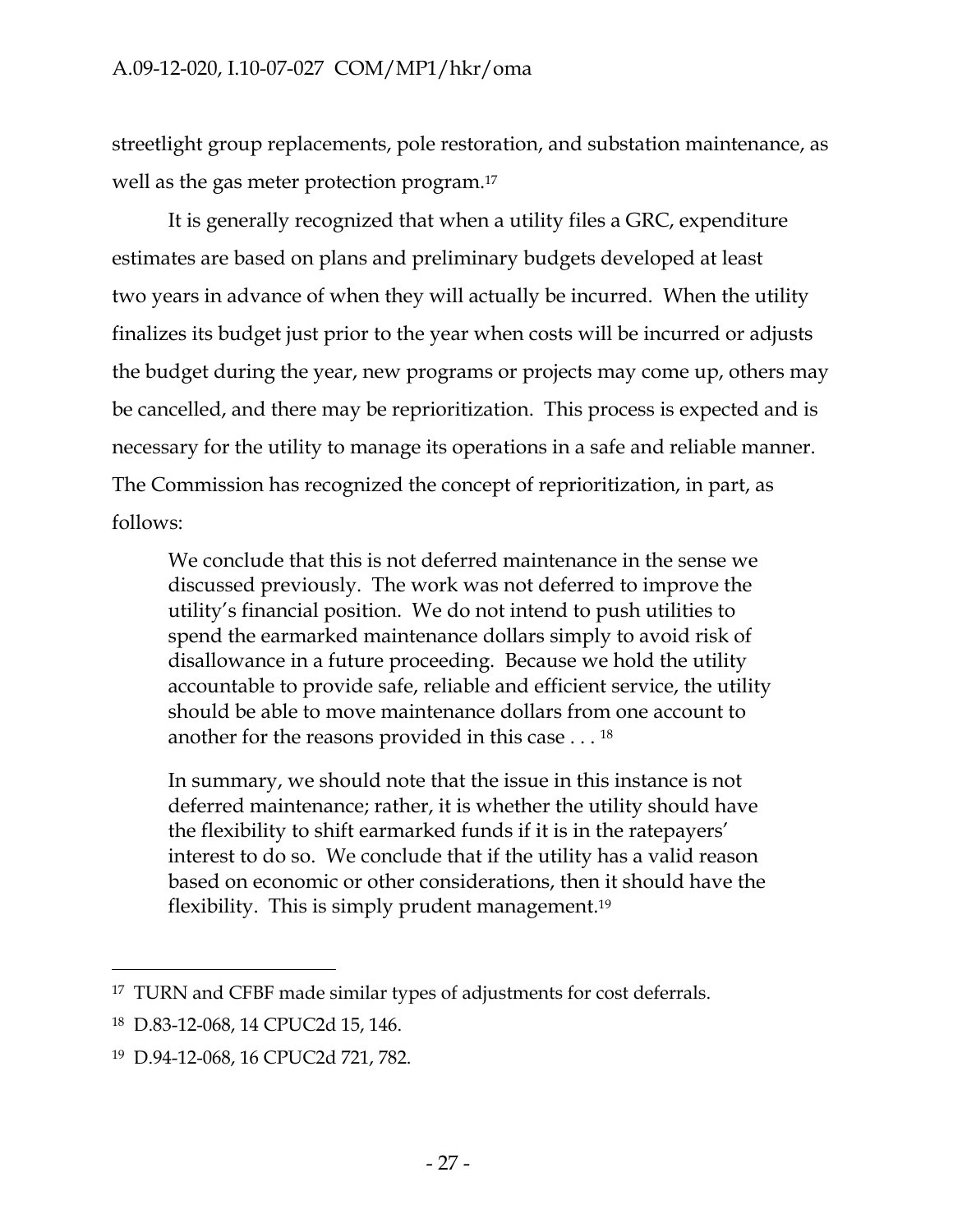streetlight group replacements, pole restoration, and substation maintenance, as well as the gas meter protection program.[17]

It is generally recognized that when a utility files a GRC, expenditure estimates are based on plans and preliminary budgets developed at least two years in advance of when they will actually be incurred. When the utility finalizes its budget just prior to the year when costs will be incurred or adjusts the budget during the year, new programs or projects may come up, others may be cancelled, and there may be reprioritization. This process is expected and is necessary for the utility to manage its operations in a safe and reliable manner. The Commission has recognized the concept of reprioritization, in part, as follows:

> We conclude that this is not deferred maintenance in the sense we discussed previously. The work was not deferred to improve the utility's financial position. We do not intend to push utilities to spend the earmarked maintenance dollars simply to avoid risk of disallowance in a future proceeding. Because we hold the utility accountable to provide safe, reliable and efficient service, the utility should be able to move maintenance dollars from one account to another for the reasons provided in this case . . . [18]
>
> In summary, we should note that the issue in this instance is not deferred maintenance; rather, it is whether the utility should have the flexibility to shift earmarked funds if it is in the ratepayers' interest to do so. We conclude that if the utility has a valid reason based on economic or other considerations, then it should have the flexibility. This is simply prudent management.[19]

---

[17] TURN and CFBF made similar types of adjustments for cost deferrals.

[18] D.83-12-068, 14 CPUC2d 15, 146.

[19] D.94-12-068, 16 CPUC2d 721, 782.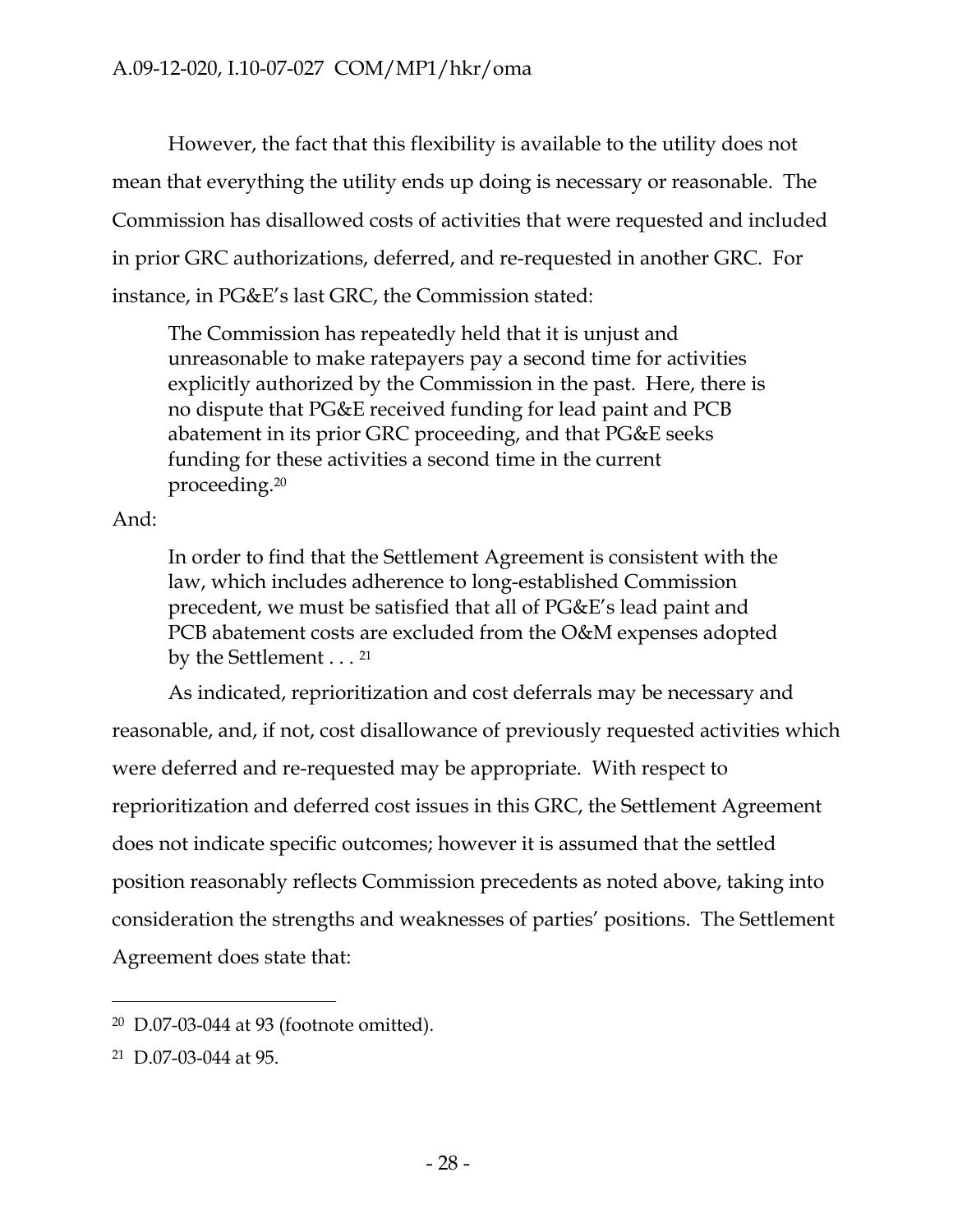However, the fact that this flexibility is available to the utility does not mean that everything the utility ends up doing is necessary or reasonable. The Commission has disallowed costs of activities that were requested and included in prior GRC authorizations, deferred, and re-requested in another GRC. For instance, in PG&E's last GRC, the Commission stated:

> The Commission has repeatedly held that it is unjust and unreasonable to make ratepayers pay a second time for activities explicitly authorized by the Commission in the past. Here, there is no dispute that PG&E received funding for lead paint and PCB abatement in its prior GRC proceeding, and that PG&E seeks funding for these activities a second time in the current proceeding.[20]

And:

> In order to find that the Settlement Agreement is consistent with the law, which includes adherence to long-established Commission precedent, we must be satisfied that all of PG&E's lead paint and PCB abatement costs are excluded from the O&M expenses adopted by the Settlement . . . [21]

As indicated, reprioritization and cost deferrals may be necessary and reasonable, and, if not, cost disallowance of previously requested activities which were deferred and re-requested may be appropriate. With respect to reprioritization and deferred cost issues in this GRC, the Settlement Agreement does not indicate specific outcomes; however it is assumed that the settled position reasonably reflects Commission precedents as noted above, taking into consideration the strengths and weaknesses of parties' positions. The Settlement Agreement does state that:

---

[20] D.07-03-044 at 93 (footnote omitted).

[21] D.07-03-044 at 95.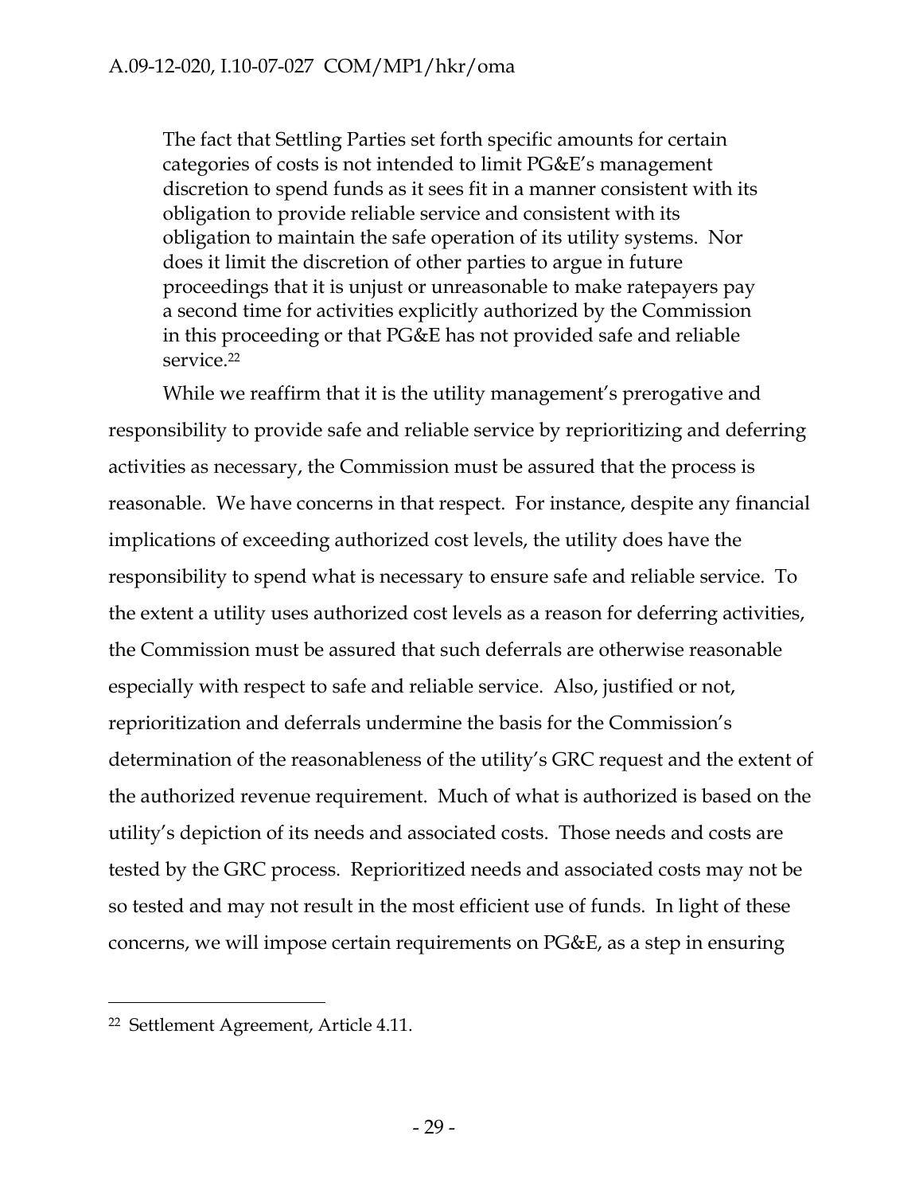> The fact that Settling Parties set forth specific amounts for certain categories of costs is not intended to limit PG&E's management discretion to spend funds as it sees fit in a manner consistent with its obligation to provide reliable service and consistent with its obligation to maintain the safe operation of its utility systems. Nor does it limit the discretion of other parties to argue in future proceedings that it is unjust or unreasonable to make ratepayers pay a second time for activities explicitly authorized by the Commission in this proceeding or that PG&E has not provided safe and reliable service.[22]

While we reaffirm that it is the utility management's prerogative and responsibility to provide safe and reliable service by reprioritizing and deferring activities as necessary, the Commission must be assured that the process is reasonable. We have concerns in that respect. For instance, despite any financial implications of exceeding authorized cost levels, the utility does have the responsibility to spend what is necessary to ensure safe and reliable service. To the extent a utility uses authorized cost levels as a reason for deferring activities, the Commission must be assured that such deferrals are otherwise reasonable especially with respect to safe and reliable service. Also, justified or not, reprioritization and deferrals undermine the basis for the Commission's determination of the reasonableness of the utility's GRC request and the extent of the authorized revenue requirement. Much of what is authorized is based on the utility's depiction of its needs and associated costs. Those needs and costs are tested by the GRC process. Reprioritized needs and associated costs may not be so tested and may not result in the most efficient use of funds. In light of these concerns, we will impose certain requirements on PG&E, as a step in ensuring

---

[22] Settlement Agreement, Article 4.11.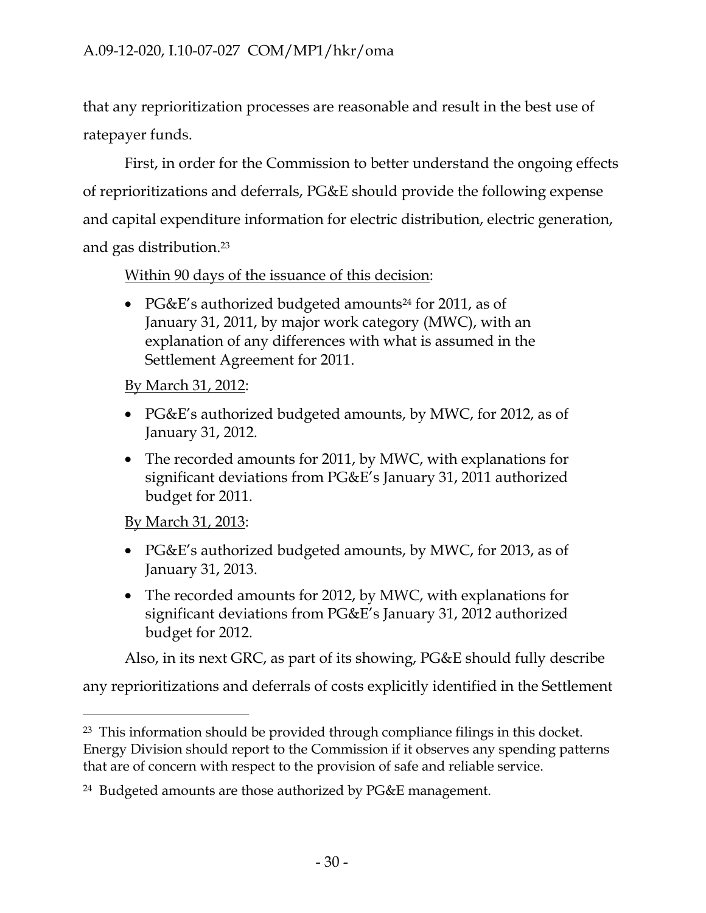that any reprioritization processes are reasonable and result in the best use of ratepayer funds.

First, in order for the Commission to better understand the ongoing effects of reprioritizations and deferrals, PG&E should provide the following expense and capital expenditure information for electric distribution, electric generation, and gas distribution.[23]

Within 90 days of the issuance of this decision:

- PG&E's authorized budgeted amounts[24] for 2011, as of January 31, 2011, by major work category (MWC), with an explanation of any differences with what is assumed in the Settlement Agreement for 2011.

By March 31, 2012:

- PG&E's authorized budgeted amounts, by MWC, for 2012, as of January 31, 2012.
- The recorded amounts for 2011, by MWC, with explanations for significant deviations from PG&E's January 31, 2011 authorized budget for 2011.

By March 31, 2013:

- PG&E's authorized budgeted amounts, by MWC, for 2013, as of January 31, 2013.
- The recorded amounts for 2012, by MWC, with explanations for significant deviations from PG&E's January 31, 2012 authorized budget for 2012.

Also, in its next GRC, as part of its showing, PG&E should fully describe any reprioritizations and deferrals of costs explicitly identified in the Settlement

---

[23] This information should be provided through compliance filings in this docket. Energy Division should report to the Commission if it observes any spending patterns that are of concern with respect to the provision of safe and reliable service.

[24] Budgeted amounts are those authorized by PG&E management.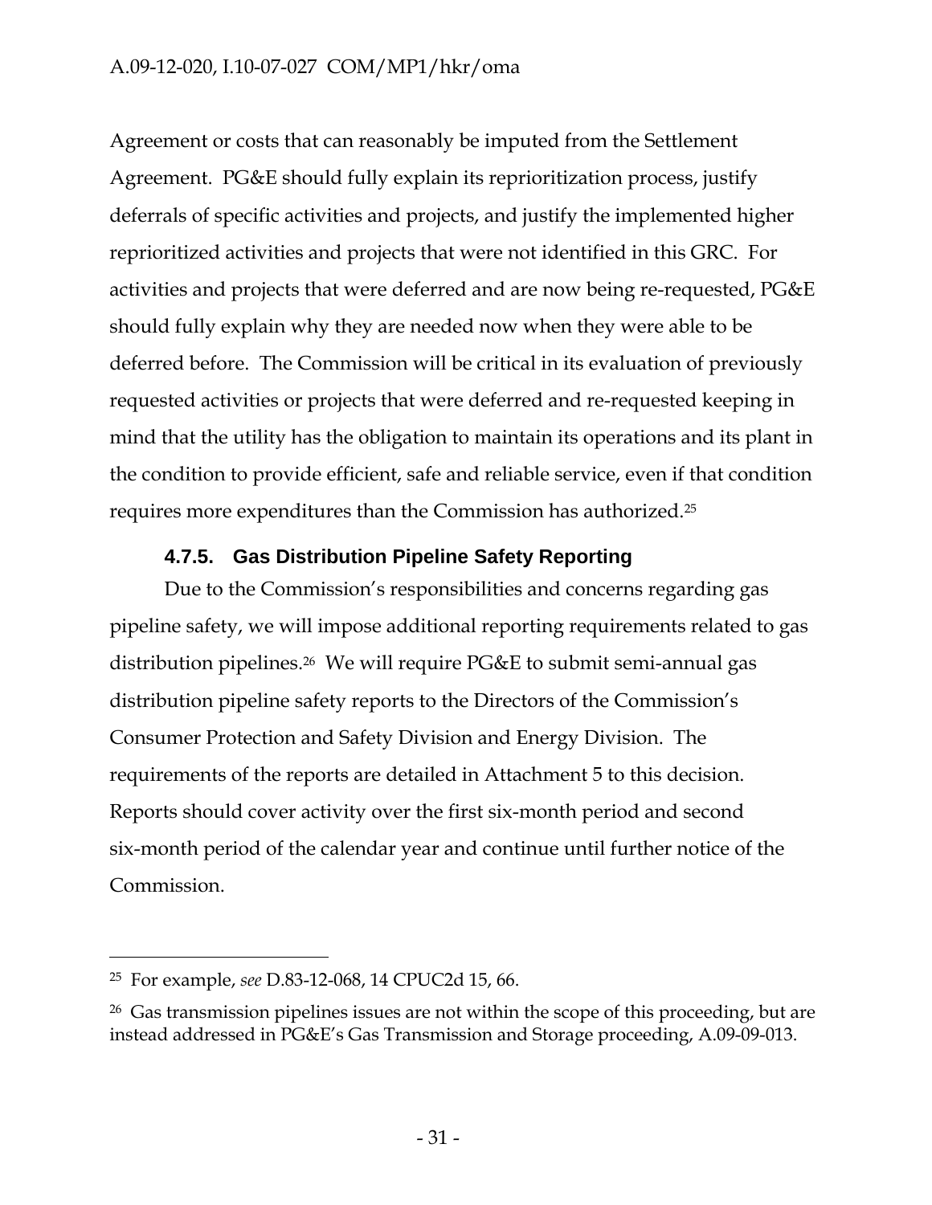Agreement or costs that can reasonably be imputed from the Settlement Agreement. PG&E should fully explain its reprioritization process, justify deferrals of specific activities and projects, and justify the implemented higher reprioritized activities and projects that were not identified in this GRC. For activities and projects that were deferred and are now being re-requested, PG&E should fully explain why they are needed now when they were able to be deferred before. The Commission will be critical in its evaluation of previously requested activities or projects that were deferred and re-requested keeping in mind that the utility has the obligation to maintain its operations and its plant in the condition to provide efficient, safe and reliable service, even if that condition requires more expenditures than the Commission has authorized.[25]

### 4.7.5. Gas Distribution Pipeline Safety Reporting

Due to the Commission's responsibilities and concerns regarding gas pipeline safety, we will impose additional reporting requirements related to gas distribution pipelines.[26] We will require PG&E to submit semi-annual gas distribution pipeline safety reports to the Directors of the Commission's Consumer Protection and Safety Division and Energy Division. The requirements of the reports are detailed in Attachment 5 to this decision. Reports should cover activity over the first six-month period and second six-month period of the calendar year and continue until further notice of the Commission.

---

[25] For example, *see* D.83-12-068, 14 CPUC2d 15, 66.

[26] Gas transmission pipelines issues are not within the scope of this proceeding, but are instead addressed in PG&E's Gas Transmission and Storage proceeding, A.09-09-013.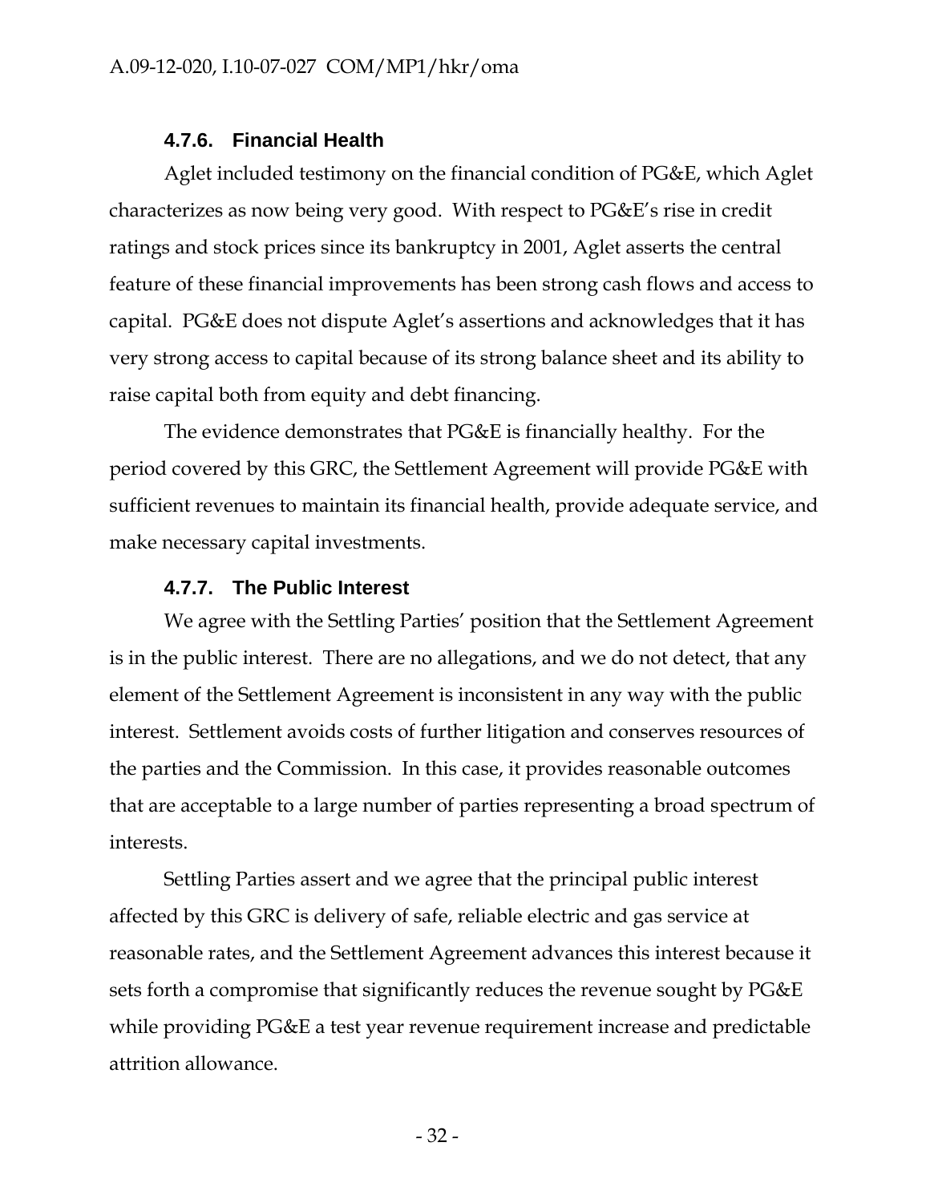#### 4.7.6. Financial Health

Aglet included testimony on the financial condition of PG&E, which Aglet characterizes as now being very good. With respect to PG&E's rise in credit ratings and stock prices since its bankruptcy in 2001, Aglet asserts the central feature of these financial improvements has been strong cash flows and access to capital. PG&E does not dispute Aglet's assertions and acknowledges that it has very strong access to capital because of its strong balance sheet and its ability to raise capital both from equity and debt financing.

The evidence demonstrates that PG&E is financially healthy. For the period covered by this GRC, the Settlement Agreement will provide PG&E with sufficient revenues to maintain its financial health, provide adequate service, and make necessary capital investments.

#### 4.7.7. The Public Interest

We agree with the Settling Parties' position that the Settlement Agreement is in the public interest. There are no allegations, and we do not detect, that any element of the Settlement Agreement is inconsistent in any way with the public interest. Settlement avoids costs of further litigation and conserves resources of the parties and the Commission. In this case, it provides reasonable outcomes that are acceptable to a large number of parties representing a broad spectrum of interests.

Settling Parties assert and we agree that the principal public interest affected by this GRC is delivery of safe, reliable electric and gas service at reasonable rates, and the Settlement Agreement advances this interest because it sets forth a compromise that significantly reduces the revenue sought by PG&E while providing PG&E a test year revenue requirement increase and predictable attrition allowance.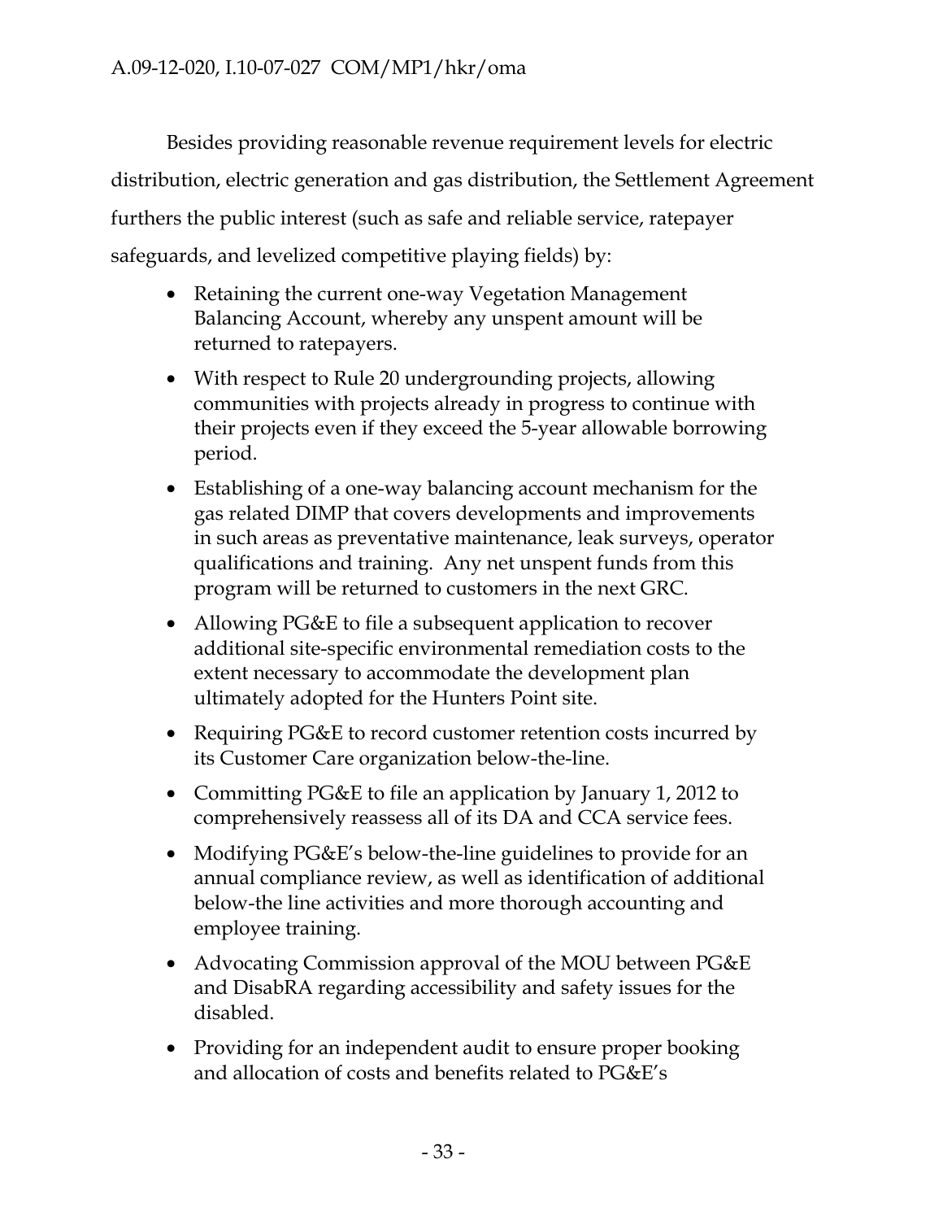Besides providing reasonable revenue requirement levels for electric distribution, electric generation and gas distribution, the Settlement Agreement furthers the public interest (such as safe and reliable service, ratepayer safeguards, and levelized competitive playing fields) by:

- Retaining the current one-way Vegetation Management Balancing Account, whereby any unspent amount will be returned to ratepayers.
- With respect to Rule 20 undergrounding projects, allowing communities with projects already in progress to continue with their projects even if they exceed the 5-year allowable borrowing period.
- Establishing of a one-way balancing account mechanism for the gas related DIMP that covers developments and improvements in such areas as preventative maintenance, leak surveys, operator qualifications and training. Any net unspent funds from this program will be returned to customers in the next GRC.
- Allowing PG&E to file a subsequent application to recover additional site-specific environmental remediation costs to the extent necessary to accommodate the development plan ultimately adopted for the Hunters Point site.
- Requiring PG&E to record customer retention costs incurred by its Customer Care organization below-the-line.
- Committing PG&E to file an application by January 1, 2012 to comprehensively reassess all of its DA and CCA service fees.
- Modifying PG&E's below-the-line guidelines to provide for an annual compliance review, as well as identification of additional below-the line activities and more thorough accounting and employee training.
- Advocating Commission approval of the MOU between PG&E and DisabRA regarding accessibility and safety issues for the disabled.
- Providing for an independent audit to ensure proper booking and allocation of costs and benefits related to PG&E's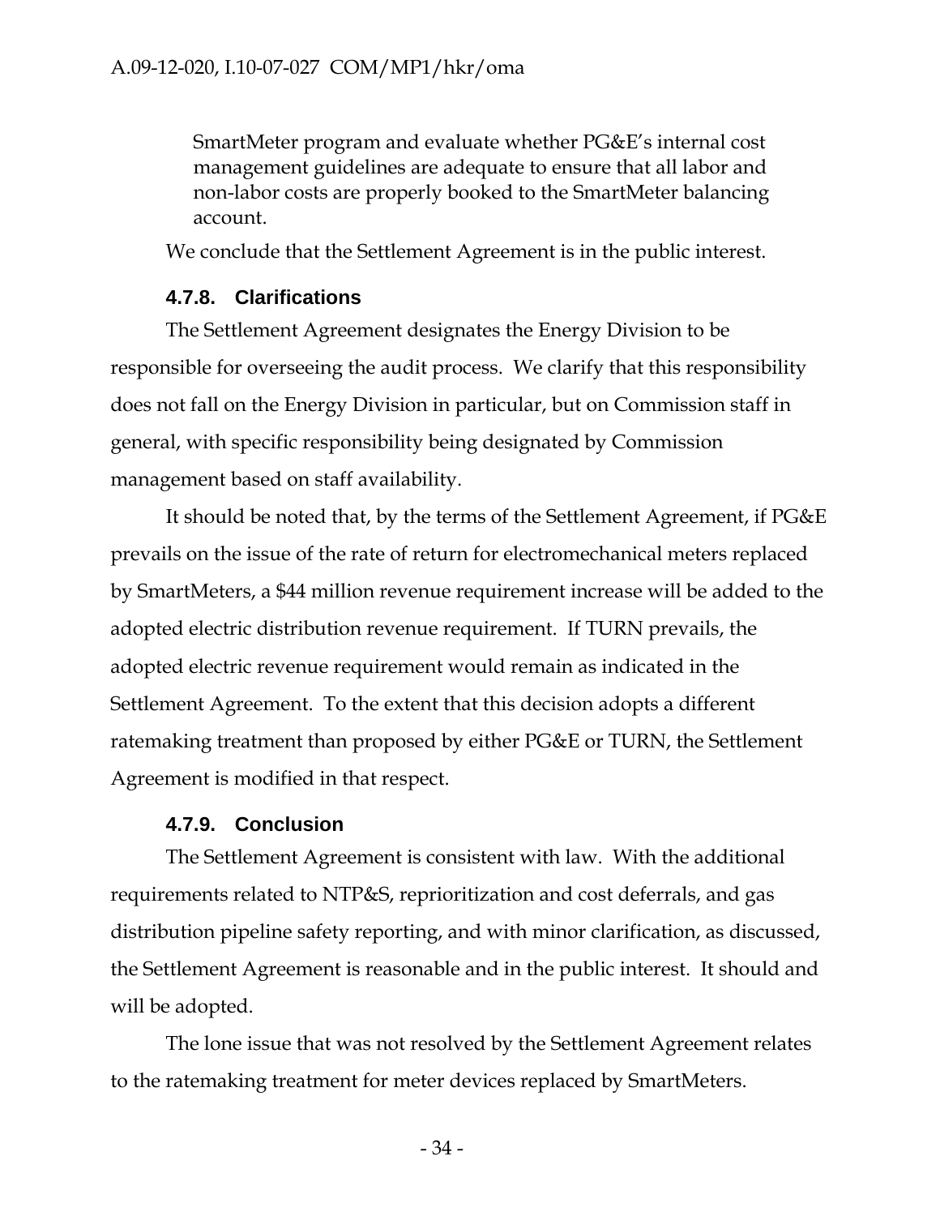SmartMeter program and evaluate whether PG&E's internal cost management guidelines are adequate to ensure that all labor and non-labor costs are properly booked to the SmartMeter balancing account.

We conclude that the Settlement Agreement is in the public interest.

#### 4.7.8. Clarifications

The Settlement Agreement designates the Energy Division to be responsible for overseeing the audit process. We clarify that this responsibility does not fall on the Energy Division in particular, but on Commission staff in general, with specific responsibility being designated by Commission management based on staff availability.

It should be noted that, by the terms of the Settlement Agreement, if PG&E prevails on the issue of the rate of return for electromechanical meters replaced by SmartMeters, a $44 million revenue requirement increase will be added to the adopted electric distribution revenue requirement. If TURN prevails, the adopted electric revenue requirement would remain as indicated in the Settlement Agreement. To the extent that this decision adopts a different ratemaking treatment than proposed by either PG&E or TURN, the Settlement Agreement is modified in that respect.

#### 4.7.9. Conclusion

The Settlement Agreement is consistent with law. With the additional requirements related to NTP&S, reprioritization and cost deferrals, and gas distribution pipeline safety reporting, and with minor clarification, as discussed, the Settlement Agreement is reasonable and in the public interest. It should and will be adopted.

The lone issue that was not resolved by the Settlement Agreement relates to the ratemaking treatment for meter devices replaced by SmartMeters.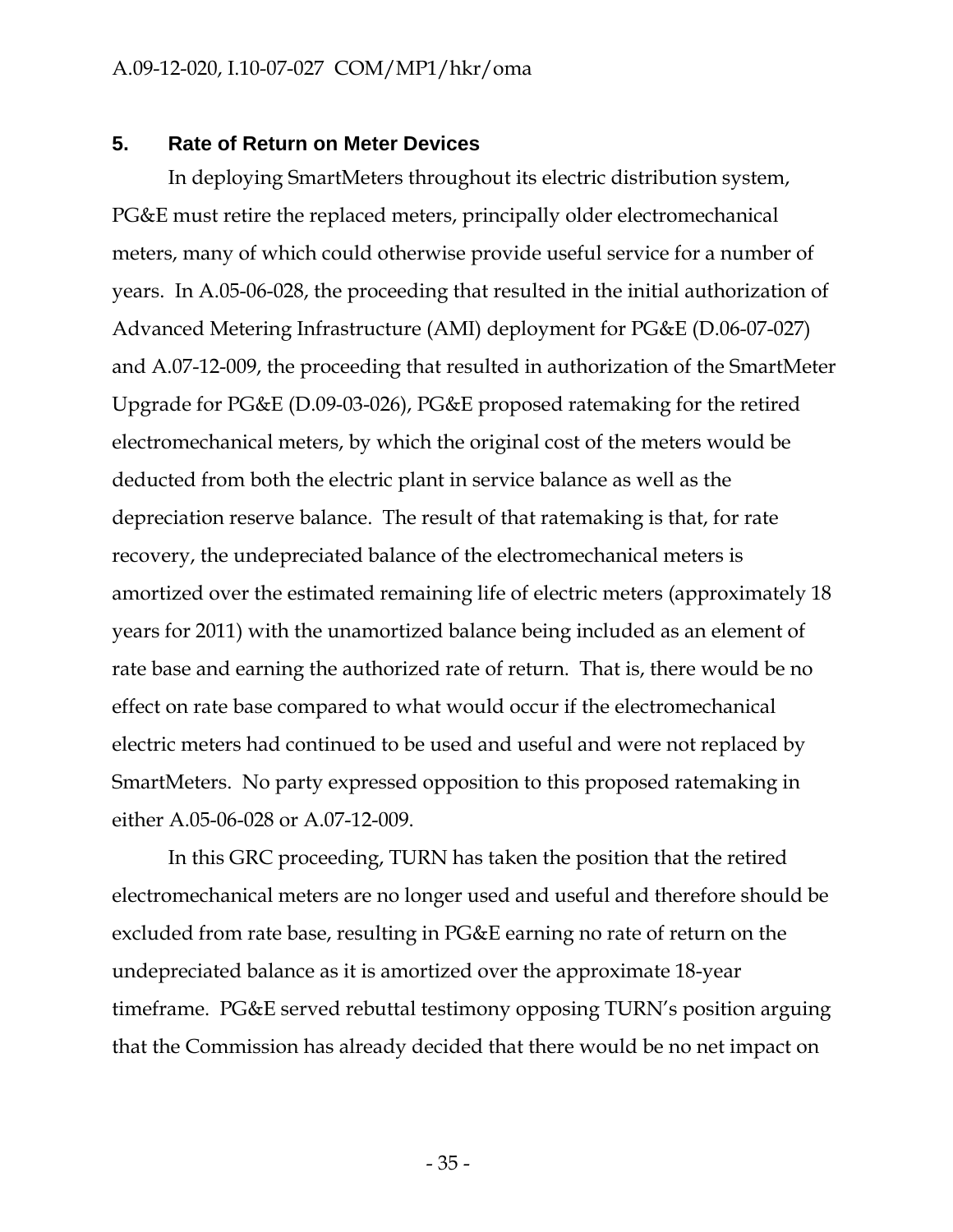## 5. Rate of Return on Meter Devices

In deploying SmartMeters throughout its electric distribution system, PG&E must retire the replaced meters, principally older electromechanical meters, many of which could otherwise provide useful service for a number of years. In A.05-06-028, the proceeding that resulted in the initial authorization of Advanced Metering Infrastructure (AMI) deployment for PG&E (D.06-07-027) and A.07-12-009, the proceeding that resulted in authorization of the SmartMeter Upgrade for PG&E (D.09-03-026), PG&E proposed ratemaking for the retired electromechanical meters, by which the original cost of the meters would be deducted from both the electric plant in service balance as well as the depreciation reserve balance. The result of that ratemaking is that, for rate recovery, the undepreciated balance of the electromechanical meters is amortized over the estimated remaining life of electric meters (approximately 18 years for 2011) with the unamortized balance being included as an element of rate base and earning the authorized rate of return. That is, there would be no effect on rate base compared to what would occur if the electromechanical electric meters had continued to be used and useful and were not replaced by SmartMeters. No party expressed opposition to this proposed ratemaking in either A.05-06-028 or A.07-12-009.

In this GRC proceeding, TURN has taken the position that the retired electromechanical meters are no longer used and useful and therefore should be excluded from rate base, resulting in PG&E earning no rate of return on the undepreciated balance as it is amortized over the approximate 18-year timeframe. PG&E served rebuttal testimony opposing TURN's position arguing that the Commission has already decided that there would be no net impact on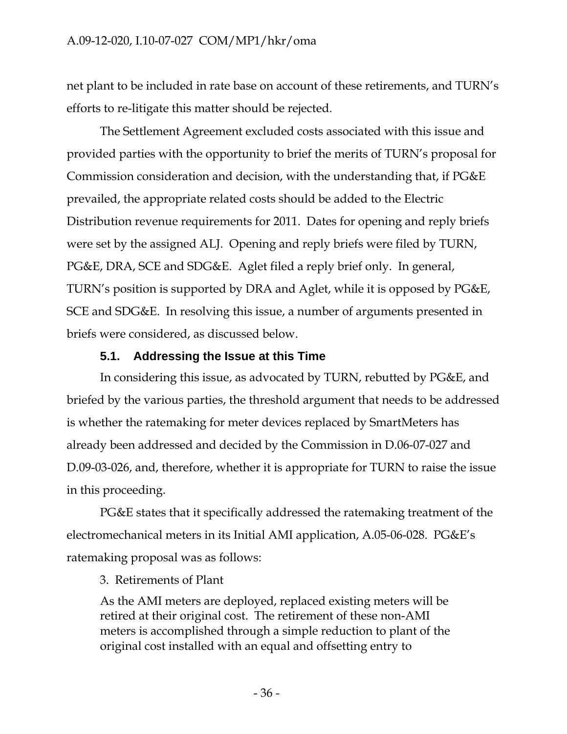net plant to be included in rate base on account of these retirements, and TURN's efforts to re-litigate this matter should be rejected.

The Settlement Agreement excluded costs associated with this issue and provided parties with the opportunity to brief the merits of TURN's proposal for Commission consideration and decision, with the understanding that, if PG&E prevailed, the appropriate related costs should be added to the Electric Distribution revenue requirements for 2011. Dates for opening and reply briefs were set by the assigned ALJ. Opening and reply briefs were filed by TURN, PG&E, DRA, SCE and SDG&E. Aglet filed a reply brief only. In general, TURN's position is supported by DRA and Aglet, while it is opposed by PG&E, SCE and SDG&E. In resolving this issue, a number of arguments presented in briefs were considered, as discussed below.

### 5.1. Addressing the Issue at this Time

In considering this issue, as advocated by TURN, rebutted by PG&E, and briefed by the various parties, the threshold argument that needs to be addressed is whether the ratemaking for meter devices replaced by SmartMeters has already been addressed and decided by the Commission in D.06-07-027 and D.09-03-026, and, therefore, whether it is appropriate for TURN to raise the issue in this proceeding.

PG&E states that it specifically addressed the ratemaking treatment of the electromechanical meters in its Initial AMI application, A.05-06-028. PG&E's ratemaking proposal was as follows:

> 3. Retirements of Plant
>
> As the AMI meters are deployed, replaced existing meters will be retired at their original cost. The retirement of these non-AMI meters is accomplished through a simple reduction to plant of the original cost installed with an equal and offsetting entry to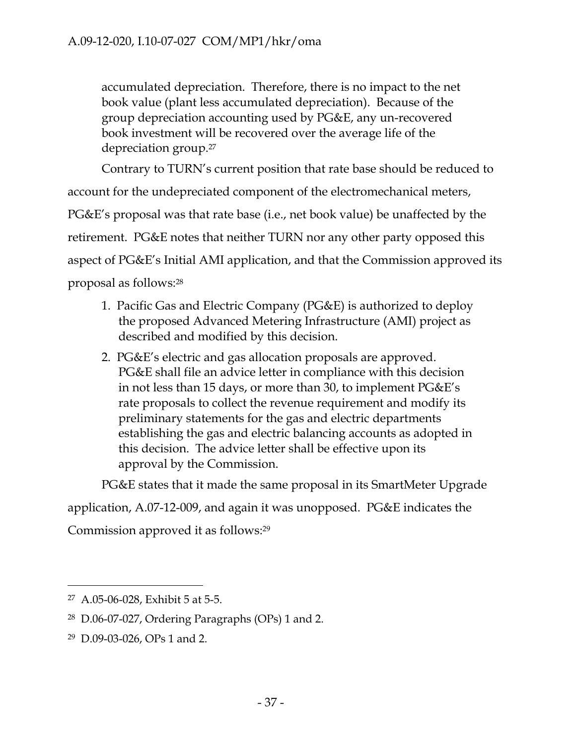> accumulated depreciation. Therefore, there is no impact to the net book value (plant less accumulated depreciation). Because of the group depreciation accounting used by PG&E, any un-recovered book investment will be recovered over the average life of the depreciation group.[27]

Contrary to TURN's current position that rate base should be reduced to account for the undepreciated component of the electromechanical meters, PG&E's proposal was that rate base (i.e., net book value) be unaffected by the retirement. PG&E notes that neither TURN nor any other party opposed this aspect of PG&E's Initial AMI application, and that the Commission approved its proposal as follows:[28]

> 1. Pacific Gas and Electric Company (PG&E) is authorized to deploy the proposed Advanced Metering Infrastructure (AMI) project as described and modified by this decision.
>
> 2. PG&E's electric and gas allocation proposals are approved. PG&E shall file an advice letter in compliance with this decision in not less than 15 days, or more than 30, to implement PG&E's rate proposals to collect the revenue requirement and modify its preliminary statements for the gas and electric departments establishing the gas and electric balancing accounts as adopted in this decision. The advice letter shall be effective upon its approval by the Commission.

PG&E states that it made the same proposal in its SmartMeter Upgrade application, A.07-12-009, and again it was unopposed. PG&E indicates the Commission approved it as follows:[29]

---

[27] A.05-06-028, Exhibit 5 at 5-5.

[28] D.06-07-027, Ordering Paragraphs (OPs) 1 and 2.

[29] D.09-03-026, OPs 1 and 2.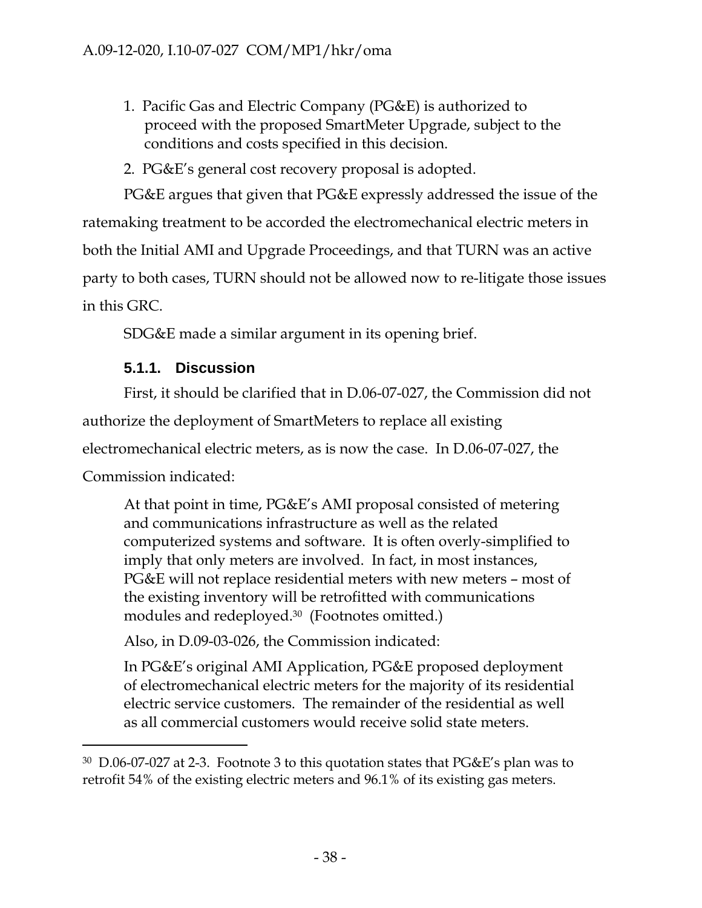1. Pacific Gas and Electric Company (PG&E) is authorized to proceed with the proposed SmartMeter Upgrade, subject to the conditions and costs specified in this decision.
2. PG&E's general cost recovery proposal is adopted.

PG&E argues that given that PG&E expressly addressed the issue of the ratemaking treatment to be accorded the electromechanical electric meters in both the Initial AMI and Upgrade Proceedings, and that TURN was an active party to both cases, TURN should not be allowed now to re-litigate those issues in this GRC.

SDG&E made a similar argument in its opening brief.

#### 5.1.1. Discussion

First, it should be clarified that in D.06-07-027, the Commission did not authorize the deployment of SmartMeters to replace all existing electromechanical electric meters, as is now the case. In D.06-07-027, the Commission indicated:

> At that point in time, PG&E's AMI proposal consisted of metering and communications infrastructure as well as the related computerized systems and software. It is often overly-simplified to imply that only meters are involved. In fact, in most instances, PG&E will not replace residential meters with new meters – most of the existing inventory will be retrofitted with communications modules and redeployed.[30] (Footnotes omitted.)

Also, in D.09-03-026, the Commission indicated:

> In PG&E's original AMI Application, PG&E proposed deployment of electromechanical electric meters for the majority of its residential electric service customers. The remainder of the residential as well as all commercial customers would receive solid state meters.

[30] D.06-07-027 at 2-3. Footnote 3 to this quotation states that PG&E's plan was to retrofit 54% of the existing electric meters and 96.1% of its existing gas meters.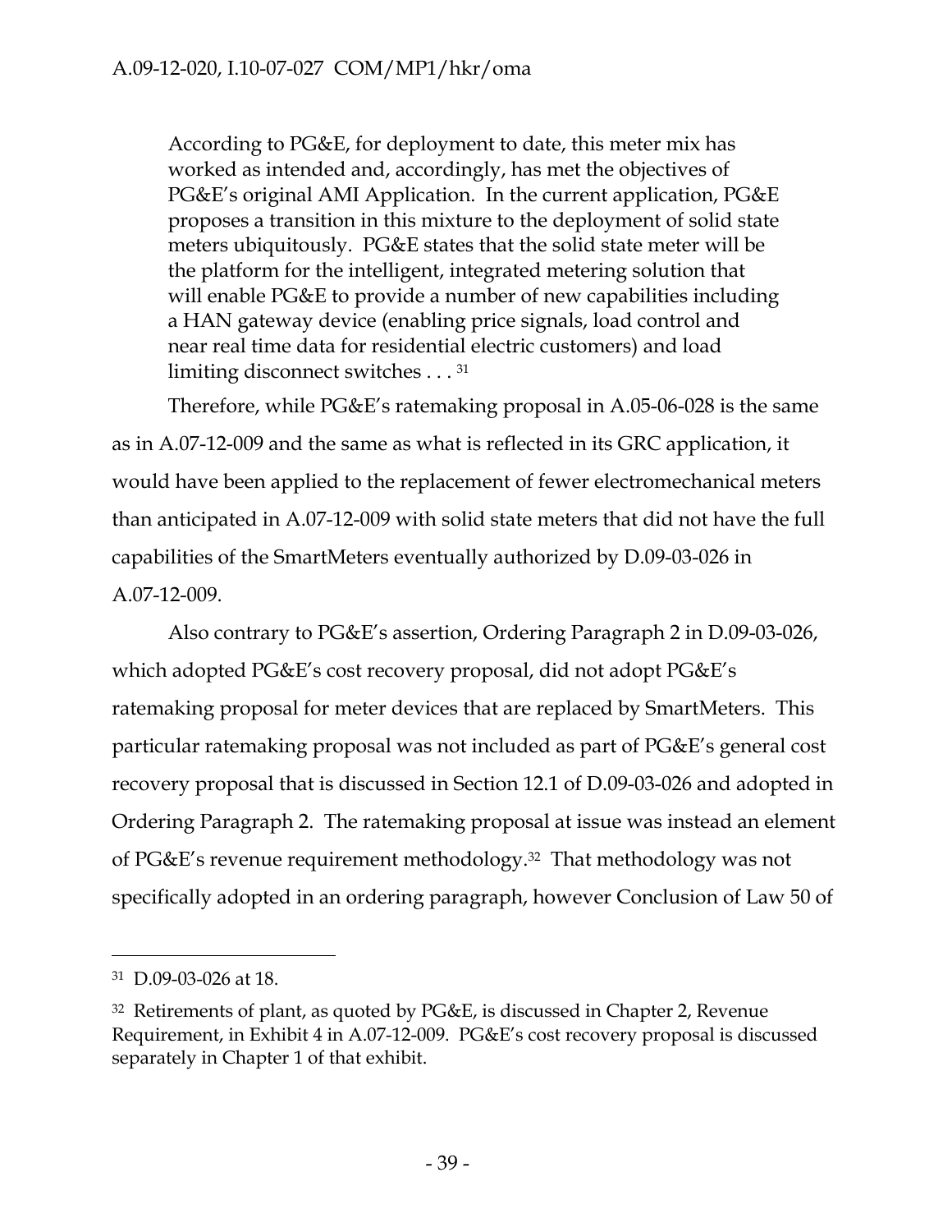> According to PG&E, for deployment to date, this meter mix has worked as intended and, accordingly, has met the objectives of PG&E's original AMI Application. In the current application, PG&E proposes a transition in this mixture to the deployment of solid state meters ubiquitously. PG&E states that the solid state meter will be the platform for the intelligent, integrated metering solution that will enable PG&E to provide a number of new capabilities including a HAN gateway device (enabling price signals, load control and near real time data for residential electric customers) and load limiting disconnect switches . . . [31]

Therefore, while PG&E's ratemaking proposal in A.05-06-028 is the same as in A.07-12-009 and the same as what is reflected in its GRC application, it would have been applied to the replacement of fewer electromechanical meters than anticipated in A.07-12-009 with solid state meters that did not have the full capabilities of the SmartMeters eventually authorized by D.09-03-026 in A.07-12-009.

Also contrary to PG&E's assertion, Ordering Paragraph 2 in D.09-03-026, which adopted PG&E's cost recovery proposal, did not adopt PG&E's ratemaking proposal for meter devices that are replaced by SmartMeters. This particular ratemaking proposal was not included as part of PG&E's general cost recovery proposal that is discussed in Section 12.1 of D.09-03-026 and adopted in Ordering Paragraph 2. The ratemaking proposal at issue was instead an element of PG&E's revenue requirement methodology.[32] That methodology was not specifically adopted in an ordering paragraph, however Conclusion of Law 50 of

---

[31] D.09-03-026 at 18.

[32] Retirements of plant, as quoted by PG&E, is discussed in Chapter 2, Revenue Requirement, in Exhibit 4 in A.07-12-009. PG&E's cost recovery proposal is discussed separately in Chapter 1 of that exhibit.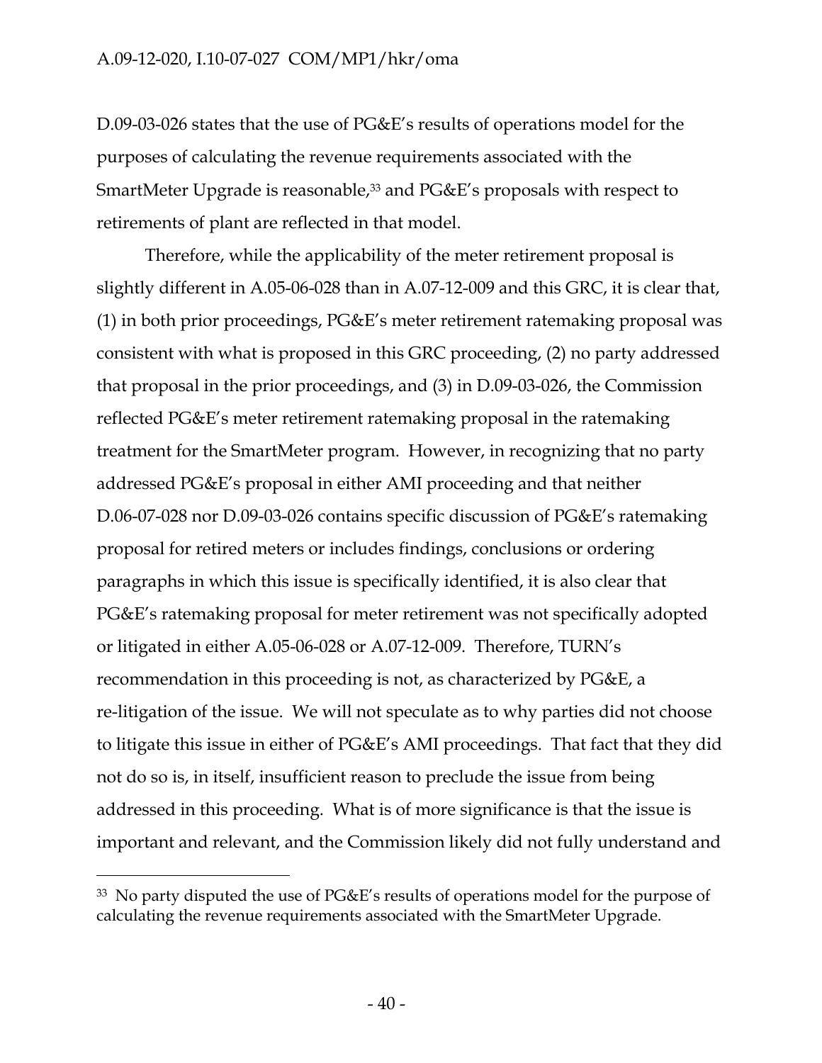D.09-03-026 states that the use of PG&E's results of operations model for the purposes of calculating the revenue requirements associated with the SmartMeter Upgrade is reasonable,[33] and PG&E's proposals with respect to retirements of plant are reflected in that model.

Therefore, while the applicability of the meter retirement proposal is slightly different in A.05-06-028 than in A.07-12-009 and this GRC, it is clear that, (1) in both prior proceedings, PG&E's meter retirement ratemaking proposal was consistent with what is proposed in this GRC proceeding, (2) no party addressed that proposal in the prior proceedings, and (3) in D.09-03-026, the Commission reflected PG&E's meter retirement ratemaking proposal in the ratemaking treatment for the SmartMeter program. However, in recognizing that no party addressed PG&E's proposal in either AMI proceeding and that neither D.06-07-028 nor D.09-03-026 contains specific discussion of PG&E's ratemaking proposal for retired meters or includes findings, conclusions or ordering paragraphs in which this issue is specifically identified, it is also clear that PG&E's ratemaking proposal for meter retirement was not specifically adopted or litigated in either A.05-06-028 or A.07-12-009. Therefore, TURN's recommendation in this proceeding is not, as characterized by PG&E, a re-litigation of the issue. We will not speculate as to why parties did not choose to litigate this issue in either of PG&E's AMI proceedings. That fact that they did not do so is, in itself, insufficient reason to preclude the issue from being addressed in this proceeding. What is of more significance is that the issue is important and relevant, and the Commission likely did not fully understand and

[33] No party disputed the use of PG&E's results of operations model for the purpose of calculating the revenue requirements associated with the SmartMeter Upgrade.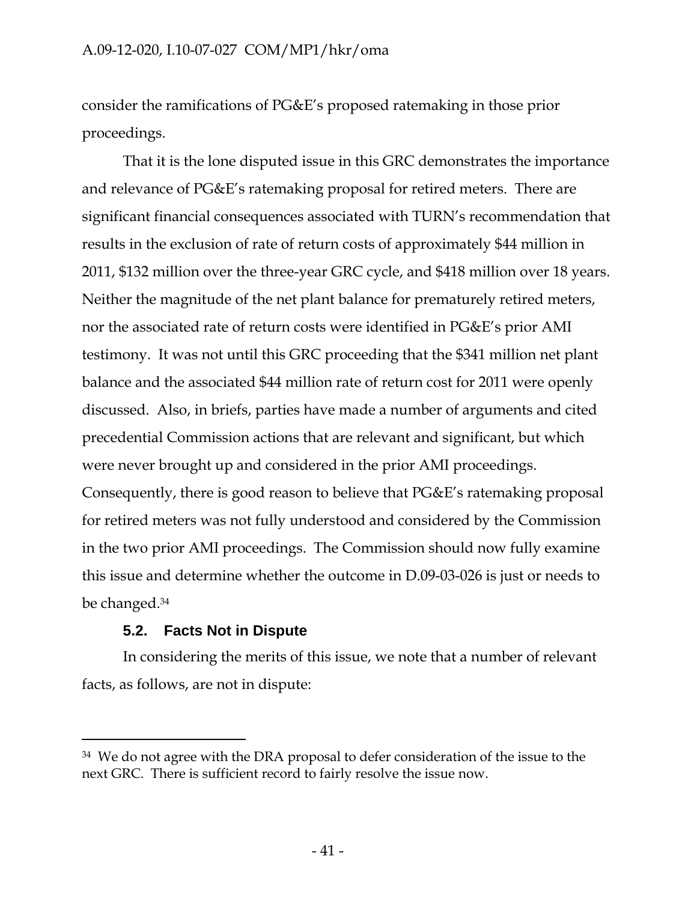consider the ramifications of PG&E's proposed ratemaking in those prior proceedings.

That it is the lone disputed issue in this GRC demonstrates the importance and relevance of PG&E's ratemaking proposal for retired meters. There are significant financial consequences associated with TURN's recommendation that results in the exclusion of rate of return costs of approximately $44 million in 2011, $132 million over the three-year GRC cycle, and $418 million over 18 years. Neither the magnitude of the net plant balance for prematurely retired meters, nor the associated rate of return costs were identified in PG&E's prior AMI testimony. It was not until this GRC proceeding that the $341 million net plant balance and the associated $44 million rate of return cost for 2011 were openly discussed. Also, in briefs, parties have made a number of arguments and cited precedential Commission actions that are relevant and significant, but which were never brought up and considered in the prior AMI proceedings. Consequently, there is good reason to believe that PG&E's ratemaking proposal for retired meters was not fully understood and considered by the Commission in the two prior AMI proceedings. The Commission should now fully examine this issue and determine whether the outcome in D.09-03-026 is just or needs to be changed.[34]

### 5.2. Facts Not in Dispute

In considering the merits of this issue, we note that a number of relevant facts, as follows, are not in dispute:

---

[34] We do not agree with the DRA proposal to defer consideration of the issue to the next GRC. There is sufficient record to fairly resolve the issue now.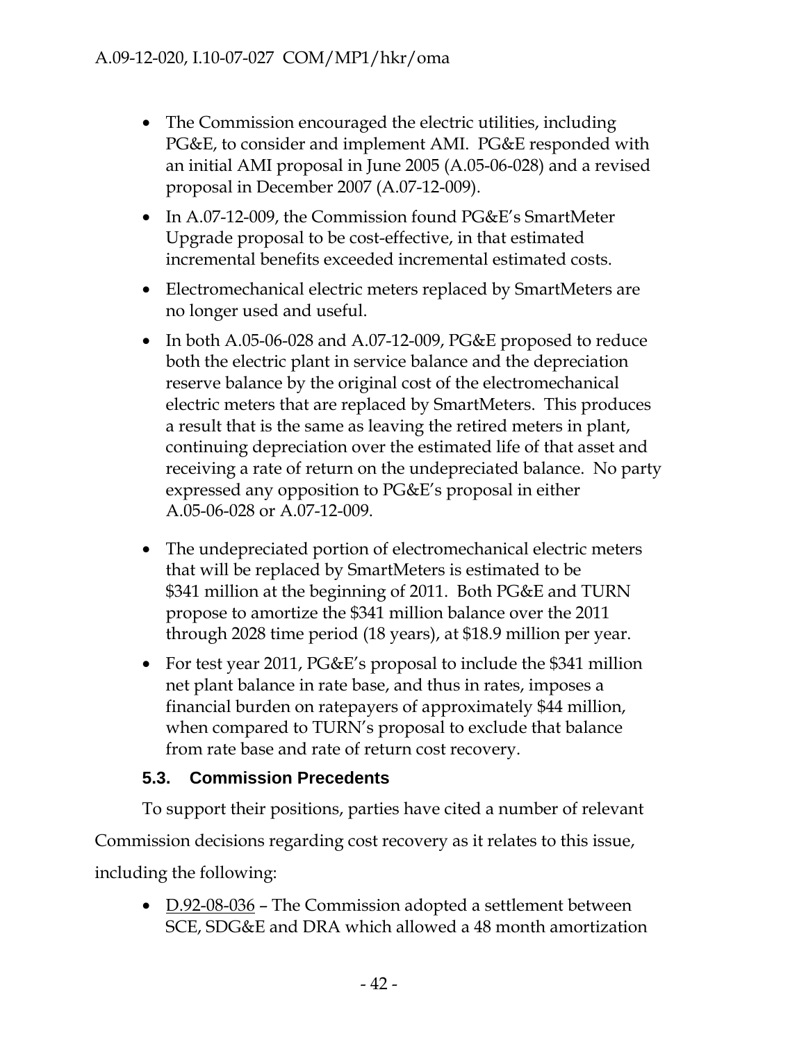- The Commission encouraged the electric utilities, including PG&E, to consider and implement AMI. PG&E responded with an initial AMI proposal in June 2005 (A.05-06-028) and a revised proposal in December 2007 (A.07-12-009).
- In A.07-12-009, the Commission found PG&E's SmartMeter Upgrade proposal to be cost-effective, in that estimated incremental benefits exceeded incremental estimated costs.
- Electromechanical electric meters replaced by SmartMeters are no longer used and useful.
- In both A.05-06-028 and A.07-12-009, PG&E proposed to reduce both the electric plant in service balance and the depreciation reserve balance by the original cost of the electromechanical electric meters that are replaced by SmartMeters. This produces a result that is the same as leaving the retired meters in plant, continuing depreciation over the estimated life of that asset and receiving a rate of return on the undepreciated balance. No party expressed any opposition to PG&E's proposal in either A.05-06-028 or A.07-12-009.
- The undepreciated portion of electromechanical electric meters that will be replaced by SmartMeters is estimated to be $341 million at the beginning of 2011. Both PG&E and TURN propose to amortize the $341 million balance over the 2011 through 2028 time period (18 years), at $18.9 million per year.
- For test year 2011, PG&E's proposal to include the $341 million net plant balance in rate base, and thus in rates, imposes a financial burden on ratepayers of approximately $44 million, when compared to TURN's proposal to exclude that balance from rate base and rate of return cost recovery.

### 5.3. Commission Precedents

To support their positions, parties have cited a number of relevant Commission decisions regarding cost recovery as it relates to this issue, including the following:

- D.92-08-036 – The Commission adopted a settlement between SCE, SDG&E and DRA which allowed a 48 month amortization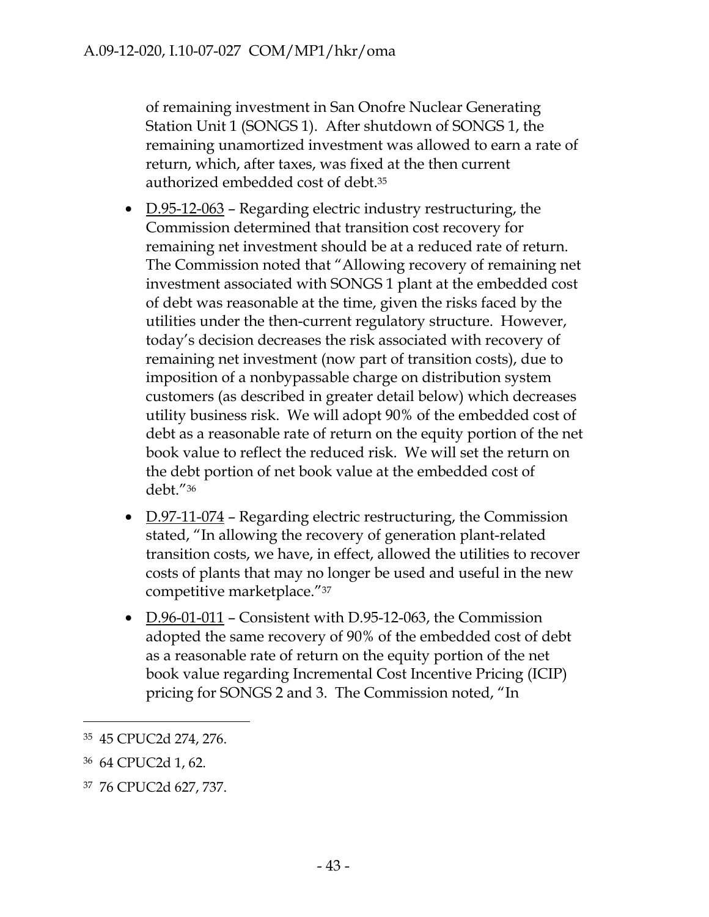of remaining investment in San Onofre Nuclear Generating Station Unit 1 (SONGS 1). After shutdown of SONGS 1, the remaining unamortized investment was allowed to earn a rate of return, which, after taxes, was fixed at the then current authorized embedded cost of debt.[35]

- D.95-12-063 – Regarding electric industry restructuring, the Commission determined that transition cost recovery for remaining net investment should be at a reduced rate of return. The Commission noted that "Allowing recovery of remaining net investment associated with SONGS 1 plant at the embedded cost of debt was reasonable at the time, given the risks faced by the utilities under the then-current regulatory structure. However, today's decision decreases the risk associated with recovery of remaining net investment (now part of transition costs), due to imposition of a nonbypassable charge on distribution system customers (as described in greater detail below) which decreases utility business risk. We will adopt 90% of the embedded cost of debt as a reasonable rate of return on the equity portion of the net book value to reflect the reduced risk. We will set the return on the debt portion of net book value at the embedded cost of debt."[36]
- D.97-11-074 – Regarding electric restructuring, the Commission stated, "In allowing the recovery of generation plant-related transition costs, we have, in effect, allowed the utilities to recover costs of plants that may no longer be used and useful in the new competitive marketplace."[37]
- D.96-01-011 – Consistent with D.95-12-063, the Commission adopted the same recovery of 90% of the embedded cost of debt as a reasonable rate of return on the equity portion of the net book value regarding Incremental Cost Incentive Pricing (ICIP) pricing for SONGS 2 and 3. The Commission noted, "In

---

[35] 45 CPUC2d 274, 276.

[36] 64 CPUC2d 1, 62.

[37] 76 CPUC2d 627, 737.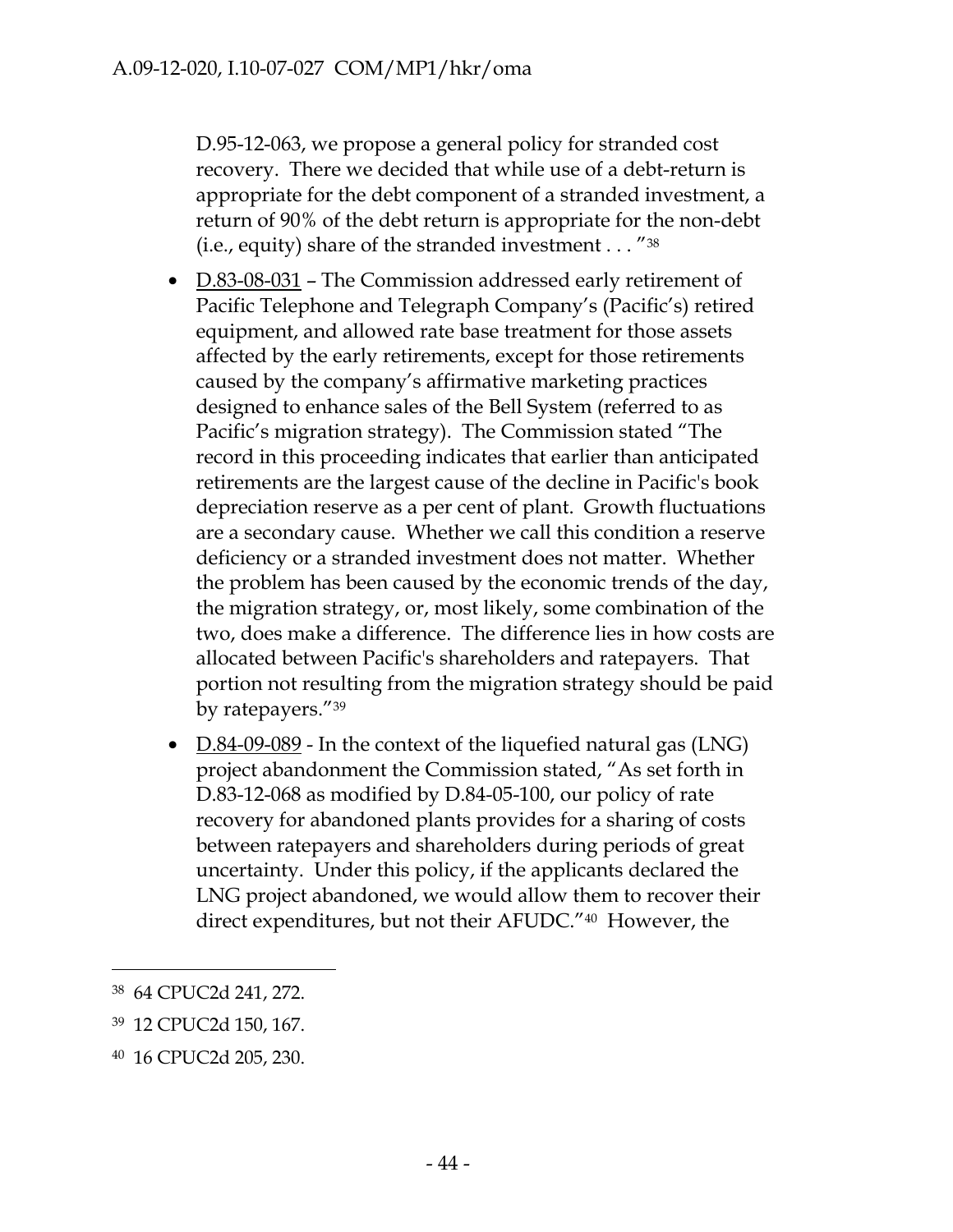D.95-12-063, we propose a general policy for stranded cost recovery. There we decided that while use of a debt-return is appropriate for the debt component of a stranded investment, a return of 90% of the debt return is appropriate for the non-debt (i.e., equity) share of the stranded investment . . . "[38]

- D.83-08-031 – The Commission addressed early retirement of Pacific Telephone and Telegraph Company's (Pacific's) retired equipment, and allowed rate base treatment for those assets affected by the early retirements, except for those retirements caused by the company's affirmative marketing practices designed to enhance sales of the Bell System (referred to as Pacific's migration strategy). The Commission stated "The record in this proceeding indicates that earlier than anticipated retirements are the largest cause of the decline in Pacific's book depreciation reserve as a per cent of plant. Growth fluctuations are a secondary cause. Whether we call this condition a reserve deficiency or a stranded investment does not matter. Whether the problem has been caused by the economic trends of the day, the migration strategy, or, most likely, some combination of the two, does make a difference. The difference lies in how costs are allocated between Pacific's shareholders and ratepayers. That portion not resulting from the migration strategy should be paid by ratepayers."[39]
- D.84-09-089 - In the context of the liquefied natural gas (LNG) project abandonment the Commission stated, "As set forth in D.83-12-068 as modified by D.84-05-100, our policy of rate recovery for abandoned plants provides for a sharing of costs between ratepayers and shareholders during periods of great uncertainty. Under this policy, if the applicants declared the LNG project abandoned, we would allow them to recover their direct expenditures, but not their AFUDC."[40] However, the

---

[38] 64 CPUC2d 241, 272.

[39] 12 CPUC2d 150, 167.

[40] 16 CPUC2d 205, 230.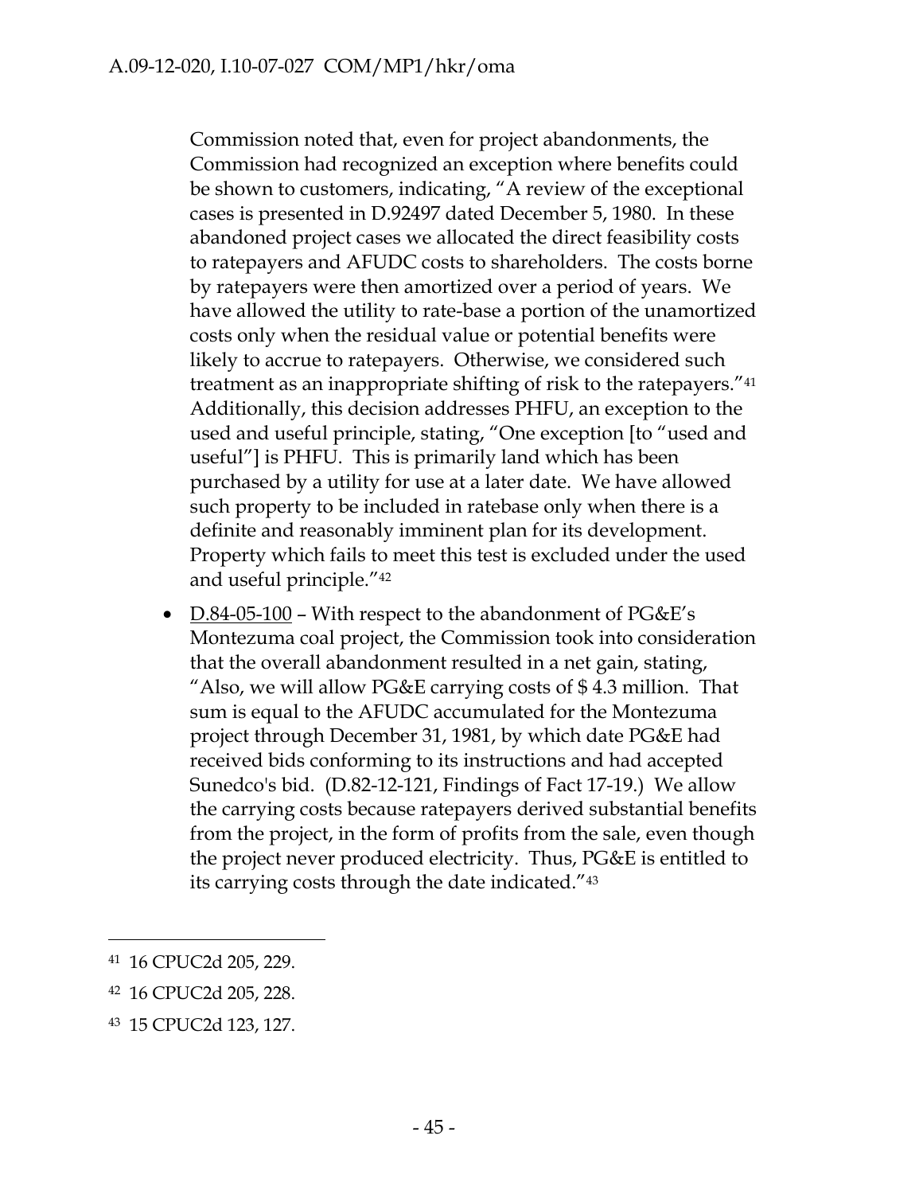Commission noted that, even for project abandonments, the Commission had recognized an exception where benefits could be shown to customers, indicating, "A review of the exceptional cases is presented in D.92497 dated December 5, 1980. In these abandoned project cases we allocated the direct feasibility costs to ratepayers and AFUDC costs to shareholders. The costs borne by ratepayers were then amortized over a period of years. We have allowed the utility to rate-base a portion of the unamortized costs only when the residual value or potential benefits were likely to accrue to ratepayers. Otherwise, we considered such treatment as an inappropriate shifting of risk to the ratepayers."[41] Additionally, this decision addresses PHFU, an exception to the used and useful principle, stating, "One exception [to "used and useful"] is PHFU. This is primarily land which has been purchased by a utility for use at a later date. We have allowed such property to be included in ratebase only when there is a definite and reasonably imminent plan for its development. Property which fails to meet this test is excluded under the used and useful principle."[42]

- D.84-05-100 – With respect to the abandonment of PG&E's Montezuma coal project, the Commission took into consideration that the overall abandonment resulted in a net gain, stating, "Also, we will allow PG&E carrying costs of $ 4.3 million. That sum is equal to the AFUDC accumulated for the Montezuma project through December 31, 1981, by which date PG&E had received bids conforming to its instructions and had accepted Sunedco's bid. (D.82-12-121, Findings of Fact 17-19.) We allow the carrying costs because ratepayers derived substantial benefits from the project, in the form of profits from the sale, even though the project never produced electricity. Thus, PG&E is entitled to its carrying costs through the date indicated."[43]

---

[41] 16 CPUC2d 205, 229.

[42] 16 CPUC2d 205, 228.

[43] 15 CPUC2d 123, 127.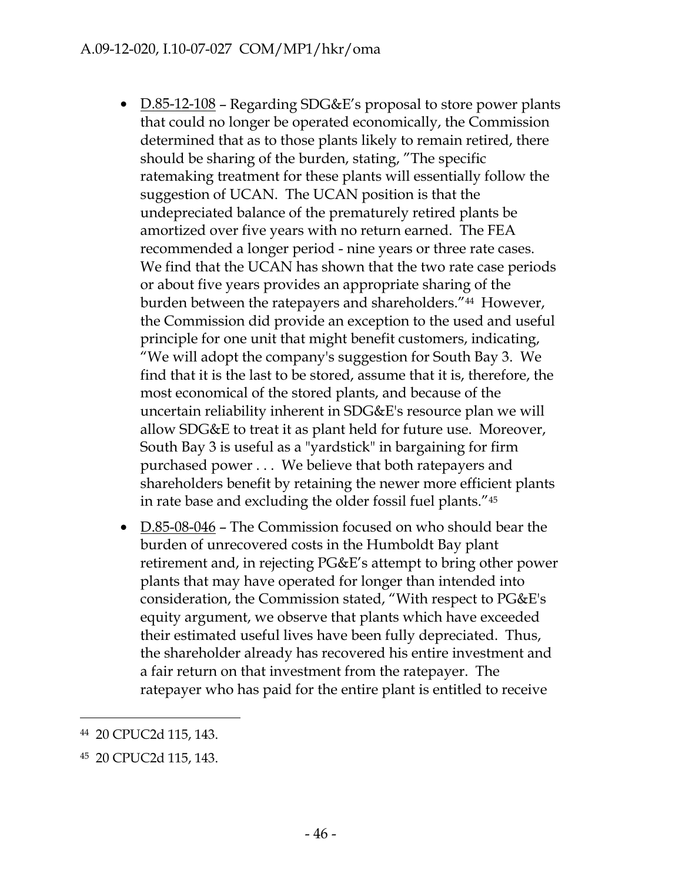- D.85-12-108 – Regarding SDG&E's proposal to store power plants that could no longer be operated economically, the Commission determined that as to those plants likely to remain retired, there should be sharing of the burden, stating, "The specific ratemaking treatment for these plants will essentially follow the suggestion of UCAN. The UCAN position is that the undepreciated balance of the prematurely retired plants be amortized over five years with no return earned. The FEA recommended a longer period - nine years or three rate cases. We find that the UCAN has shown that the two rate case periods or about five years provides an appropriate sharing of the burden between the ratepayers and shareholders."[44] However, the Commission did provide an exception to the used and useful principle for one unit that might benefit customers, indicating, "We will adopt the company's suggestion for South Bay 3. We find that it is the last to be stored, assume that it is, therefore, the most economical of the stored plants, and because of the uncertain reliability inherent in SDG&E's resource plan we will allow SDG&E to treat it as plant held for future use. Moreover, South Bay 3 is useful as a "yardstick" in bargaining for firm purchased power . . . We believe that both ratepayers and shareholders benefit by retaining the newer more efficient plants in rate base and excluding the older fossil fuel plants."[45]

- D.85-08-046 – The Commission focused on who should bear the burden of unrecovered costs in the Humboldt Bay plant retirement and, in rejecting PG&E's attempt to bring other power plants that may have operated for longer than intended into consideration, the Commission stated, "With respect to PG&E's equity argument, we observe that plants which have exceeded their estimated useful lives have been fully depreciated. Thus, the shareholder already has recovered his entire investment and a fair return on that investment from the ratepayer. The ratepayer who has paid for the entire plant is entitled to receive

---

[44] 20 CPUC2d 115, 143.

[45] 20 CPUC2d 115, 143.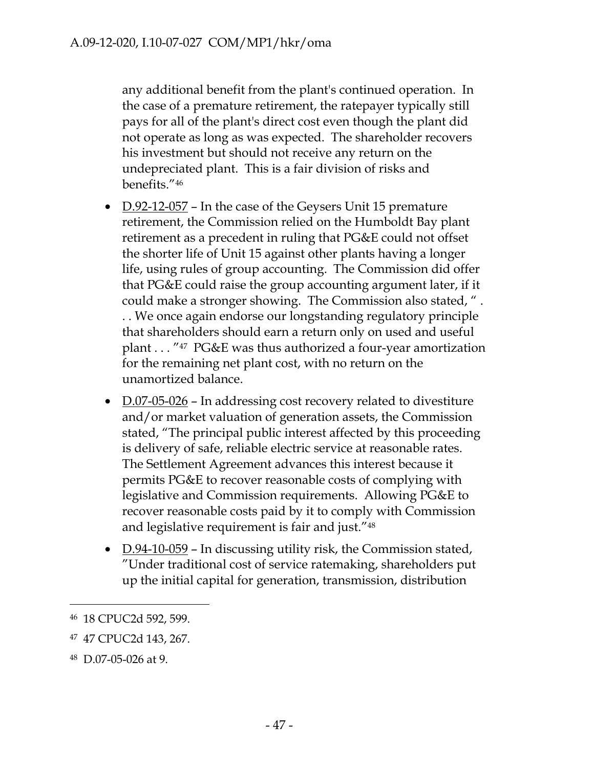any additional benefit from the plant's continued operation. In the case of a premature retirement, the ratepayer typically still pays for all of the plant's direct cost even though the plant did not operate as long as was expected. The shareholder recovers his investment but should not receive any return on the undepreciated plant. This is a fair division of risks and benefits."[46]

- D.92-12-057 – In the case of the Geysers Unit 15 premature retirement, the Commission relied on the Humboldt Bay plant retirement as a precedent in ruling that PG&E could not offset the shorter life of Unit 15 against other plants having a longer life, using rules of group accounting. The Commission did offer that PG&E could raise the group accounting argument later, if it could make a stronger showing. The Commission also stated, " . . . We once again endorse our longstanding regulatory principle that shareholders should earn a return only on used and useful plant . . . "[47] PG&E was thus authorized a four-year amortization for the remaining net plant cost, with no return on the unamortized balance.
- D.07-05-026 – In addressing cost recovery related to divestiture and/or market valuation of generation assets, the Commission stated, "The principal public interest affected by this proceeding is delivery of safe, reliable electric service at reasonable rates. The Settlement Agreement advances this interest because it permits PG&E to recover reasonable costs of complying with legislative and Commission requirements. Allowing PG&E to recover reasonable costs paid by it to comply with Commission and legislative requirement is fair and just."[48]
- D.94-10-059 – In discussing utility risk, the Commission stated, "Under traditional cost of service ratemaking, shareholders put up the initial capital for generation, transmission, distribution

---

[46] 18 CPUC2d 592, 599.

[47] 47 CPUC2d 143, 267.

[48] D.07-05-026 at 9.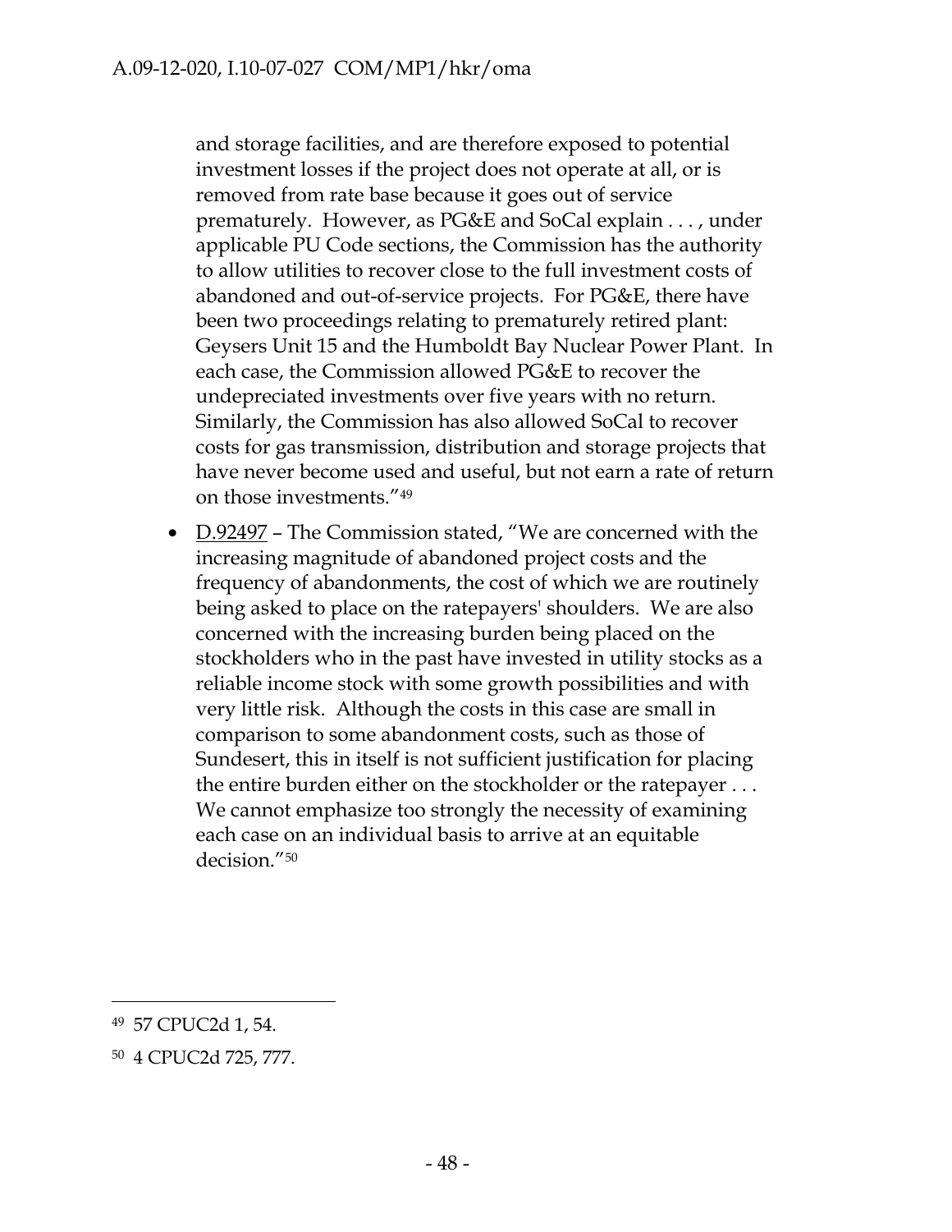and storage facilities, and are therefore exposed to potential investment losses if the project does not operate at all, or is removed from rate base because it goes out of service prematurely. However, as PG&E and SoCal explain . . . , under applicable PU Code sections, the Commission has the authority to allow utilities to recover close to the full investment costs of abandoned and out-of-service projects. For PG&E, there have been two proceedings relating to prematurely retired plant: Geysers Unit 15 and the Humboldt Bay Nuclear Power Plant. In each case, the Commission allowed PG&E to recover the undepreciated investments over five years with no return. Similarly, the Commission has also allowed SoCal to recover costs for gas transmission, distribution and storage projects that have never become used and useful, but not earn a rate of return on those investments."[49]

- D.92497 – The Commission stated, "We are concerned with the increasing magnitude of abandoned project costs and the frequency of abandonments, the cost of which we are routinely being asked to place on the ratepayers' shoulders. We are also concerned with the increasing burden being placed on the stockholders who in the past have invested in utility stocks as a reliable income stock with some growth possibilities and with very little risk. Although the costs in this case are small in comparison to some abandonment costs, such as those of Sundesert, this in itself is not sufficient justification for placing the entire burden either on the stockholder or the ratepayer . . . We cannot emphasize too strongly the necessity of examining each case on an individual basis to arrive at an equitable decision."[50]

---

[49] 57 CPUC2d 1, 54.

[50] 4 CPUC2d 725, 777.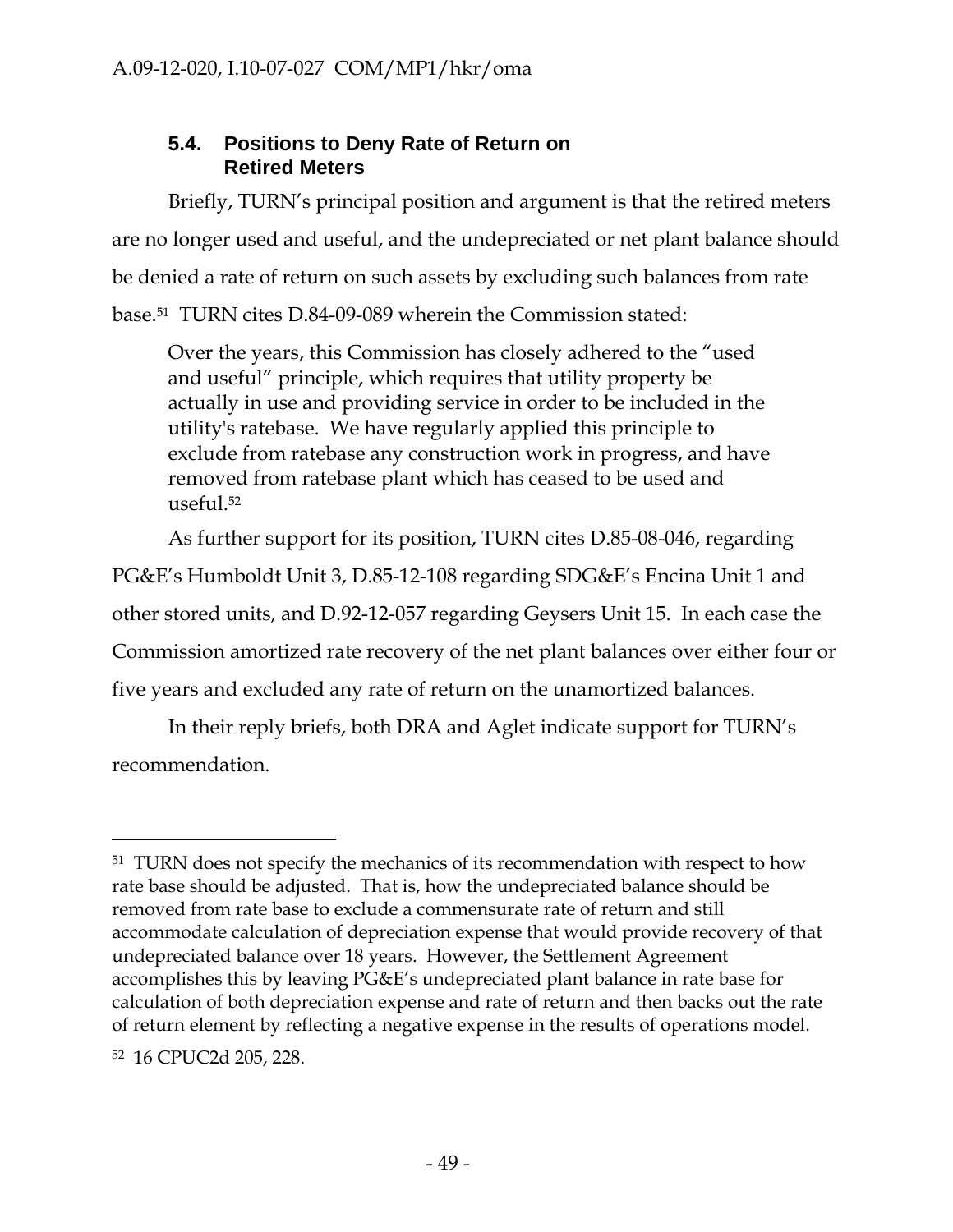### 5.4. Positions to Deny Rate of Return on Retired Meters

Briefly, TURN's principal position and argument is that the retired meters are no longer used and useful, and the undepreciated or net plant balance should be denied a rate of return on such assets by excluding such balances from rate base.[51] TURN cites D.84-09-089 wherein the Commission stated:

> Over the years, this Commission has closely adhered to the "used and useful" principle, which requires that utility property be actually in use and providing service in order to be included in the utility's ratebase. We have regularly applied this principle to exclude from ratebase any construction work in progress, and have removed from ratebase plant which has ceased to be used and useful.[52]

As further support for its position, TURN cites D.85-08-046, regarding PG&E's Humboldt Unit 3, D.85-12-108 regarding SDG&E's Encina Unit 1 and other stored units, and D.92-12-057 regarding Geysers Unit 15. In each case the Commission amortized rate recovery of the net plant balances over either four or five years and excluded any rate of return on the unamortized balances.

In their reply briefs, both DRA and Aglet indicate support for TURN's recommendation.

---

[51] TURN does not specify the mechanics of its recommendation with respect to how rate base should be adjusted. That is, how the undepreciated balance should be removed from rate base to exclude a commensurate rate of return and still accommodate calculation of depreciation expense that would provide recovery of that undepreciated balance over 18 years. However, the Settlement Agreement accomplishes this by leaving PG&E's undepreciated plant balance in rate base for calculation of both depreciation expense and rate of return and then backs out the rate of return element by reflecting a negative expense in the results of operations model.

[52] 16 CPUC2d 205, 228.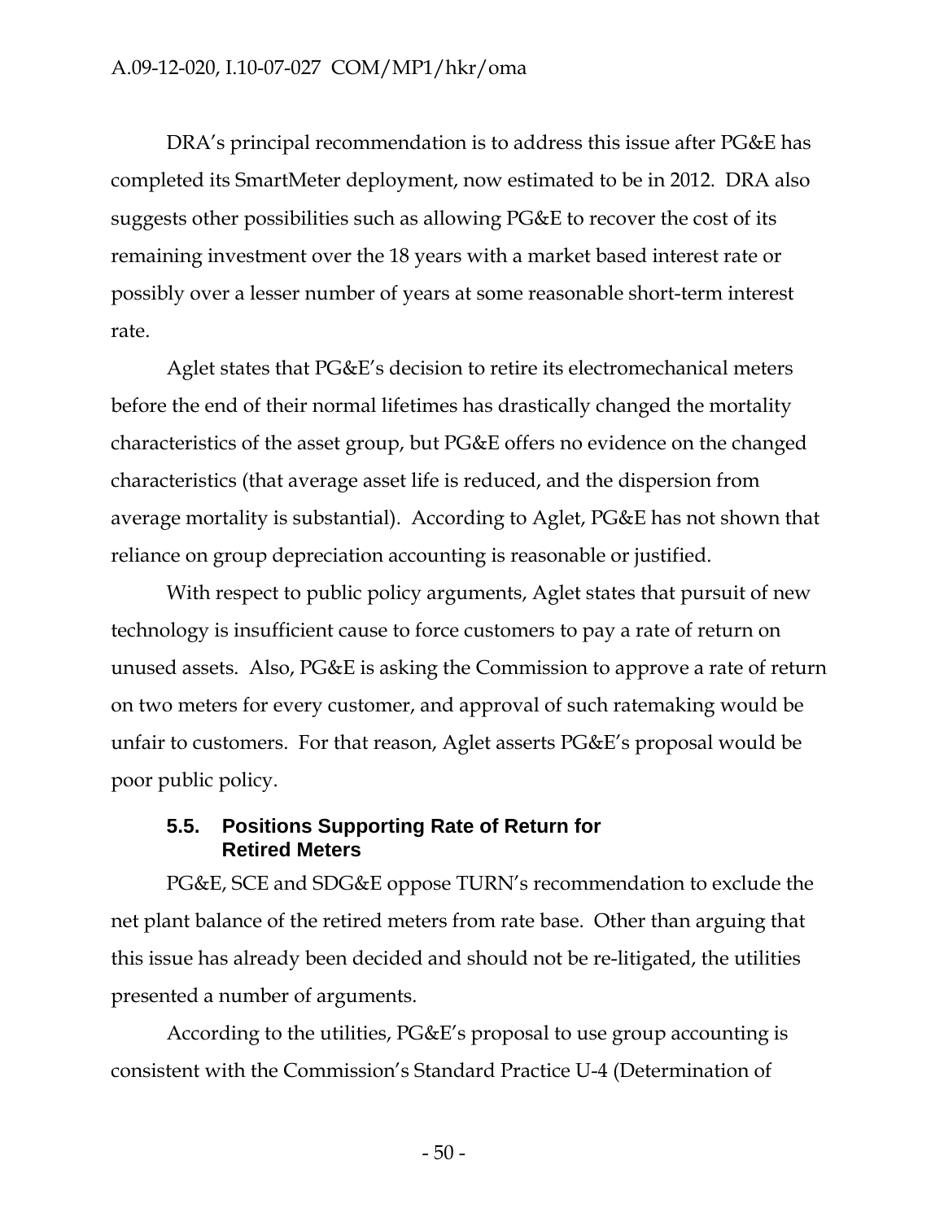DRA's principal recommendation is to address this issue after PG&E has completed its SmartMeter deployment, now estimated to be in 2012. DRA also suggests other possibilities such as allowing PG&E to recover the cost of its remaining investment over the 18 years with a market based interest rate or possibly over a lesser number of years at some reasonable short-term interest rate.

Aglet states that PG&E's decision to retire its electromechanical meters before the end of their normal lifetimes has drastically changed the mortality characteristics of the asset group, but PG&E offers no evidence on the changed characteristics (that average asset life is reduced, and the dispersion from average mortality is substantial). According to Aglet, PG&E has not shown that reliance on group depreciation accounting is reasonable or justified.

With respect to public policy arguments, Aglet states that pursuit of new technology is insufficient cause to force customers to pay a rate of return on unused assets. Also, PG&E is asking the Commission to approve a rate of return on two meters for every customer, and approval of such ratemaking would be unfair to customers. For that reason, Aglet asserts PG&E's proposal would be poor public policy.

### 5.5. Positions Supporting Rate of Return for Retired Meters

PG&E, SCE and SDG&E oppose TURN's recommendation to exclude the net plant balance of the retired meters from rate base. Other than arguing that this issue has already been decided and should not be re-litigated, the utilities presented a number of arguments.

According to the utilities, PG&E's proposal to use group accounting is consistent with the Commission's Standard Practice U-4 (Determination of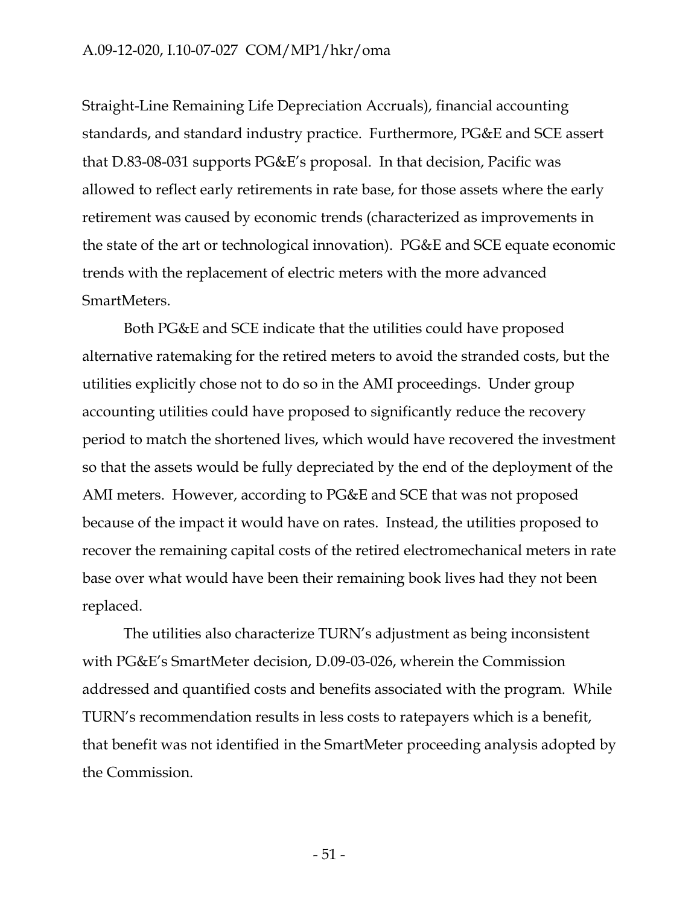Straight-Line Remaining Life Depreciation Accruals), financial accounting standards, and standard industry practice. Furthermore, PG&E and SCE assert that D.83-08-031 supports PG&E's proposal. In that decision, Pacific was allowed to reflect early retirements in rate base, for those assets where the early retirement was caused by economic trends (characterized as improvements in the state of the art or technological innovation). PG&E and SCE equate economic trends with the replacement of electric meters with the more advanced SmartMeters.

Both PG&E and SCE indicate that the utilities could have proposed alternative ratemaking for the retired meters to avoid the stranded costs, but the utilities explicitly chose not to do so in the AMI proceedings. Under group accounting utilities could have proposed to significantly reduce the recovery period to match the shortened lives, which would have recovered the investment so that the assets would be fully depreciated by the end of the deployment of the AMI meters. However, according to PG&E and SCE that was not proposed because of the impact it would have on rates. Instead, the utilities proposed to recover the remaining capital costs of the retired electromechanical meters in rate base over what would have been their remaining book lives had they not been replaced.

The utilities also characterize TURN's adjustment as being inconsistent with PG&E's SmartMeter decision, D.09-03-026, wherein the Commission addressed and quantified costs and benefits associated with the program. While TURN's recommendation results in less costs to ratepayers which is a benefit, that benefit was not identified in the SmartMeter proceeding analysis adopted by the Commission.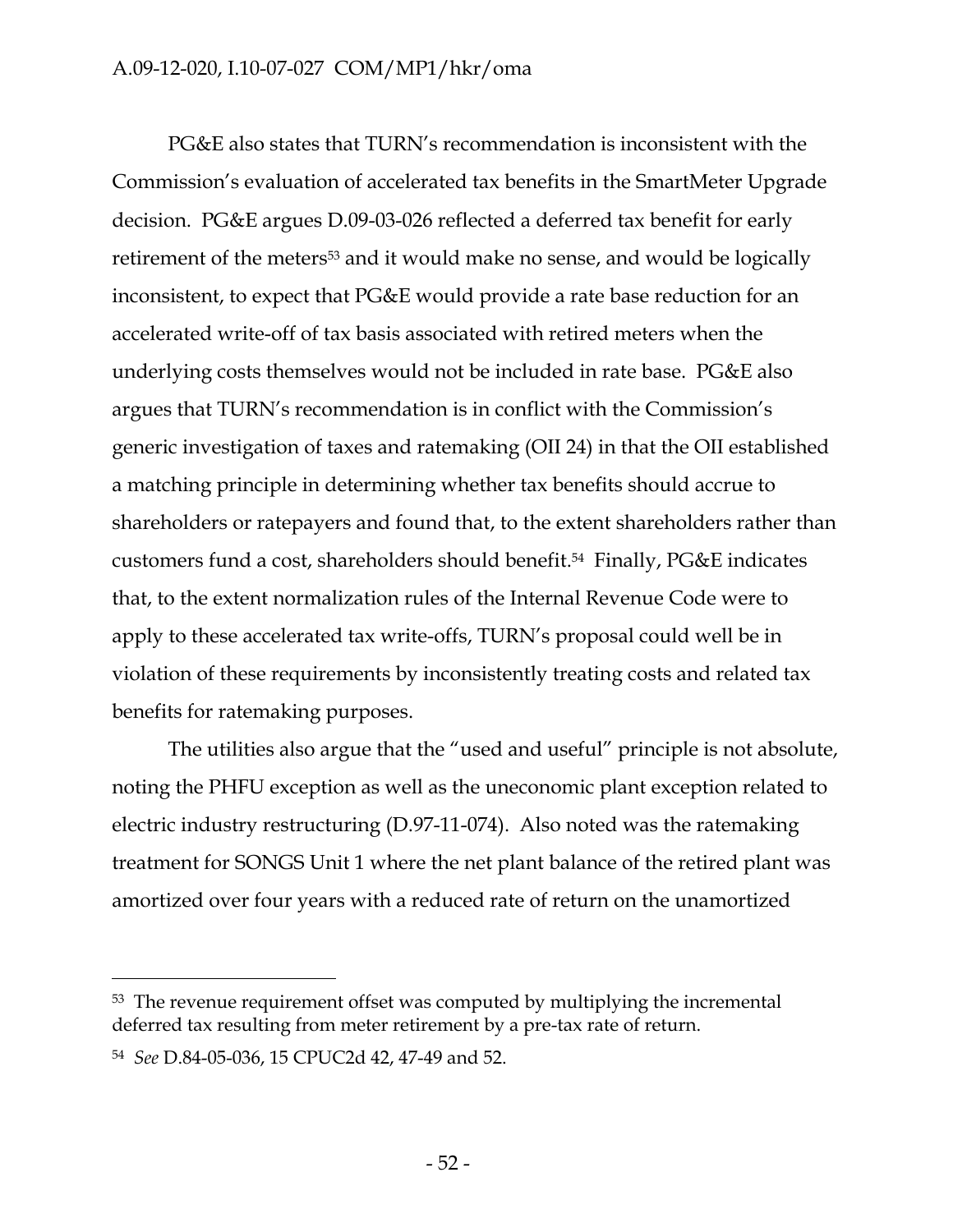PG&E also states that TURN's recommendation is inconsistent with the Commission's evaluation of accelerated tax benefits in the SmartMeter Upgrade decision. PG&E argues D.09-03-026 reflected a deferred tax benefit for early retirement of the meters[53] and it would make no sense, and would be logically inconsistent, to expect that PG&E would provide a rate base reduction for an accelerated write-off of tax basis associated with retired meters when the underlying costs themselves would not be included in rate base. PG&E also argues that TURN's recommendation is in conflict with the Commission's generic investigation of taxes and ratemaking (OII 24) in that the OII established a matching principle in determining whether tax benefits should accrue to shareholders or ratepayers and found that, to the extent shareholders rather than customers fund a cost, shareholders should benefit.[54] Finally, PG&E indicates that, to the extent normalization rules of the Internal Revenue Code were to apply to these accelerated tax write-offs, TURN's proposal could well be in violation of these requirements by inconsistently treating costs and related tax benefits for ratemaking purposes.

The utilities also argue that the "used and useful" principle is not absolute, noting the PHFU exception as well as the uneconomic plant exception related to electric industry restructuring (D.97-11-074). Also noted was the ratemaking treatment for SONGS Unit 1 where the net plant balance of the retired plant was amortized over four years with a reduced rate of return on the unamortized

---

[53] The revenue requirement offset was computed by multiplying the incremental deferred tax resulting from meter retirement by a pre-tax rate of return.

[54] *See* D.84-05-036, 15 CPUC2d 42, 47-49 and 52.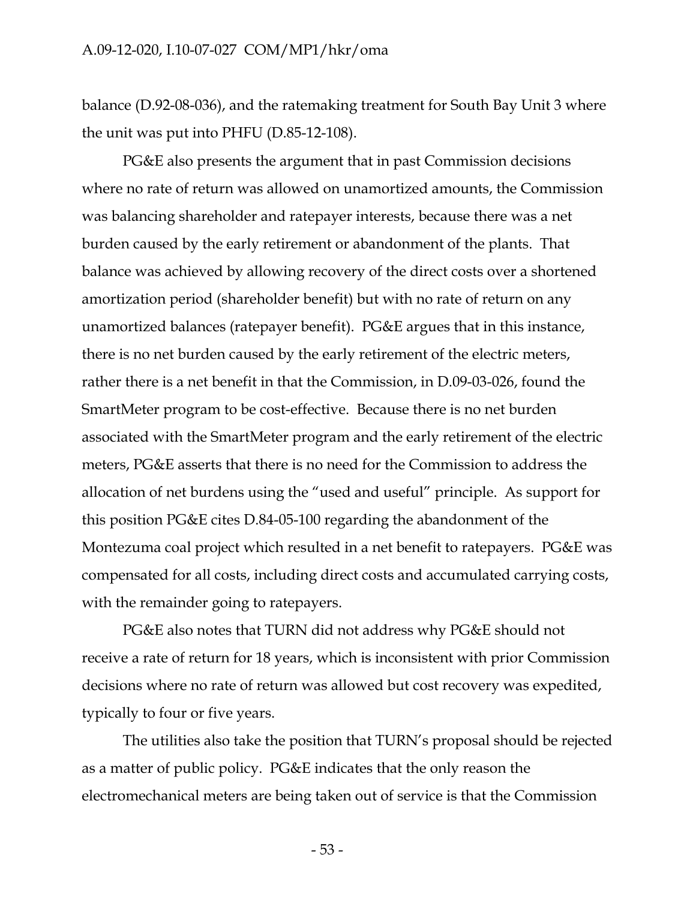balance (D.92-08-036), and the ratemaking treatment for South Bay Unit 3 where the unit was put into PHFU (D.85-12-108).

PG&E also presents the argument that in past Commission decisions where no rate of return was allowed on unamortized amounts, the Commission was balancing shareholder and ratepayer interests, because there was a net burden caused by the early retirement or abandonment of the plants. That balance was achieved by allowing recovery of the direct costs over a shortened amortization period (shareholder benefit) but with no rate of return on any unamortized balances (ratepayer benefit). PG&E argues that in this instance, there is no net burden caused by the early retirement of the electric meters, rather there is a net benefit in that the Commission, in D.09-03-026, found the SmartMeter program to be cost-effective. Because there is no net burden associated with the SmartMeter program and the early retirement of the electric meters, PG&E asserts that there is no need for the Commission to address the allocation of net burdens using the "used and useful" principle. As support for this position PG&E cites D.84-05-100 regarding the abandonment of the Montezuma coal project which resulted in a net benefit to ratepayers. PG&E was compensated for all costs, including direct costs and accumulated carrying costs, with the remainder going to ratepayers.

PG&E also notes that TURN did not address why PG&E should not receive a rate of return for 18 years, which is inconsistent with prior Commission decisions where no rate of return was allowed but cost recovery was expedited, typically to four or five years.

The utilities also take the position that TURN's proposal should be rejected as a matter of public policy. PG&E indicates that the only reason the electromechanical meters are being taken out of service is that the Commission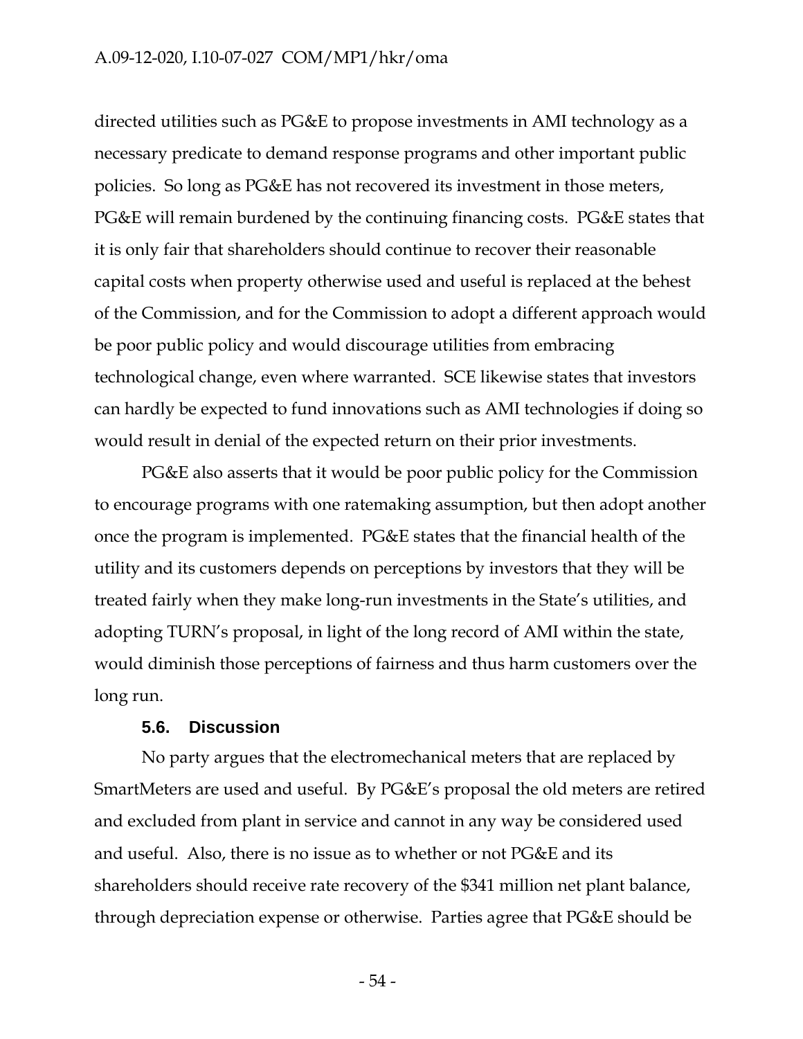directed utilities such as PG&E to propose investments in AMI technology as a necessary predicate to demand response programs and other important public policies. So long as PG&E has not recovered its investment in those meters, PG&E will remain burdened by the continuing financing costs. PG&E states that it is only fair that shareholders should continue to recover their reasonable capital costs when property otherwise used and useful is replaced at the behest of the Commission, and for the Commission to adopt a different approach would be poor public policy and would discourage utilities from embracing technological change, even where warranted. SCE likewise states that investors can hardly be expected to fund innovations such as AMI technologies if doing so would result in denial of the expected return on their prior investments.

PG&E also asserts that it would be poor public policy for the Commission to encourage programs with one ratemaking assumption, but then adopt another once the program is implemented. PG&E states that the financial health of the utility and its customers depends on perceptions by investors that they will be treated fairly when they make long-run investments in the State's utilities, and adopting TURN's proposal, in light of the long record of AMI within the state, would diminish those perceptions of fairness and thus harm customers over the long run.

### 5.6. Discussion

No party argues that the electromechanical meters that are replaced by SmartMeters are used and useful. By PG&E's proposal the old meters are retired and excluded from plant in service and cannot in any way be considered used and useful. Also, there is no issue as to whether or not PG&E and its shareholders should receive rate recovery of the $341 million net plant balance, through depreciation expense or otherwise. Parties agree that PG&E should be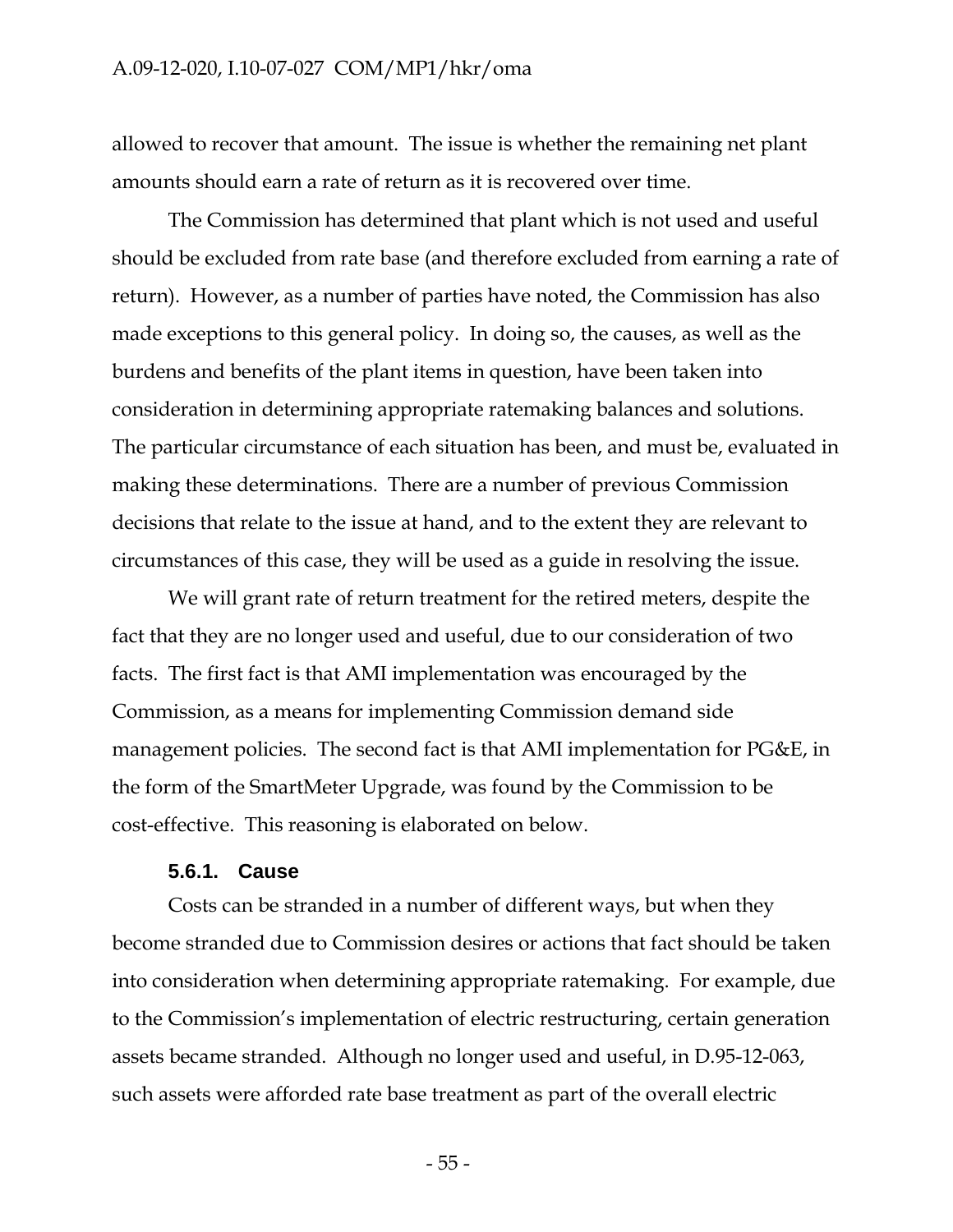allowed to recover that amount. The issue is whether the remaining net plant amounts should earn a rate of return as it is recovered over time.

The Commission has determined that plant which is not used and useful should be excluded from rate base (and therefore excluded from earning a rate of return). However, as a number of parties have noted, the Commission has also made exceptions to this general policy. In doing so, the causes, as well as the burdens and benefits of the plant items in question, have been taken into consideration in determining appropriate ratemaking balances and solutions. The particular circumstance of each situation has been, and must be, evaluated in making these determinations. There are a number of previous Commission decisions that relate to the issue at hand, and to the extent they are relevant to circumstances of this case, they will be used as a guide in resolving the issue.

We will grant rate of return treatment for the retired meters, despite the fact that they are no longer used and useful, due to our consideration of two facts. The first fact is that AMI implementation was encouraged by the Commission, as a means for implementing Commission demand side management policies. The second fact is that AMI implementation for PG&E, in the form of the SmartMeter Upgrade, was found by the Commission to be cost-effective. This reasoning is elaborated on below.

#### 5.6.1. Cause

Costs can be stranded in a number of different ways, but when they become stranded due to Commission desires or actions that fact should be taken into consideration when determining appropriate ratemaking. For example, due to the Commission's implementation of electric restructuring, certain generation assets became stranded. Although no longer used and useful, in D.95-12-063, such assets were afforded rate base treatment as part of the overall electric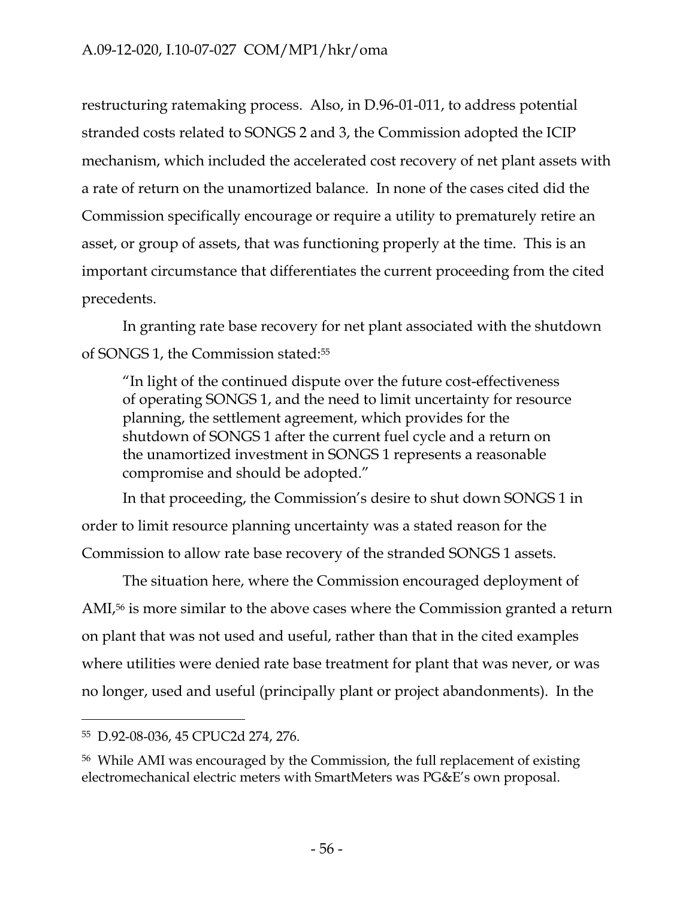restructuring ratemaking process. Also, in D.96-01-011, to address potential stranded costs related to SONGS 2 and 3, the Commission adopted the ICIP mechanism, which included the accelerated cost recovery of net plant assets with a rate of return on the unamortized balance. In none of the cases cited did the Commission specifically encourage or require a utility to prematurely retire an asset, or group of assets, that was functioning properly at the time. This is an important circumstance that differentiates the current proceeding from the cited precedents.

In granting rate base recovery for net plant associated with the shutdown of SONGS 1, the Commission stated:[55]

> "In light of the continued dispute over the future cost-effectiveness of operating SONGS 1, and the need to limit uncertainty for resource planning, the settlement agreement, which provides for the shutdown of SONGS 1 after the current fuel cycle and a return on the unamortized investment in SONGS 1 represents a reasonable compromise and should be adopted."

In that proceeding, the Commission's desire to shut down SONGS 1 in order to limit resource planning uncertainty was a stated reason for the Commission to allow rate base recovery of the stranded SONGS 1 assets.

The situation here, where the Commission encouraged deployment of AMI,[56] is more similar to the above cases where the Commission granted a return on plant that was not used and useful, rather than that in the cited examples where utilities were denied rate base treatment for plant that was never, or was no longer, used and useful (principally plant or project abandonments). In the

---

[55] D.92-08-036, 45 CPUC2d 274, 276.

[56] While AMI was encouraged by the Commission, the full replacement of existing electromechanical electric meters with SmartMeters was PG&E's own proposal.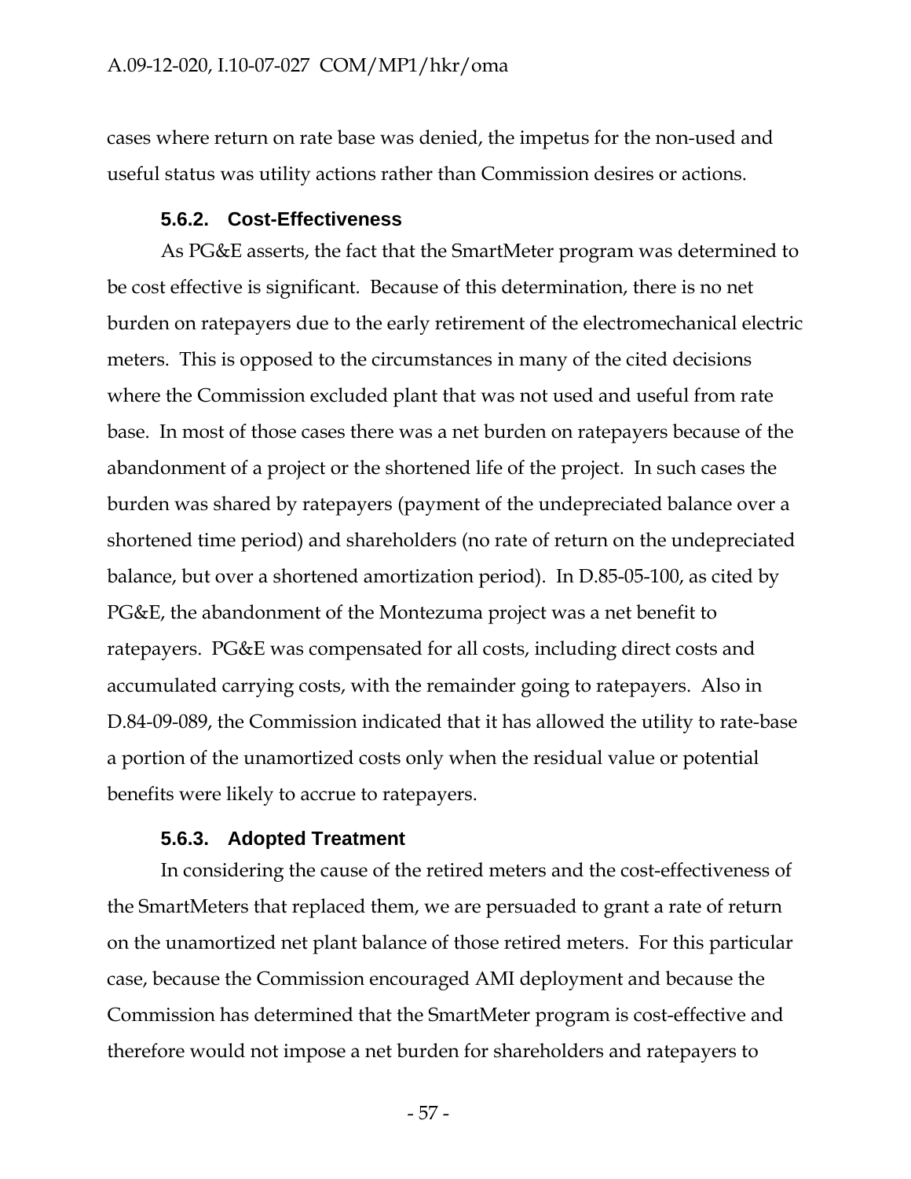cases where return on rate base was denied, the impetus for the non-used and useful status was utility actions rather than Commission desires or actions.

### 5.6.2. Cost-Effectiveness

As PG&E asserts, the fact that the SmartMeter program was determined to be cost effective is significant. Because of this determination, there is no net burden on ratepayers due to the early retirement of the electromechanical electric meters. This is opposed to the circumstances in many of the cited decisions where the Commission excluded plant that was not used and useful from rate base. In most of those cases there was a net burden on ratepayers because of the abandonment of a project or the shortened life of the project. In such cases the burden was shared by ratepayers (payment of the undepreciated balance over a shortened time period) and shareholders (no rate of return on the undepreciated balance, but over a shortened amortization period). In D.85-05-100, as cited by PG&E, the abandonment of the Montezuma project was a net benefit to ratepayers. PG&E was compensated for all costs, including direct costs and accumulated carrying costs, with the remainder going to ratepayers. Also in D.84-09-089, the Commission indicated that it has allowed the utility to rate-base a portion of the unamortized costs only when the residual value or potential benefits were likely to accrue to ratepayers.

### 5.6.3. Adopted Treatment

In considering the cause of the retired meters and the cost-effectiveness of the SmartMeters that replaced them, we are persuaded to grant a rate of return on the unamortized net plant balance of those retired meters. For this particular case, because the Commission encouraged AMI deployment and because the Commission has determined that the SmartMeter program is cost-effective and therefore would not impose a net burden for shareholders and ratepayers to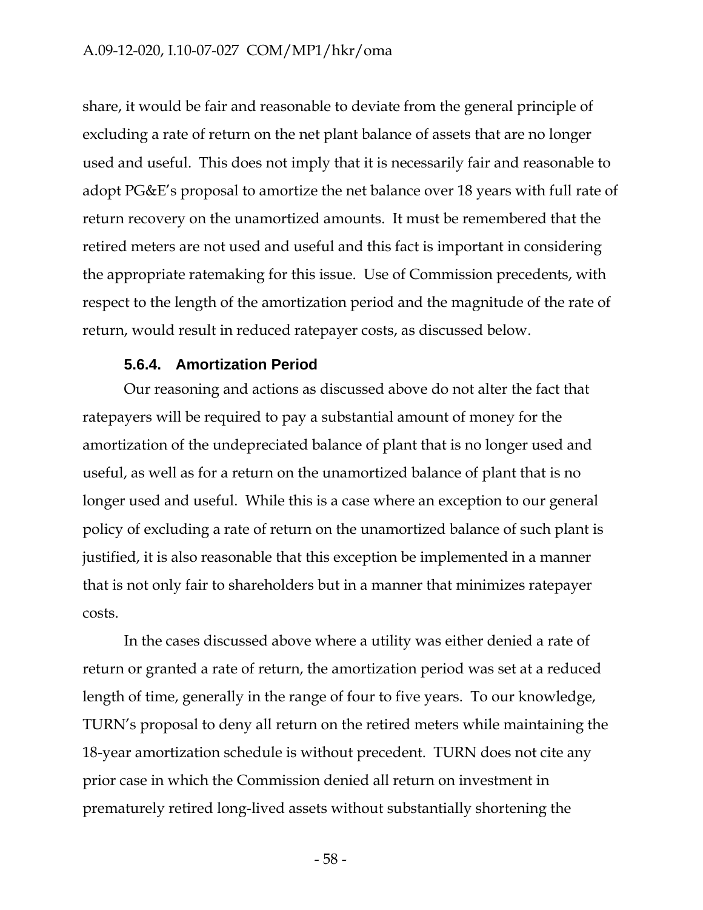share, it would be fair and reasonable to deviate from the general principle of excluding a rate of return on the net plant balance of assets that are no longer used and useful. This does not imply that it is necessarily fair and reasonable to adopt PG&E's proposal to amortize the net balance over 18 years with full rate of return recovery on the unamortized amounts. It must be remembered that the retired meters are not used and useful and this fact is important in considering the appropriate ratemaking for this issue. Use of Commission precedents, with respect to the length of the amortization period and the magnitude of the rate of return, would result in reduced ratepayer costs, as discussed below.

#### 5.6.4. Amortization Period

Our reasoning and actions as discussed above do not alter the fact that ratepayers will be required to pay a substantial amount of money for the amortization of the undepreciated balance of plant that is no longer used and useful, as well as for a return on the unamortized balance of plant that is no longer used and useful. While this is a case where an exception to our general policy of excluding a rate of return on the unamortized balance of such plant is justified, it is also reasonable that this exception be implemented in a manner that is not only fair to shareholders but in a manner that minimizes ratepayer costs.

In the cases discussed above where a utility was either denied a rate of return or granted a rate of return, the amortization period was set at a reduced length of time, generally in the range of four to five years. To our knowledge, TURN's proposal to deny all return on the retired meters while maintaining the 18-year amortization schedule is without precedent. TURN does not cite any prior case in which the Commission denied all return on investment in prematurely retired long-lived assets without substantially shortening the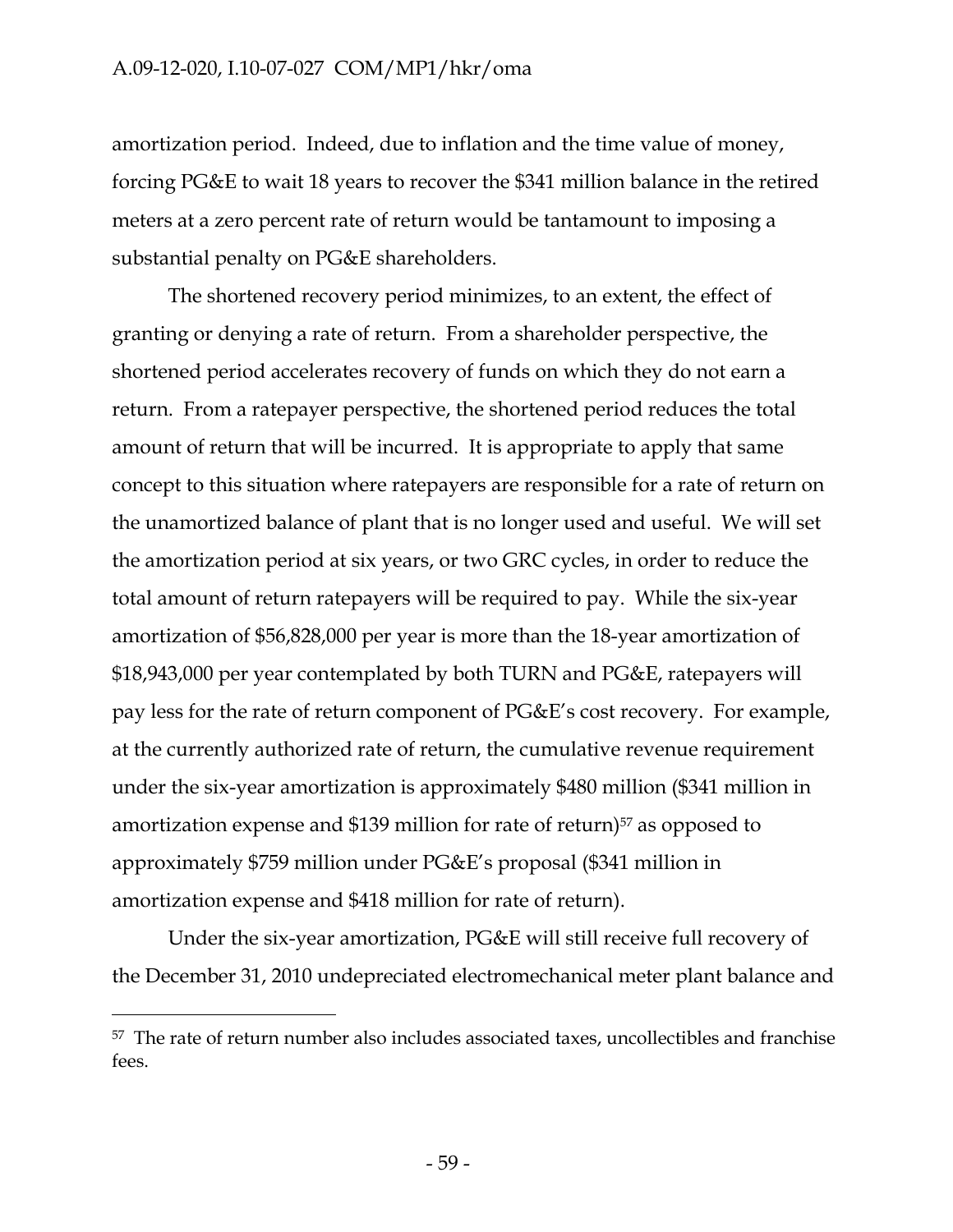amortization period. Indeed, due to inflation and the time value of money, forcing PG&E to wait 18 years to recover the $341 million balance in the retired meters at a zero percent rate of return would be tantamount to imposing a substantial penalty on PG&E shareholders.

The shortened recovery period minimizes, to an extent, the effect of granting or denying a rate of return. From a shareholder perspective, the shortened period accelerates recovery of funds on which they do not earn a return. From a ratepayer perspective, the shortened period reduces the total amount of return that will be incurred. It is appropriate to apply that same concept to this situation where ratepayers are responsible for a rate of return on the unamortized balance of plant that is no longer used and useful. We will set the amortization period at six years, or two GRC cycles, in order to reduce the total amount of return ratepayers will be required to pay. While the six-year amortization of $56,828,000 per year is more than the 18-year amortization of $18,943,000 per year contemplated by both TURN and PG&E, ratepayers will pay less for the rate of return component of PG&E's cost recovery. For example, at the currently authorized rate of return, the cumulative revenue requirement under the six-year amortization is approximately $480 million ($341 million in amortization expense and $139 million for rate of return)[57] as opposed to approximately $759 million under PG&E's proposal ($341 million in amortization expense and $418 million for rate of return).

Under the six-year amortization, PG&E will still receive full recovery of the December 31, 2010 undepreciated electromechanical meter plant balance and

---

[57] The rate of return number also includes associated taxes, uncollectibles and franchise fees.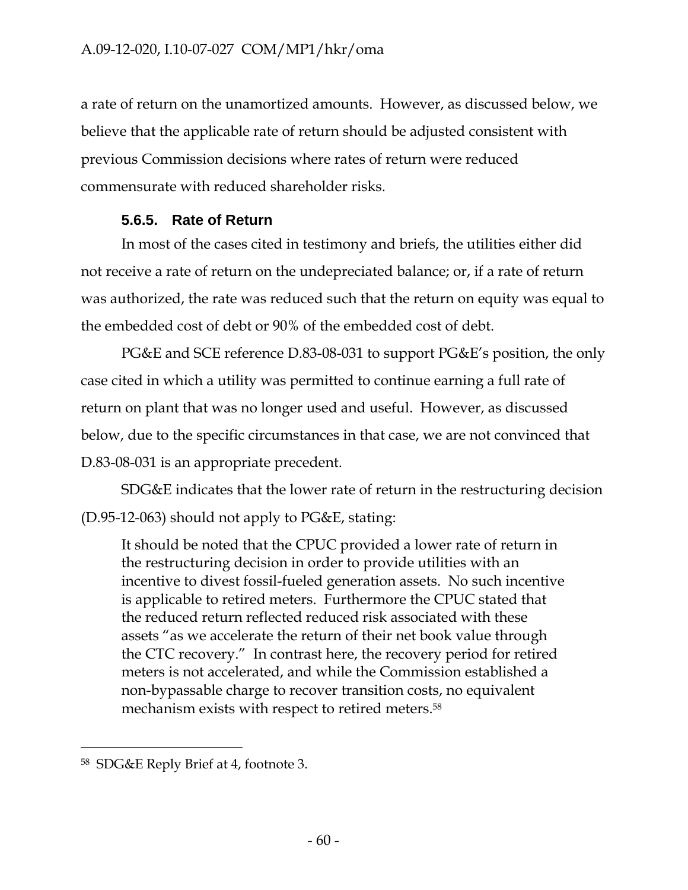a rate of return on the unamortized amounts. However, as discussed below, we believe that the applicable rate of return should be adjusted consistent with previous Commission decisions where rates of return were reduced commensurate with reduced shareholder risks.

### 5.6.5. Rate of Return

In most of the cases cited in testimony and briefs, the utilities either did not receive a rate of return on the undepreciated balance; or, if a rate of return was authorized, the rate was reduced such that the return on equity was equal to the embedded cost of debt or 90% of the embedded cost of debt.

PG&E and SCE reference D.83-08-031 to support PG&E's position, the only case cited in which a utility was permitted to continue earning a full rate of return on plant that was no longer used and useful. However, as discussed below, due to the specific circumstances in that case, we are not convinced that D.83-08-031 is an appropriate precedent.

SDG&E indicates that the lower rate of return in the restructuring decision (D.95-12-063) should not apply to PG&E, stating:

> It should be noted that the CPUC provided a lower rate of return in the restructuring decision in order to provide utilities with an incentive to divest fossil-fueled generation assets. No such incentive is applicable to retired meters. Furthermore the CPUC stated that the reduced return reflected reduced risk associated with these assets "as we accelerate the return of their net book value through the CTC recovery." In contrast here, the recovery period for retired meters is not accelerated, and while the Commission established a non-bypassable charge to recover transition costs, no equivalent mechanism exists with respect to retired meters.[58]

---

[58] SDG&E Reply Brief at 4, footnote 3.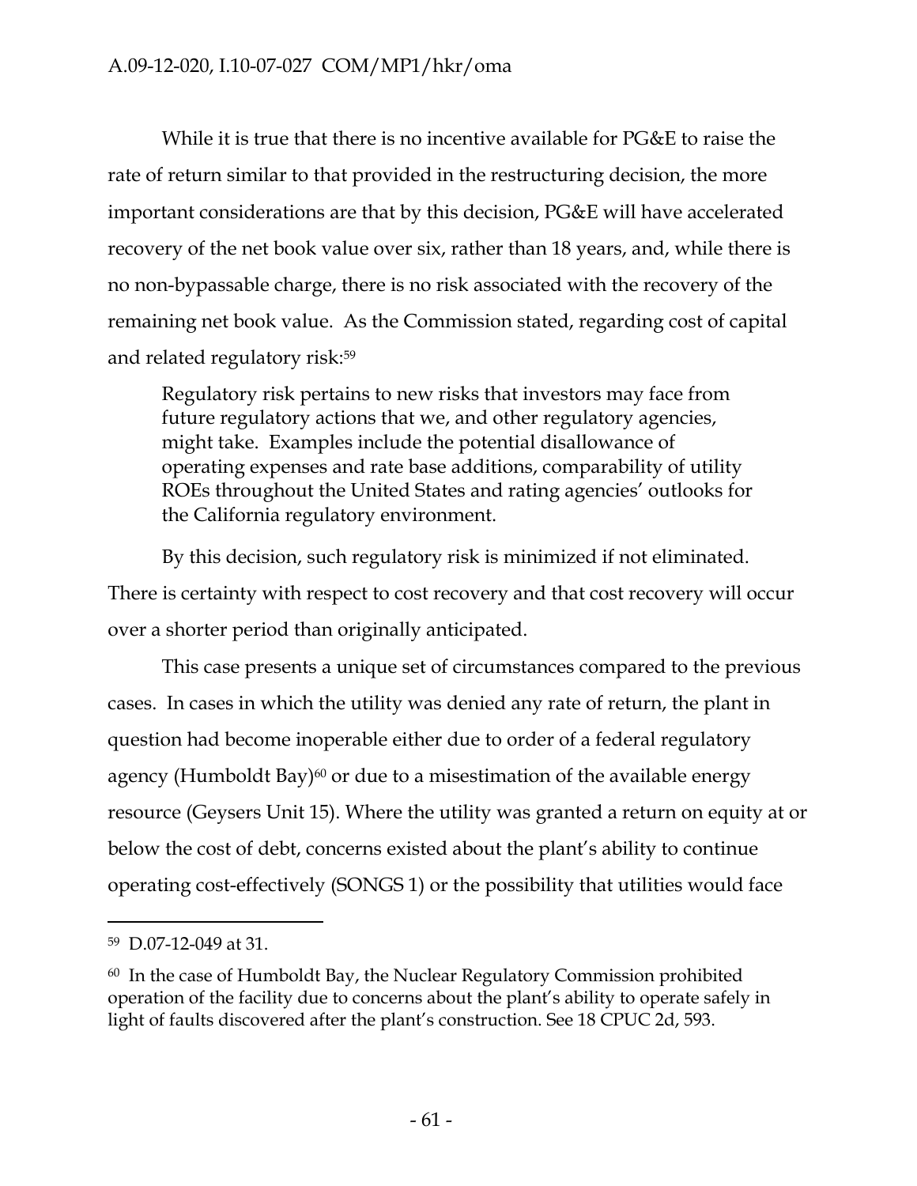While it is true that there is no incentive available for PG&E to raise the rate of return similar to that provided in the restructuring decision, the more important considerations are that by this decision, PG&E will have accelerated recovery of the net book value over six, rather than 18 years, and, while there is no non-bypassable charge, there is no risk associated with the recovery of the remaining net book value. As the Commission stated, regarding cost of capital and related regulatory risk:[59]

> Regulatory risk pertains to new risks that investors may face from future regulatory actions that we, and other regulatory agencies, might take. Examples include the potential disallowance of operating expenses and rate base additions, comparability of utility ROEs throughout the United States and rating agencies' outlooks for the California regulatory environment.

By this decision, such regulatory risk is minimized if not eliminated. There is certainty with respect to cost recovery and that cost recovery will occur over a shorter period than originally anticipated.

This case presents a unique set of circumstances compared to the previous cases. In cases in which the utility was denied any rate of return, the plant in question had become inoperable either due to order of a federal regulatory agency (Humboldt Bay)[60] or due to a misestimation of the available energy resource (Geysers Unit 15). Where the utility was granted a return on equity at or below the cost of debt, concerns existed about the plant's ability to continue operating cost-effectively (SONGS 1) or the possibility that utilities would face

---

[59] D.07-12-049 at 31.

[60] In the case of Humboldt Bay, the Nuclear Regulatory Commission prohibited operation of the facility due to concerns about the plant's ability to operate safely in light of faults discovered after the plant's construction. See 18 CPUC 2d, 593.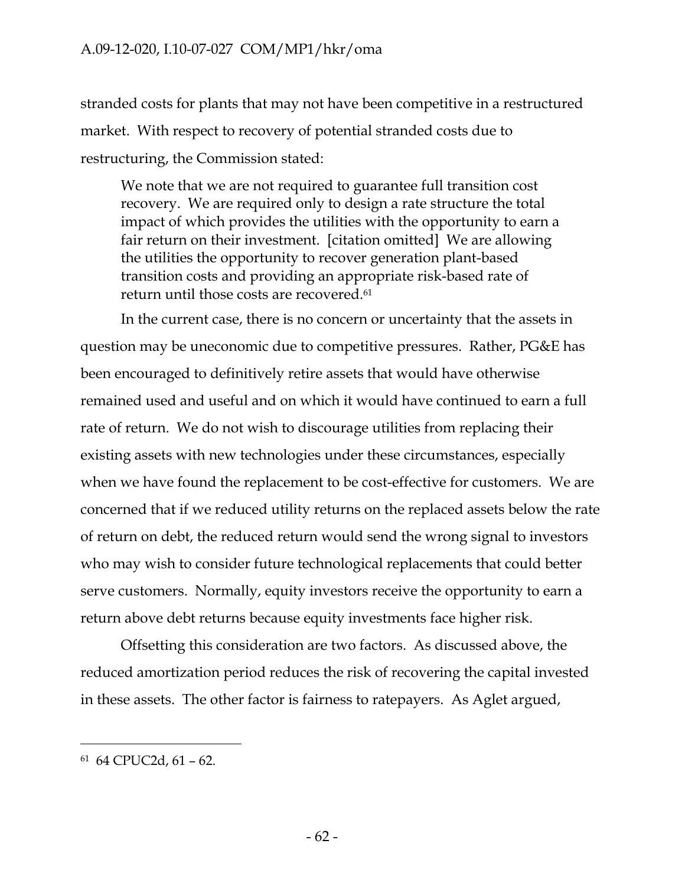stranded costs for plants that may not have been competitive in a restructured market. With respect to recovery of potential stranded costs due to restructuring, the Commission stated:

> We note that we are not required to guarantee full transition cost recovery. We are required only to design a rate structure the total impact of which provides the utilities with the opportunity to earn a fair return on their investment. [citation omitted] We are allowing the utilities the opportunity to recover generation plant-based transition costs and providing an appropriate risk-based rate of return until those costs are recovered.[61]

In the current case, there is no concern or uncertainty that the assets in question may be uneconomic due to competitive pressures. Rather, PG&E has been encouraged to definitively retire assets that would have otherwise remained used and useful and on which it would have continued to earn a full rate of return. We do not wish to discourage utilities from replacing their existing assets with new technologies under these circumstances, especially when we have found the replacement to be cost-effective for customers. We are concerned that if we reduced utility returns on the replaced assets below the rate of return on debt, the reduced return would send the wrong signal to investors who may wish to consider future technological replacements that could better serve customers. Normally, equity investors receive the opportunity to earn a return above debt returns because equity investments face higher risk.

Offsetting this consideration are two factors. As discussed above, the reduced amortization period reduces the risk of recovering the capital invested in these assets. The other factor is fairness to ratepayers. As Aglet argued,

---

[61] 64 CPUC2d, 61 – 62.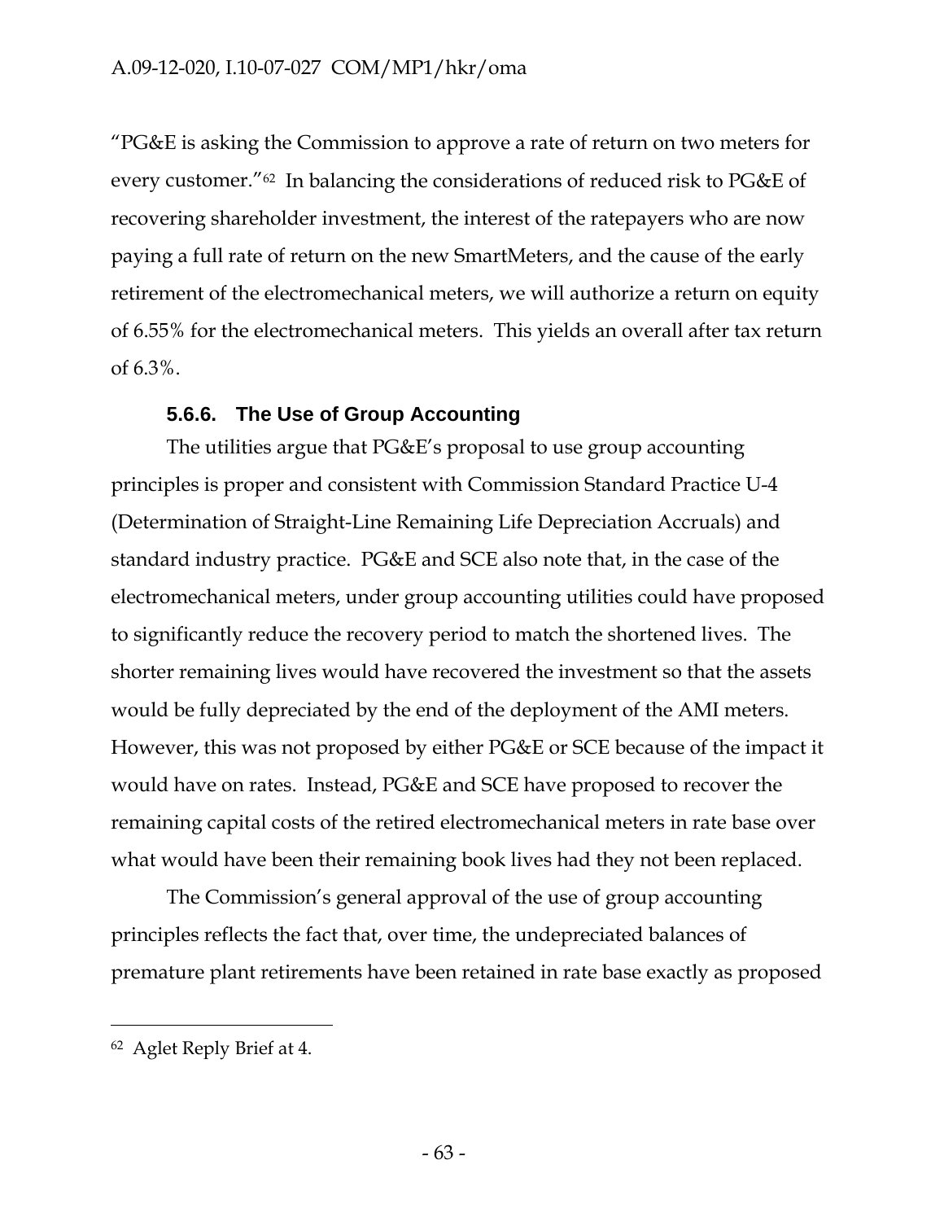"PG&E is asking the Commission to approve a rate of return on two meters for every customer."[62] In balancing the considerations of reduced risk to PG&E of recovering shareholder investment, the interest of the ratepayers who are now paying a full rate of return on the new SmartMeters, and the cause of the early retirement of the electromechanical meters, we will authorize a return on equity of 6.55% for the electromechanical meters. This yields an overall after tax return of 6.3%.

### 5.6.6. The Use of Group Accounting

The utilities argue that PG&E's proposal to use group accounting principles is proper and consistent with Commission Standard Practice U-4 (Determination of Straight-Line Remaining Life Depreciation Accruals) and standard industry practice. PG&E and SCE also note that, in the case of the electromechanical meters, under group accounting utilities could have proposed to significantly reduce the recovery period to match the shortened lives. The shorter remaining lives would have recovered the investment so that the assets would be fully depreciated by the end of the deployment of the AMI meters. However, this was not proposed by either PG&E or SCE because of the impact it would have on rates. Instead, PG&E and SCE have proposed to recover the remaining capital costs of the retired electromechanical meters in rate base over what would have been their remaining book lives had they not been replaced.

The Commission's general approval of the use of group accounting principles reflects the fact that, over time, the undepreciated balances of premature plant retirements have been retained in rate base exactly as proposed

---

[62] Aglet Reply Brief at 4.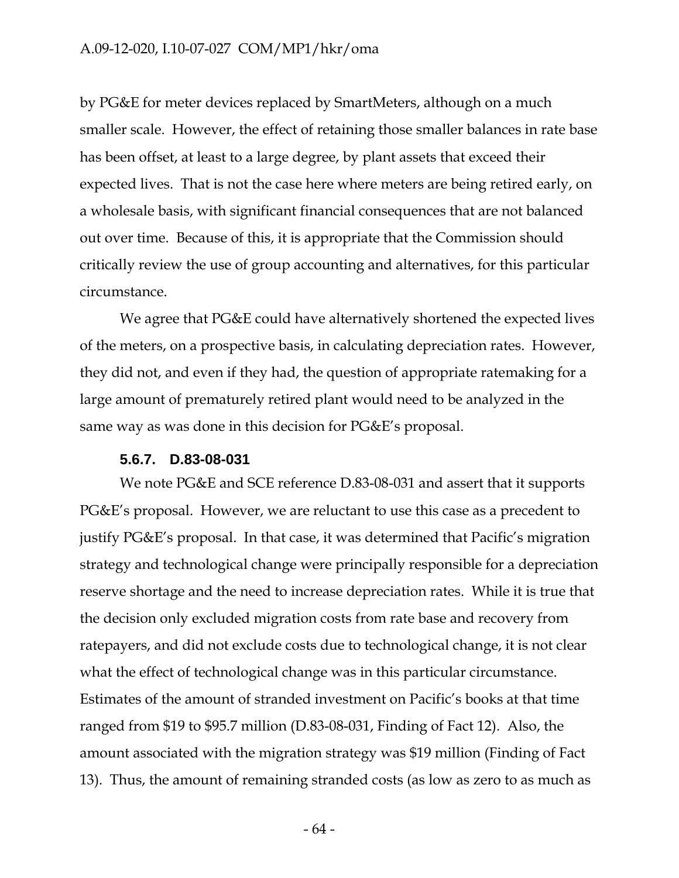by PG&E for meter devices replaced by SmartMeters, although on a much smaller scale. However, the effect of retaining those smaller balances in rate base has been offset, at least to a large degree, by plant assets that exceed their expected lives. That is not the case here where meters are being retired early, on a wholesale basis, with significant financial consequences that are not balanced out over time. Because of this, it is appropriate that the Commission should critically review the use of group accounting and alternatives, for this particular circumstance.

We agree that PG&E could have alternatively shortened the expected lives of the meters, on a prospective basis, in calculating depreciation rates. However, they did not, and even if they had, the question of appropriate ratemaking for a large amount of prematurely retired plant would need to be analyzed in the same way as was done in this decision for PG&E's proposal.

#### 5.6.7. D.83-08-031

We note PG&E and SCE reference D.83-08-031 and assert that it supports PG&E's proposal. However, we are reluctant to use this case as a precedent to justify PG&E's proposal. In that case, it was determined that Pacific's migration strategy and technological change were principally responsible for a depreciation reserve shortage and the need to increase depreciation rates. While it is true that the decision only excluded migration costs from rate base and recovery from ratepayers, and did not exclude costs due to technological change, it is not clear what the effect of technological change was in this particular circumstance. Estimates of the amount of stranded investment on Pacific's books at that time ranged from $19 to $95.7 million (D.83-08-031, Finding of Fact 12). Also, the amount associated with the migration strategy was $19 million (Finding of Fact 13). Thus, the amount of remaining stranded costs (as low as zero to as much as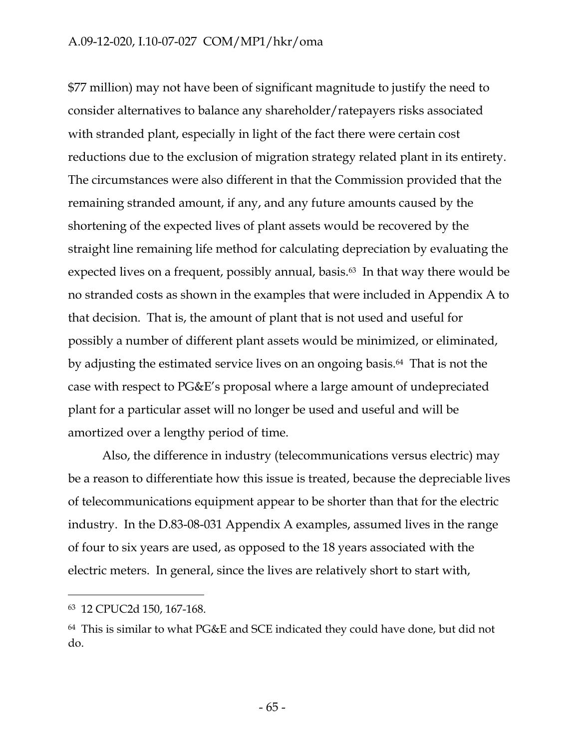$77 million) may not have been of significant magnitude to justify the need to consider alternatives to balance any shareholder/ratepayers risks associated with stranded plant, especially in light of the fact there were certain cost reductions due to the exclusion of migration strategy related plant in its entirety. The circumstances were also different in that the Commission provided that the remaining stranded amount, if any, and any future amounts caused by the shortening of the expected lives of plant assets would be recovered by the straight line remaining life method for calculating depreciation by evaluating the expected lives on a frequent, possibly annual, basis.[63] In that way there would be no stranded costs as shown in the examples that were included in Appendix A to that decision. That is, the amount of plant that is not used and useful for possibly a number of different plant assets would be minimized, or eliminated, by adjusting the estimated service lives on an ongoing basis.[64] That is not the case with respect to PG&E's proposal where a large amount of undepreciated plant for a particular asset will no longer be used and useful and will be amortized over a lengthy period of time.

Also, the difference in industry (telecommunications versus electric) may be a reason to differentiate how this issue is treated, because the depreciable lives of telecommunications equipment appear to be shorter than that for the electric industry. In the D.83-08-031 Appendix A examples, assumed lives in the range of four to six years are used, as opposed to the 18 years associated with the electric meters. In general, since the lives are relatively short to start with,

---

[63] 12 CPUC2d 150, 167-168.

[64] This is similar to what PG&E and SCE indicated they could have done, but did not do.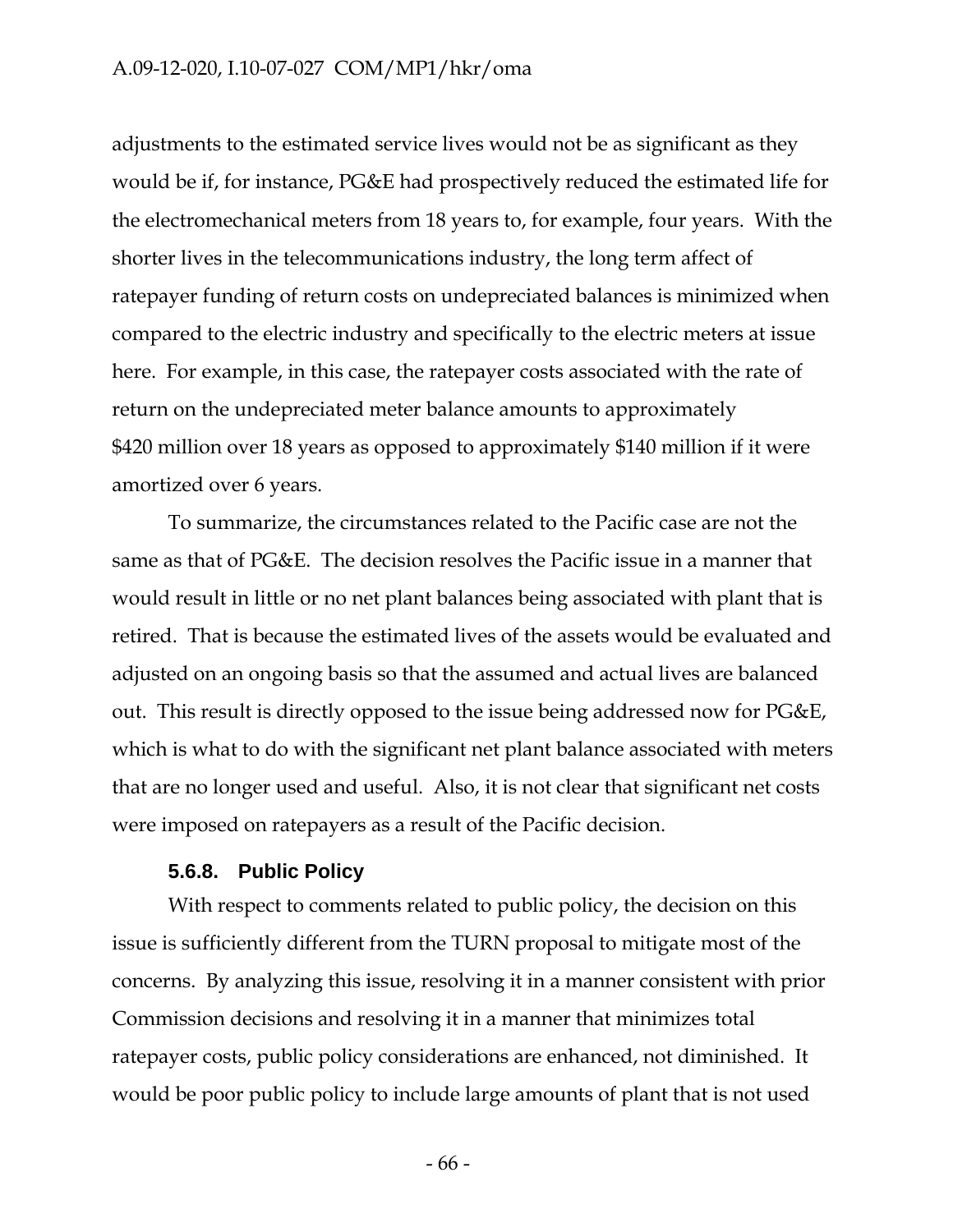adjustments to the estimated service lives would not be as significant as they would be if, for instance, PG&E had prospectively reduced the estimated life for the electromechanical meters from 18 years to, for example, four years. With the shorter lives in the telecommunications industry, the long term affect of ratepayer funding of return costs on undepreciated balances is minimized when compared to the electric industry and specifically to the electric meters at issue here. For example, in this case, the ratepayer costs associated with the rate of return on the undepreciated meter balance amounts to approximately $420 million over 18 years as opposed to approximately $140 million if it were amortized over 6 years.

To summarize, the circumstances related to the Pacific case are not the same as that of PG&E. The decision resolves the Pacific issue in a manner that would result in little or no net plant balances being associated with plant that is retired. That is because the estimated lives of the assets would be evaluated and adjusted on an ongoing basis so that the assumed and actual lives are balanced out. This result is directly opposed to the issue being addressed now for PG&E, which is what to do with the significant net plant balance associated with meters that are no longer used and useful. Also, it is not clear that significant net costs were imposed on ratepayers as a result of the Pacific decision.

#### 5.6.8. Public Policy

With respect to comments related to public policy, the decision on this issue is sufficiently different from the TURN proposal to mitigate most of the concerns. By analyzing this issue, resolving it in a manner consistent with prior Commission decisions and resolving it in a manner that minimizes total ratepayer costs, public policy considerations are enhanced, not diminished. It would be poor public policy to include large amounts of plant that is not used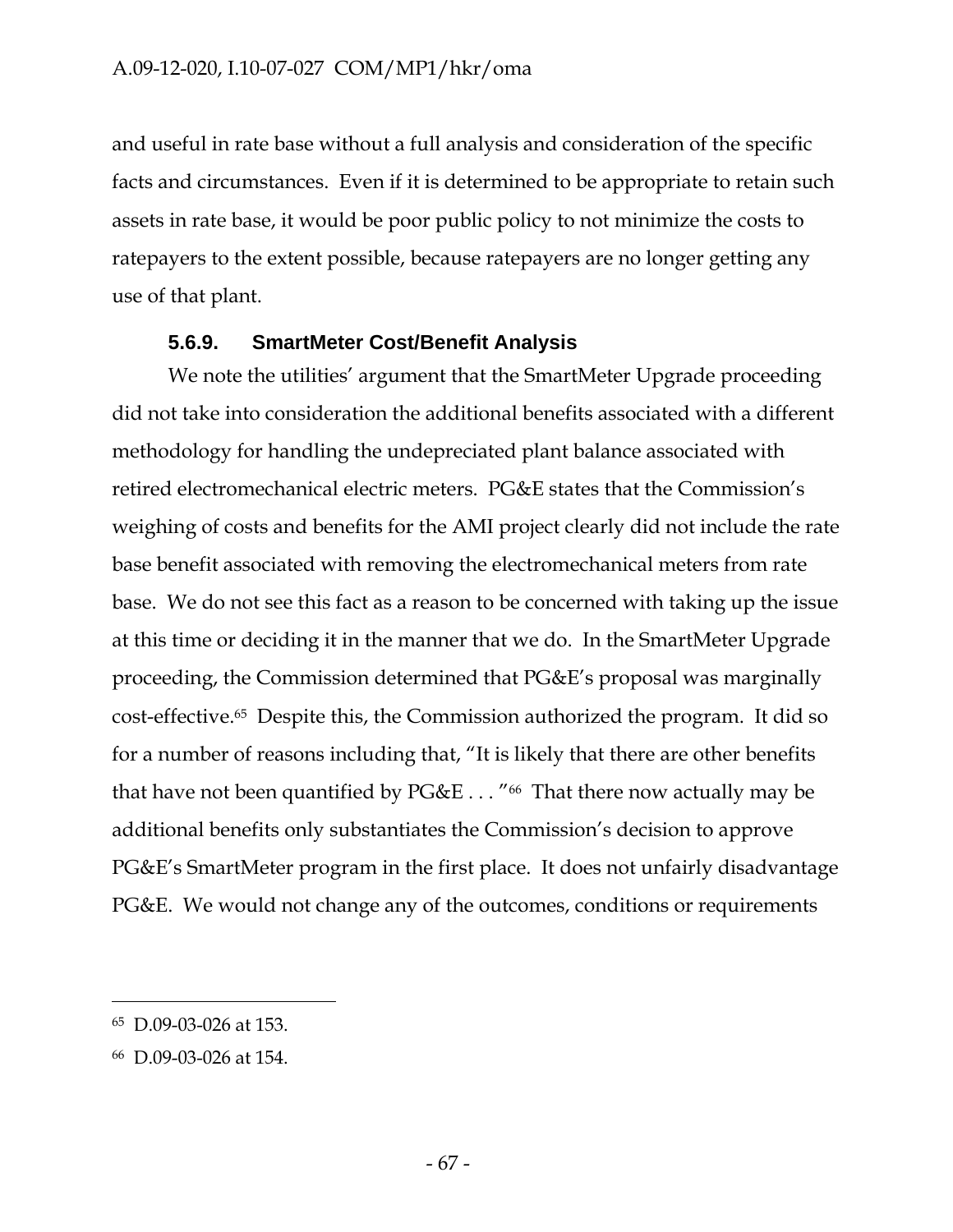and useful in rate base without a full analysis and consideration of the specific facts and circumstances. Even if it is determined to be appropriate to retain such assets in rate base, it would be poor public policy to not minimize the costs to ratepayers to the extent possible, because ratepayers are no longer getting any use of that plant.

### 5.6.9. SmartMeter Cost/Benefit Analysis

We note the utilities' argument that the SmartMeter Upgrade proceeding did not take into consideration the additional benefits associated with a different methodology for handling the undepreciated plant balance associated with retired electromechanical electric meters. PG&E states that the Commission's weighing of costs and benefits for the AMI project clearly did not include the rate base benefit associated with removing the electromechanical meters from rate base. We do not see this fact as a reason to be concerned with taking up the issue at this time or deciding it in the manner that we do. In the SmartMeter Upgrade proceeding, the Commission determined that PG&E's proposal was marginally cost-effective.[65] Despite this, the Commission authorized the program. It did so for a number of reasons including that, "It is likely that there are other benefits that have not been quantified by PG&E . . . "[66] That there now actually may be additional benefits only substantiates the Commission's decision to approve PG&E's SmartMeter program in the first place. It does not unfairly disadvantage PG&E. We would not change any of the outcomes, conditions or requirements

---

[65] D.09-03-026 at 153.

[66] D.09-03-026 at 154.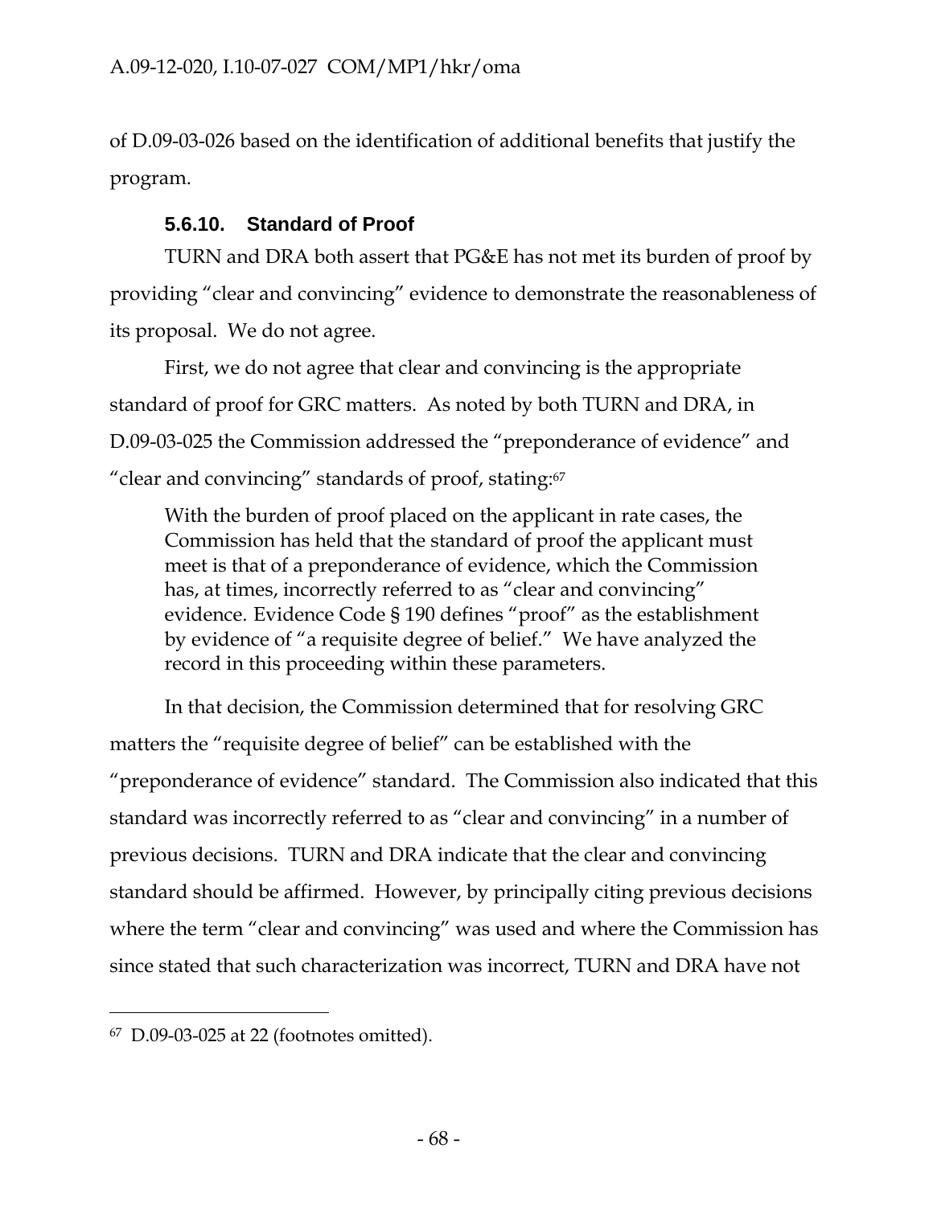of D.09-03-026 based on the identification of additional benefits that justify the program.

### 5.6.10. Standard of Proof

TURN and DRA both assert that PG&E has not met its burden of proof by providing "clear and convincing" evidence to demonstrate the reasonableness of its proposal. We do not agree.

First, we do not agree that clear and convincing is the appropriate standard of proof for GRC matters. As noted by both TURN and DRA, in D.09-03-025 the Commission addressed the "preponderance of evidence" and "clear and convincing" standards of proof, stating:[67]

> With the burden of proof placed on the applicant in rate cases, the Commission has held that the standard of proof the applicant must meet is that of a preponderance of evidence, which the Commission has, at times, incorrectly referred to as "clear and convincing" evidence. Evidence Code § 190 defines "proof" as the establishment by evidence of "a requisite degree of belief." We have analyzed the record in this proceeding within these parameters.

In that decision, the Commission determined that for resolving GRC matters the "requisite degree of belief" can be established with the "preponderance of evidence" standard. The Commission also indicated that this standard was incorrectly referred to as "clear and convincing" in a number of previous decisions. TURN and DRA indicate that the clear and convincing standard should be affirmed. However, by principally citing previous decisions where the term "clear and convincing" was used and where the Commission has since stated that such characterization was incorrect, TURN and DRA have not

---

[67] D.09-03-025 at 22 (footnotes omitted).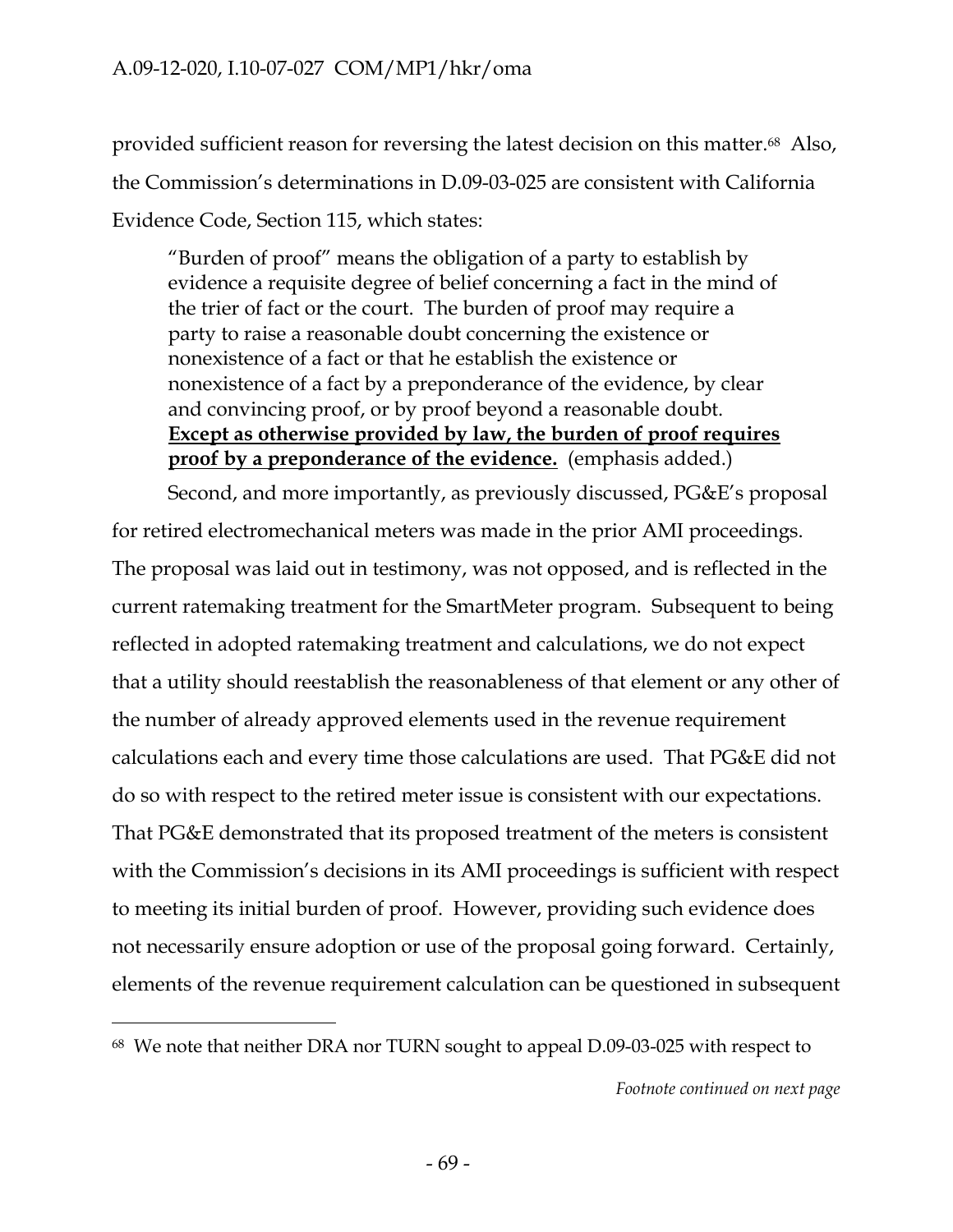provided sufficient reason for reversing the latest decision on this matter.[68] Also, the Commission's determinations in D.09-03-025 are consistent with California Evidence Code, Section 115, which states:

> "Burden of proof" means the obligation of a party to establish by evidence a requisite degree of belief concerning a fact in the mind of the trier of fact or the court. The burden of proof may require a party to raise a reasonable doubt concerning the existence or nonexistence of a fact or that he establish the existence or nonexistence of a fact by a preponderance of the evidence, by clear and convincing proof, or by proof beyond a reasonable doubt. <u>**Except as otherwise provided by law, the burden of proof requires proof by a preponderance of the evidence.**</u> (emphasis added.)

Second, and more importantly, as previously discussed, PG&E's proposal for retired electromechanical meters was made in the prior AMI proceedings. The proposal was laid out in testimony, was not opposed, and is reflected in the current ratemaking treatment for the SmartMeter program. Subsequent to being reflected in adopted ratemaking treatment and calculations, we do not expect that a utility should reestablish the reasonableness of that element or any other of the number of already approved elements used in the revenue requirement calculations each and every time those calculations are used. That PG&E did not do so with respect to the retired meter issue is consistent with our expectations. That PG&E demonstrated that its proposed treatment of the meters is consistent with the Commission's decisions in its AMI proceedings is sufficient with respect to meeting its initial burden of proof. However, providing such evidence does not necessarily ensure adoption or use of the proposal going forward. Certainly, elements of the revenue requirement calculation can be questioned in subsequent

---

[68] We note that neither DRA nor TURN sought to appeal D.09-03-025 with respect to

*Footnote continued on next page*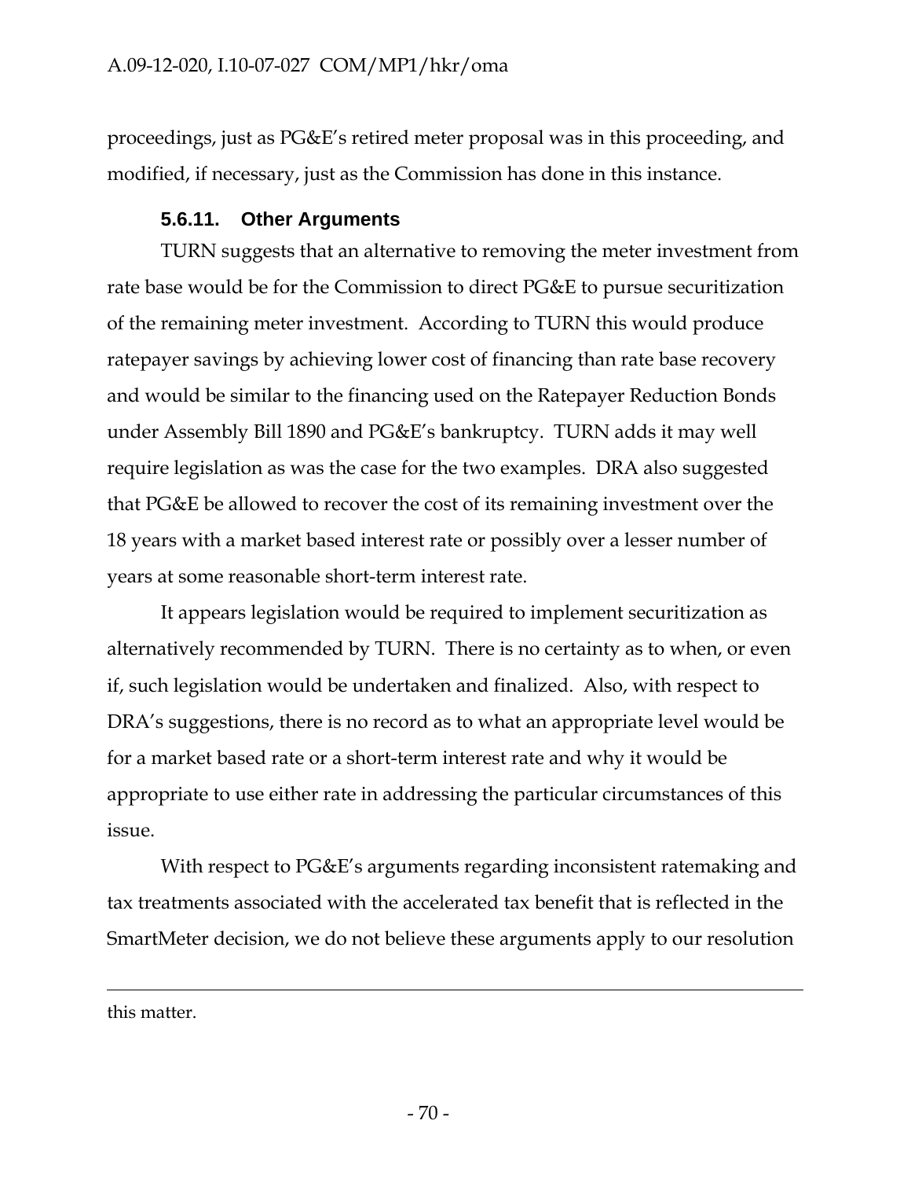proceedings, just as PG&E's retired meter proposal was in this proceeding, and modified, if necessary, just as the Commission has done in this instance.

#### 5.6.11. Other Arguments

TURN suggests that an alternative to removing the meter investment from rate base would be for the Commission to direct PG&E to pursue securitization of the remaining meter investment. According to TURN this would produce ratepayer savings by achieving lower cost of financing than rate base recovery and would be similar to the financing used on the Ratepayer Reduction Bonds under Assembly Bill 1890 and PG&E's bankruptcy. TURN adds it may well require legislation as was the case for the two examples. DRA also suggested that PG&E be allowed to recover the cost of its remaining investment over the 18 years with a market based interest rate or possibly over a lesser number of years at some reasonable short-term interest rate.

It appears legislation would be required to implement securitization as alternatively recommended by TURN. There is no certainty as to when, or even if, such legislation would be undertaken and finalized. Also, with respect to DRA's suggestions, there is no record as to what an appropriate level would be for a market based rate or a short-term interest rate and why it would be appropriate to use either rate in addressing the particular circumstances of this issue.

With respect to PG&E's arguments regarding inconsistent ratemaking and tax treatments associated with the accelerated tax benefit that is reflected in the SmartMeter decision, we do not believe these arguments apply to our resolution

---

this matter.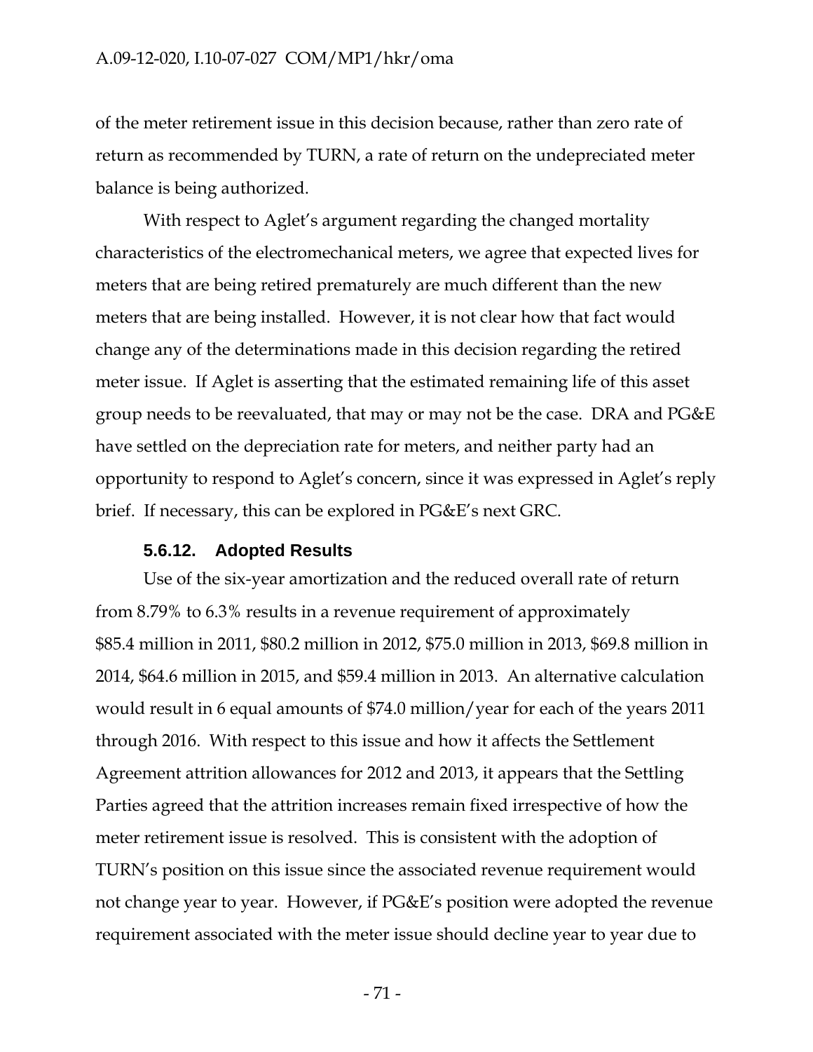of the meter retirement issue in this decision because, rather than zero rate of return as recommended by TURN, a rate of return on the undepreciated meter balance is being authorized.

With respect to Aglet's argument regarding the changed mortality characteristics of the electromechanical meters, we agree that expected lives for meters that are being retired prematurely are much different than the new meters that are being installed. However, it is not clear how that fact would change any of the determinations made in this decision regarding the retired meter issue. If Aglet is asserting that the estimated remaining life of this asset group needs to be reevaluated, that may or may not be the case. DRA and PG&E have settled on the depreciation rate for meters, and neither party had an opportunity to respond to Aglet's concern, since it was expressed in Aglet's reply brief. If necessary, this can be explored in PG&E's next GRC.

#### 5.6.12. Adopted Results

Use of the six-year amortization and the reduced overall rate of return from 8.79% to 6.3% results in a revenue requirement of approximately $85.4 million in 2011, $80.2 million in 2012, $75.0 million in 2013, $69.8 million in 2014, $64.6 million in 2015, and $59.4 million in 2013. An alternative calculation would result in 6 equal amounts of $74.0 million/year for each of the years 2011 through 2016. With respect to this issue and how it affects the Settlement Agreement attrition allowances for 2012 and 2013, it appears that the Settling Parties agreed that the attrition increases remain fixed irrespective of how the meter retirement issue is resolved. This is consistent with the adoption of TURN's position on this issue since the associated revenue requirement would not change year to year. However, if PG&E's position were adopted the revenue requirement associated with the meter issue should decline year to year due to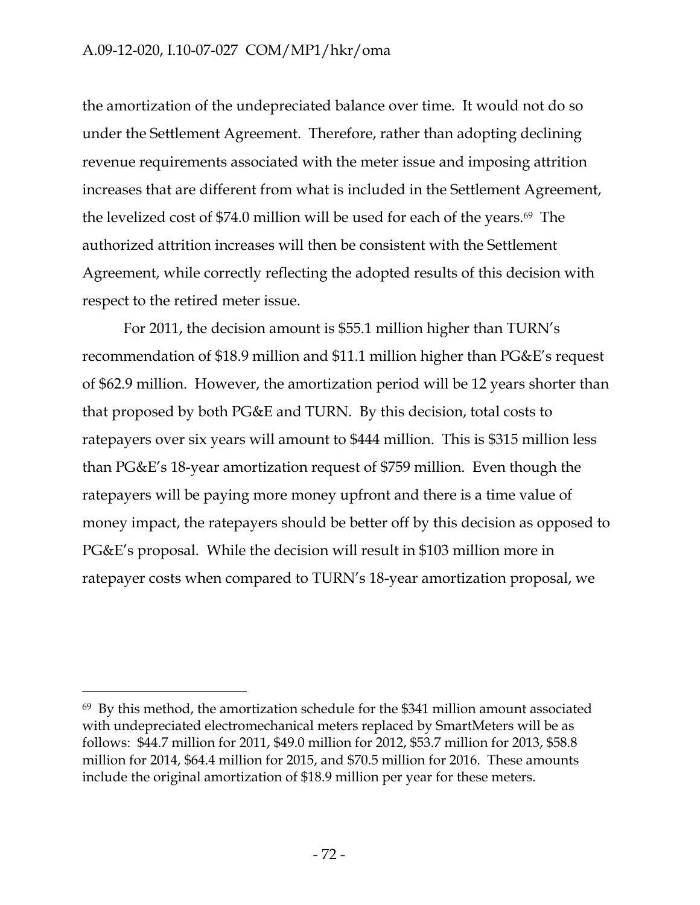the amortization of the undepreciated balance over time. It would not do so under the Settlement Agreement. Therefore, rather than adopting declining revenue requirements associated with the meter issue and imposing attrition increases that are different from what is included in the Settlement Agreement, the levelized cost of $74.0 million will be used for each of the years.[69] The authorized attrition increases will then be consistent with the Settlement Agreement, while correctly reflecting the adopted results of this decision with respect to the retired meter issue.

For 2011, the decision amount is $55.1 million higher than TURN's recommendation of $18.9 million and $11.1 million higher than PG&E's request of $62.9 million. However, the amortization period will be 12 years shorter than that proposed by both PG&E and TURN. By this decision, total costs to ratepayers over six years will amount to $444 million. This is $315 million less than PG&E's 18-year amortization request of $759 million. Even though the ratepayers will be paying more money upfront and there is a time value of money impact, the ratepayers should be better off by this decision as opposed to PG&E's proposal. While the decision will result in $103 million more in ratepayer costs when compared to TURN's 18-year amortization proposal, we

---

[69] By this method, the amortization schedule for the $341 million amount associated with undepreciated electromechanical meters replaced by SmartMeters will be as follows: $44.7 million for 2011, $49.0 million for 2012, $53.7 million for 2013, $58.8 million for 2014, $64.4 million for 2015, and $70.5 million for 2016. These amounts include the original amortization of $18.9 million per year for these meters.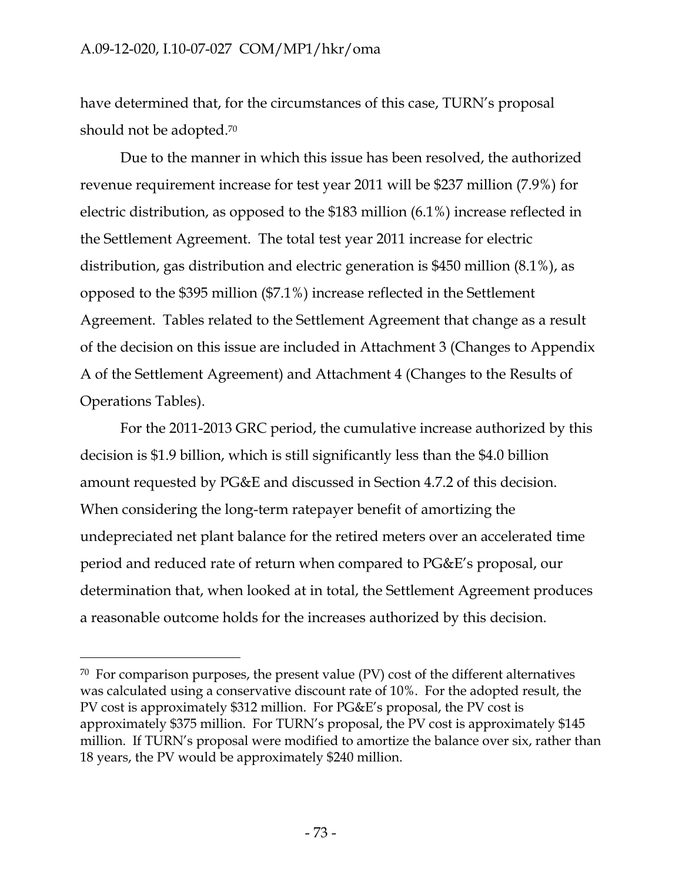have determined that, for the circumstances of this case, TURN's proposal should not be adopted.[70]

Due to the manner in which this issue has been resolved, the authorized revenue requirement increase for test year 2011 will be $237 million (7.9%) for electric distribution, as opposed to the $183 million (6.1%) increase reflected in the Settlement Agreement. The total test year 2011 increase for electric distribution, gas distribution and electric generation is $450 million (8.1%), as opposed to the $395 million ($7.1%) increase reflected in the Settlement Agreement. Tables related to the Settlement Agreement that change as a result of the decision on this issue are included in Attachment 3 (Changes to Appendix A of the Settlement Agreement) and Attachment 4 (Changes to the Results of Operations Tables).

For the 2011-2013 GRC period, the cumulative increase authorized by this decision is $1.9 billion, which is still significantly less than the $4.0 billion amount requested by PG&E and discussed in Section 4.7.2 of this decision. When considering the long-term ratepayer benefit of amortizing the undepreciated net plant balance for the retired meters over an accelerated time period and reduced rate of return when compared to PG&E's proposal, our determination that, when looked at in total, the Settlement Agreement produces a reasonable outcome holds for the increases authorized by this decision.

---

[70] For comparison purposes, the present value (PV) cost of the different alternatives was calculated using a conservative discount rate of 10%. For the adopted result, the PV cost is approximately $312 million. For PG&E's proposal, the PV cost is approximately $375 million. For TURN's proposal, the PV cost is approximately $145 million. If TURN's proposal were modified to amortize the balance over six, rather than 18 years, the PV would be approximately $240 million.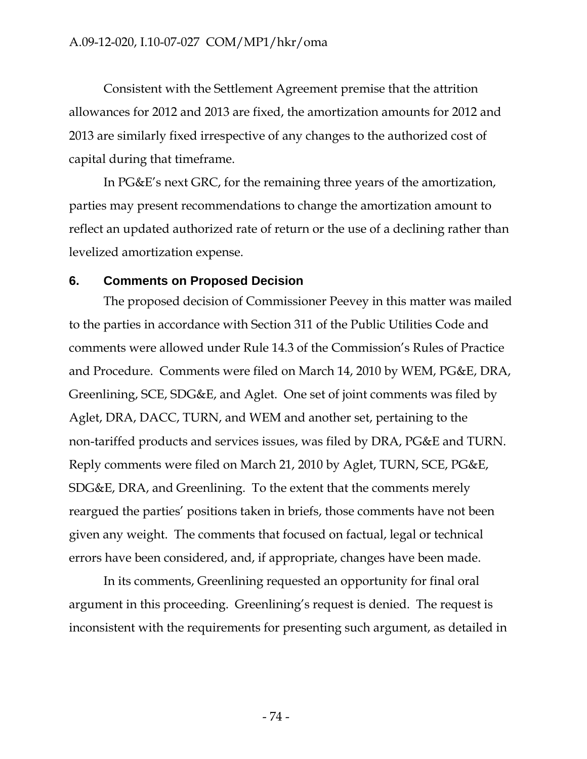Consistent with the Settlement Agreement premise that the attrition allowances for 2012 and 2013 are fixed, the amortization amounts for 2012 and 2013 are similarly fixed irrespective of any changes to the authorized cost of capital during that timeframe.

In PG&E's next GRC, for the remaining three years of the amortization, parties may present recommendations to change the amortization amount to reflect an updated authorized rate of return or the use of a declining rather than levelized amortization expense.

## 6. Comments on Proposed Decision

The proposed decision of Commissioner Peevey in this matter was mailed to the parties in accordance with Section 311 of the Public Utilities Code and comments were allowed under Rule 14.3 of the Commission's Rules of Practice and Procedure. Comments were filed on March 14, 2010 by WEM, PG&E, DRA, Greenlining, SCE, SDG&E, and Aglet. One set of joint comments was filed by Aglet, DRA, DACC, TURN, and WEM and another set, pertaining to the non-tariffed products and services issues, was filed by DRA, PG&E and TURN. Reply comments were filed on March 21, 2010 by Aglet, TURN, SCE, PG&E, SDG&E, DRA, and Greenlining. To the extent that the comments merely reargued the parties' positions taken in briefs, those comments have not been given any weight. The comments that focused on factual, legal or technical errors have been considered, and, if appropriate, changes have been made.

In its comments, Greenlining requested an opportunity for final oral argument in this proceeding. Greenlining's request is denied. The request is inconsistent with the requirements for presenting such argument, as detailed in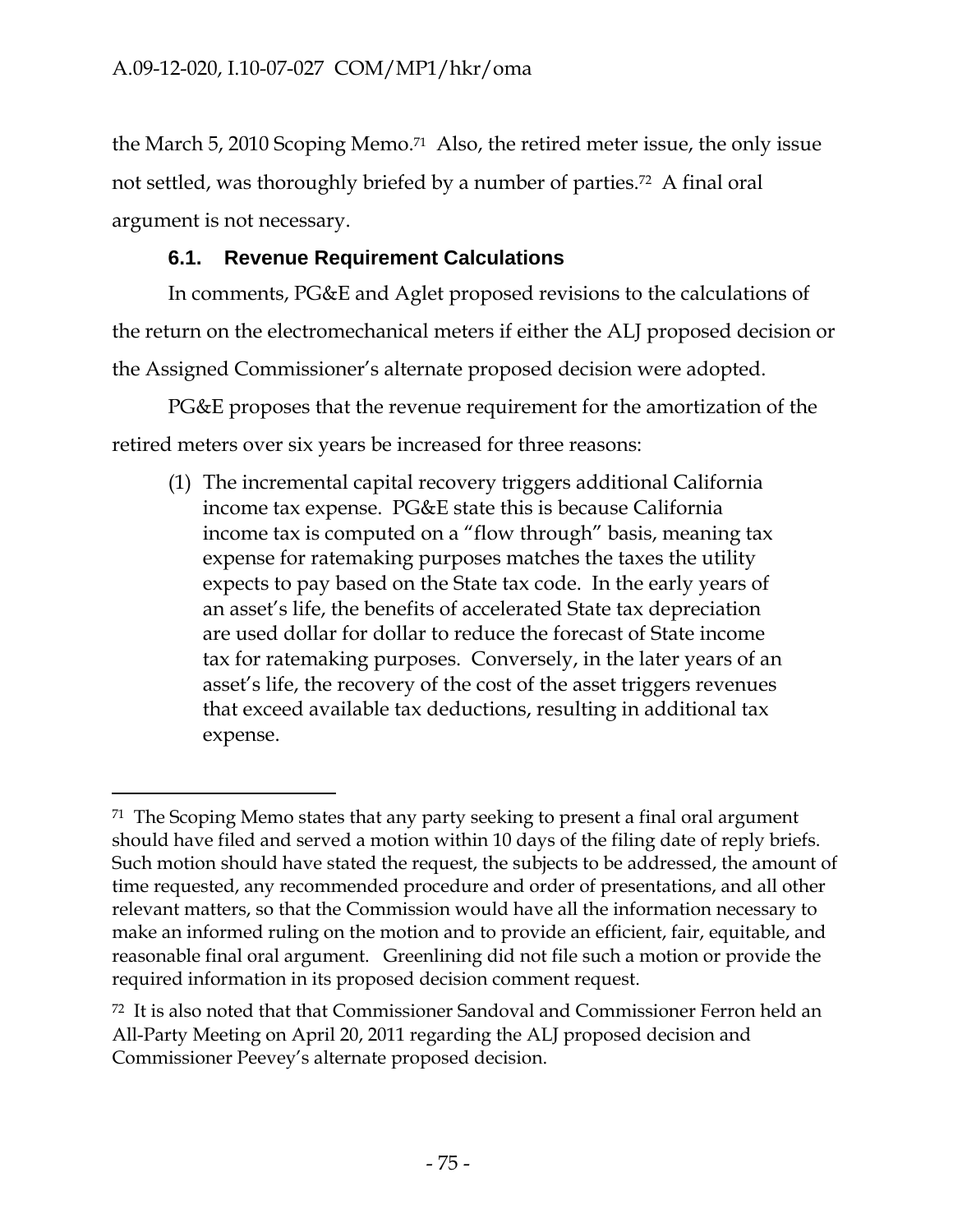the March 5, 2010 Scoping Memo.[71] Also, the retired meter issue, the only issue not settled, was thoroughly briefed by a number of parties.[72] A final oral argument is not necessary.

### 6.1. Revenue Requirement Calculations

In comments, PG&E and Aglet proposed revisions to the calculations of the return on the electromechanical meters if either the ALJ proposed decision or the Assigned Commissioner's alternate proposed decision were adopted.

PG&E proposes that the revenue requirement for the amortization of the retired meters over six years be increased for three reasons:

(1) The incremental capital recovery triggers additional California income tax expense. PG&E state this is because California income tax is computed on a "flow through" basis, meaning tax expense for ratemaking purposes matches the taxes the utility expects to pay based on the State tax code. In the early years of an asset's life, the benefits of accelerated State tax depreciation are used dollar for dollar to reduce the forecast of State income tax for ratemaking purposes. Conversely, in the later years of an asset's life, the recovery of the cost of the asset triggers revenues that exceed available tax deductions, resulting in additional tax expense.

---

[71] The Scoping Memo states that any party seeking to present a final oral argument should have filed and served a motion within 10 days of the filing date of reply briefs. Such motion should have stated the request, the subjects to be addressed, the amount of time requested, any recommended procedure and order of presentations, and all other relevant matters, so that the Commission would have all the information necessary to make an informed ruling on the motion and to provide an efficient, fair, equitable, and reasonable final oral argument. Greenlining did not file such a motion or provide the required information in its proposed decision comment request.

[72] It is also noted that that Commissioner Sandoval and Commissioner Ferron held an All-Party Meeting on April 20, 2011 regarding the ALJ proposed decision and Commissioner Peevey's alternate proposed decision.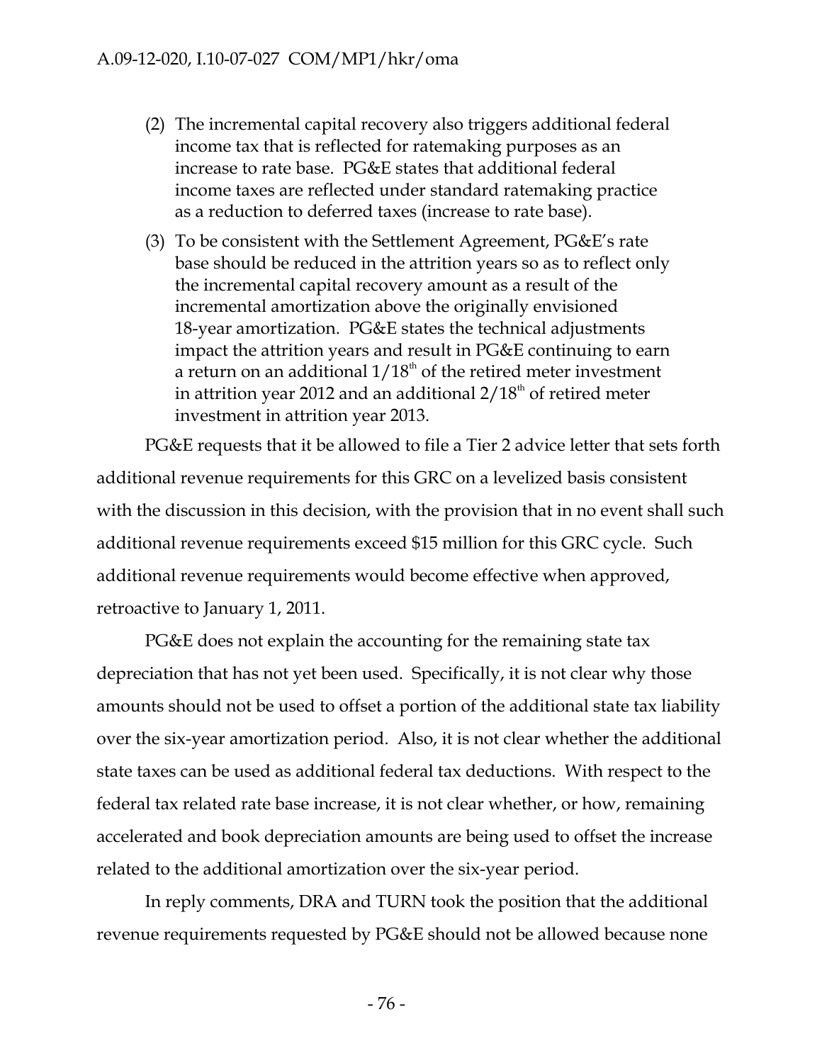(2) The incremental capital recovery also triggers additional federal income tax that is reflected for ratemaking purposes as an increase to rate base. PG&E states that additional federal income taxes are reflected under standard ratemaking practice as a reduction to deferred taxes (increase to rate base).

(3) To be consistent with the Settlement Agreement, PG&E's rate base should be reduced in the attrition years so as to reflect only the incremental capital recovery amount as a result of the incremental amortization above the originally envisioned 18-year amortization. PG&E states the technical adjustments impact the attrition years and result in PG&E continuing to earn a return on an additional $1/18^{th}$ of the retired meter investment in attrition year 2012 and an additional $2/18^{th}$ of retired meter investment in attrition year 2013.

PG&E requests that it be allowed to file a Tier 2 advice letter that sets forth additional revenue requirements for this GRC on a levelized basis consistent with the discussion in this decision, with the provision that in no event shall such additional revenue requirements exceed \$15 million for this GRC cycle. Such additional revenue requirements would become effective when approved, retroactive to January 1, 2011.

PG&E does not explain the accounting for the remaining state tax depreciation that has not yet been used. Specifically, it is not clear why those amounts should not be used to offset a portion of the additional state tax liability over the six-year amortization period. Also, it is not clear whether the additional state taxes can be used as additional federal tax deductions. With respect to the federal tax related rate base increase, it is not clear whether, or how, remaining accelerated and book depreciation amounts are being used to offset the increase related to the additional amortization over the six-year period.

In reply comments, DRA and TURN took the position that the additional revenue requirements requested by PG&E should not be allowed because none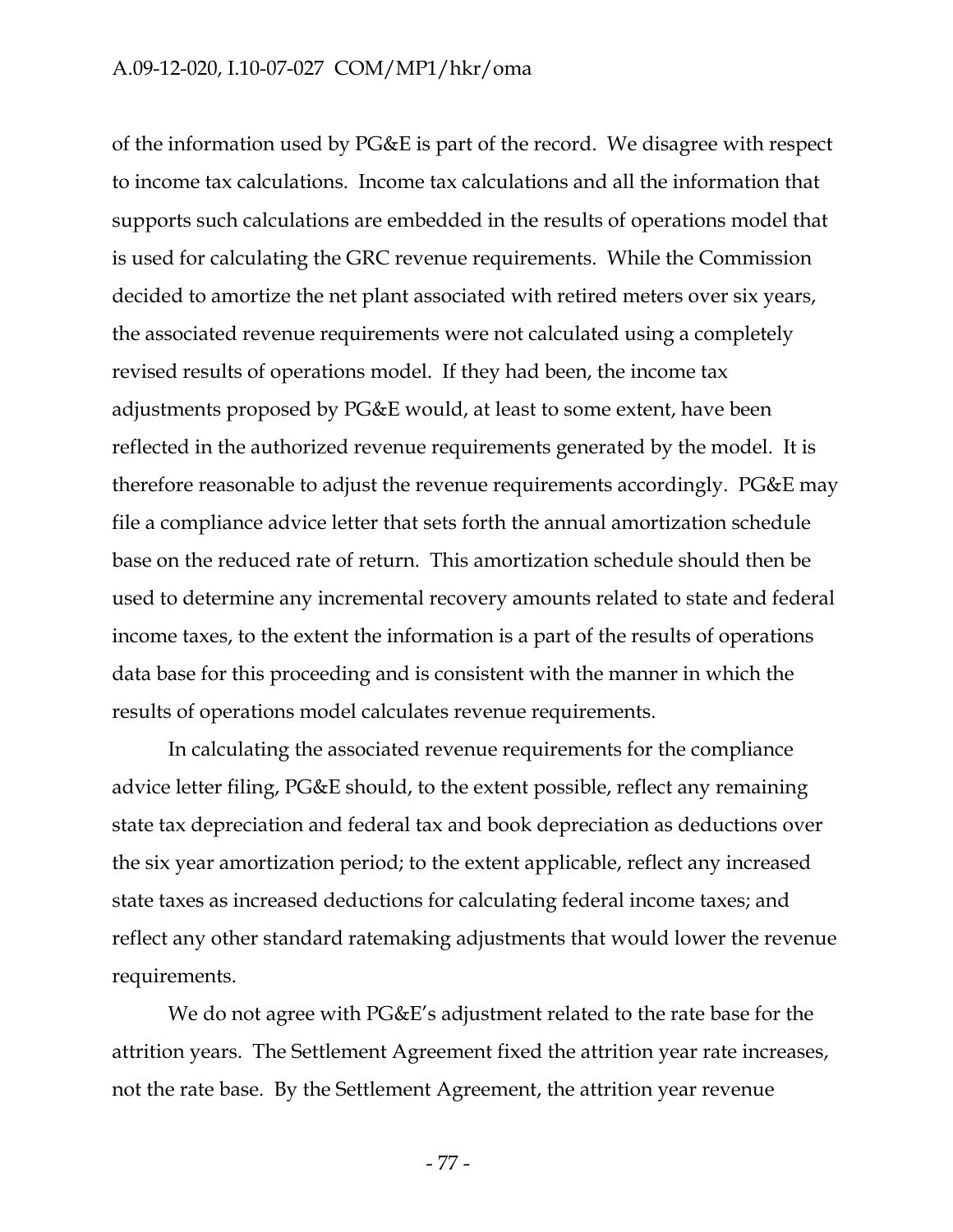of the information used by PG&E is part of the record. We disagree with respect to income tax calculations. Income tax calculations and all the information that supports such calculations are embedded in the results of operations model that is used for calculating the GRC revenue requirements. While the Commission decided to amortize the net plant associated with retired meters over six years, the associated revenue requirements were not calculated using a completely revised results of operations model. If they had been, the income tax adjustments proposed by PG&E would, at least to some extent, have been reflected in the authorized revenue requirements generated by the model. It is therefore reasonable to adjust the revenue requirements accordingly. PG&E may file a compliance advice letter that sets forth the annual amortization schedule base on the reduced rate of return. This amortization schedule should then be used to determine any incremental recovery amounts related to state and federal income taxes, to the extent the information is a part of the results of operations data base for this proceeding and is consistent with the manner in which the results of operations model calculates revenue requirements.

In calculating the associated revenue requirements for the compliance advice letter filing, PG&E should, to the extent possible, reflect any remaining state tax depreciation and federal tax and book depreciation as deductions over the six year amortization period; to the extent applicable, reflect any increased state taxes as increased deductions for calculating federal income taxes; and reflect any other standard ratemaking adjustments that would lower the revenue requirements.

We do not agree with PG&E's adjustment related to the rate base for the attrition years. The Settlement Agreement fixed the attrition year rate increases, not the rate base. By the Settlement Agreement, the attrition year revenue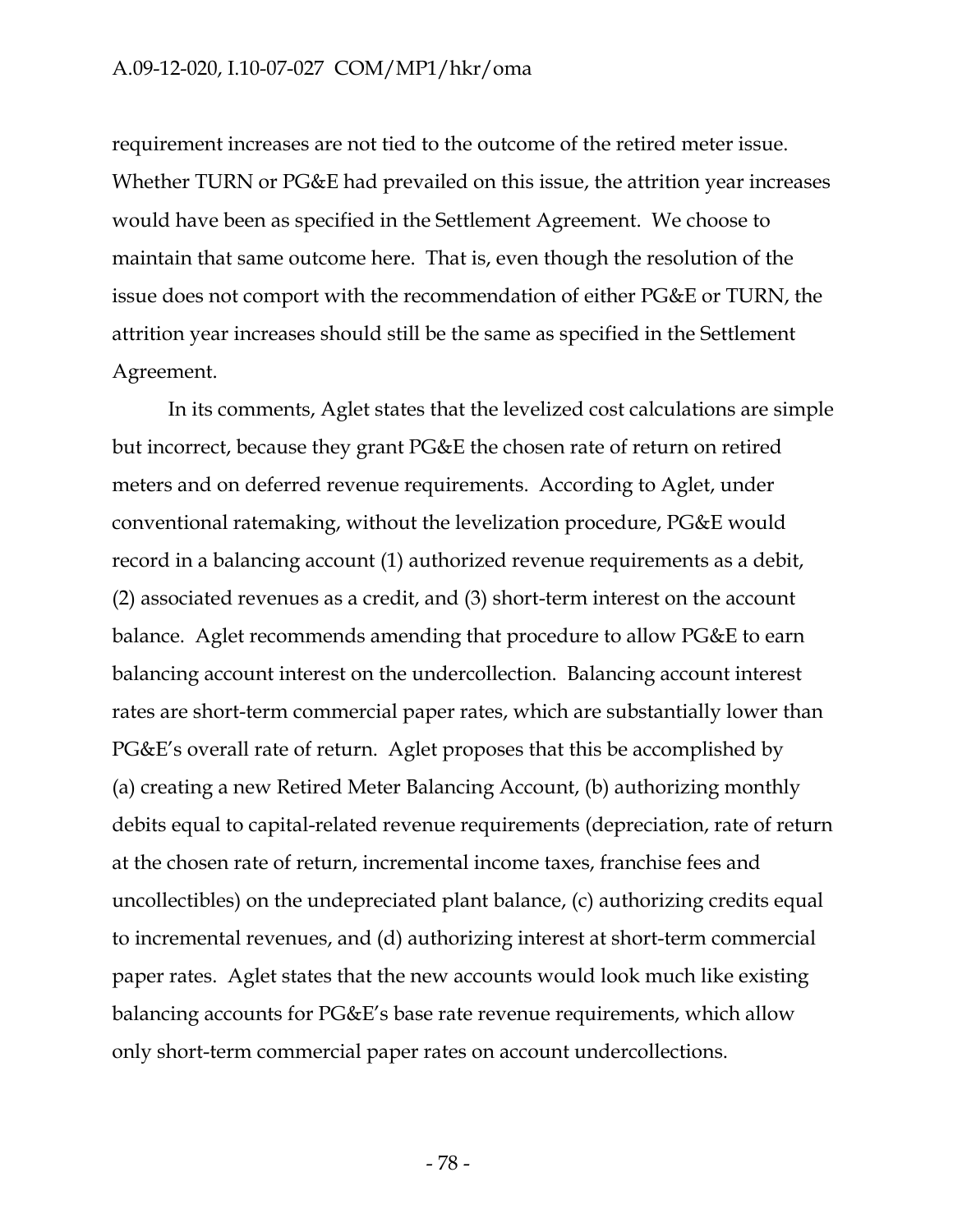requirement increases are not tied to the outcome of the retired meter issue. Whether TURN or PG&E had prevailed on this issue, the attrition year increases would have been as specified in the Settlement Agreement. We choose to maintain that same outcome here. That is, even though the resolution of the issue does not comport with the recommendation of either PG&E or TURN, the attrition year increases should still be the same as specified in the Settlement Agreement.

In its comments, Aglet states that the levelized cost calculations are simple but incorrect, because they grant PG&E the chosen rate of return on retired meters and on deferred revenue requirements. According to Aglet, under conventional ratemaking, without the levelization procedure, PG&E would record in a balancing account (1) authorized revenue requirements as a debit, (2) associated revenues as a credit, and (3) short-term interest on the account balance. Aglet recommends amending that procedure to allow PG&E to earn balancing account interest on the undercollection. Balancing account interest rates are short-term commercial paper rates, which are substantially lower than PG&E's overall rate of return. Aglet proposes that this be accomplished by (a) creating a new Retired Meter Balancing Account, (b) authorizing monthly debits equal to capital-related revenue requirements (depreciation, rate of return at the chosen rate of return, incremental income taxes, franchise fees and uncollectibles) on the undepreciated plant balance, (c) authorizing credits equal to incremental revenues, and (d) authorizing interest at short-term commercial paper rates. Aglet states that the new accounts would look much like existing balancing accounts for PG&E's base rate revenue requirements, which allow only short-term commercial paper rates on account undercollections.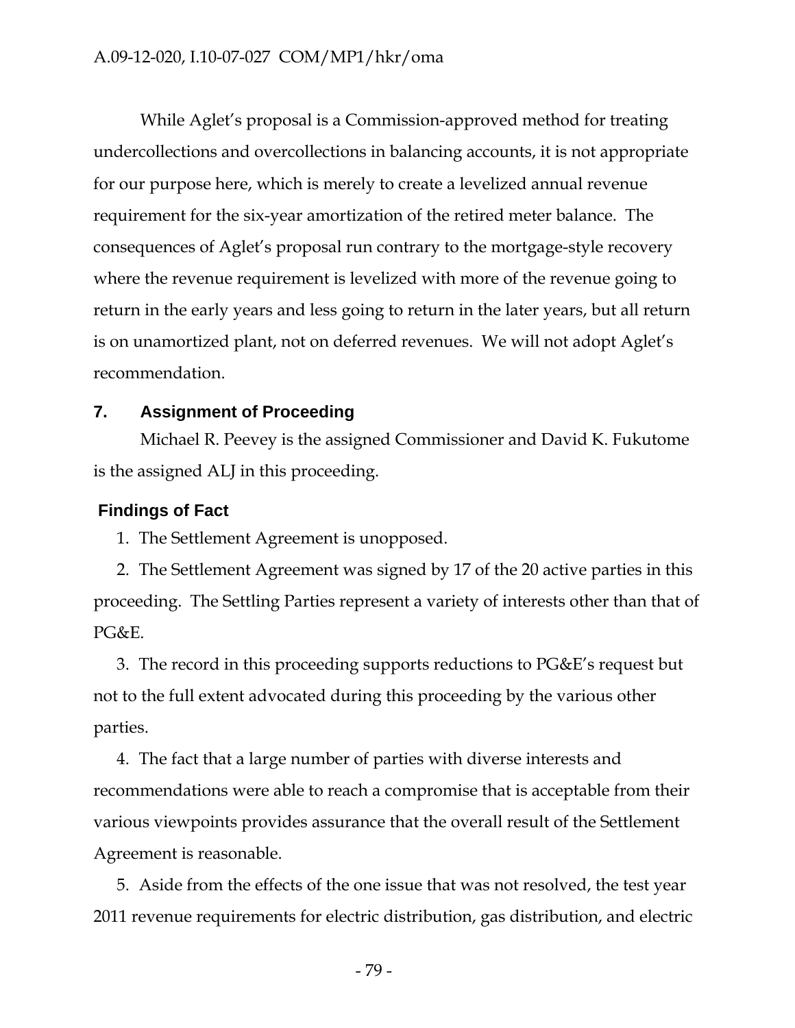While Aglet's proposal is a Commission-approved method for treating undercollections and overcollections in balancing accounts, it is not appropriate for our purpose here, which is merely to create a levelized annual revenue requirement for the six-year amortization of the retired meter balance. The consequences of Aglet's proposal run contrary to the mortgage-style recovery where the revenue requirement is levelized with more of the revenue going to return in the early years and less going to return in the later years, but all return is on unamortized plant, not on deferred revenues. We will not adopt Aglet's recommendation.

## 7. Assignment of Proceeding

Michael R. Peevey is the assigned Commissioner and David K. Fukutome is the assigned ALJ in this proceeding.

## Findings of Fact

1. The Settlement Agreement is unopposed.

2. The Settlement Agreement was signed by 17 of the 20 active parties in this proceeding. The Settling Parties represent a variety of interests other than that of PG&E.

3. The record in this proceeding supports reductions to PG&E's request but not to the full extent advocated during this proceeding by the various other parties.

4. The fact that a large number of parties with diverse interests and recommendations were able to reach a compromise that is acceptable from their various viewpoints provides assurance that the overall result of the Settlement Agreement is reasonable.

5. Aside from the effects of the one issue that was not resolved, the test year 2011 revenue requirements for electric distribution, gas distribution, and electric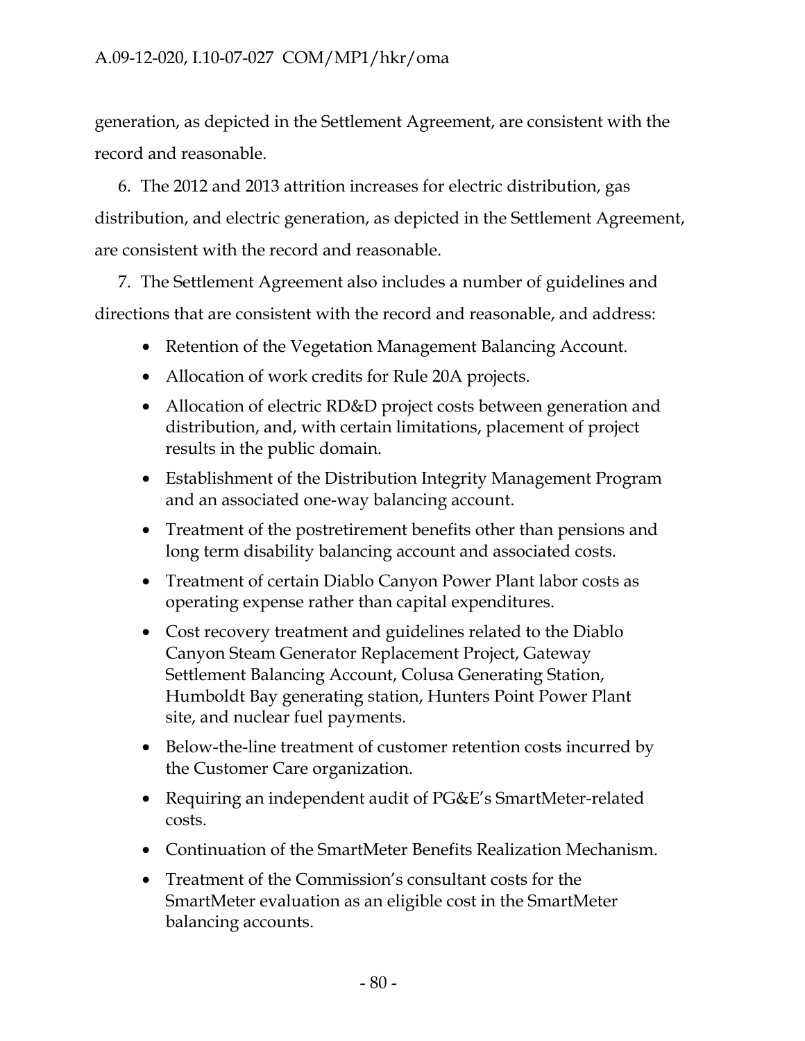generation, as depicted in the Settlement Agreement, are consistent with the record and reasonable.

6. The 2012 and 2013 attrition increases for electric distribution, gas distribution, and electric generation, as depicted in the Settlement Agreement, are consistent with the record and reasonable.

7. The Settlement Agreement also includes a number of guidelines and directions that are consistent with the record and reasonable, and address:

- Retention of the Vegetation Management Balancing Account.
- Allocation of work credits for Rule 20A projects.
- Allocation of electric RD&D project costs between generation and distribution, and, with certain limitations, placement of project results in the public domain.
- Establishment of the Distribution Integrity Management Program and an associated one-way balancing account.
- Treatment of the postretirement benefits other than pensions and long term disability balancing account and associated costs.
- Treatment of certain Diablo Canyon Power Plant labor costs as operating expense rather than capital expenditures.
- Cost recovery treatment and guidelines related to the Diablo Canyon Steam Generator Replacement Project, Gateway Settlement Balancing Account, Colusa Generating Station, Humboldt Bay generating station, Hunters Point Power Plant site, and nuclear fuel payments.
- Below-the-line treatment of customer retention costs incurred by the Customer Care organization.
- Requiring an independent audit of PG&E's SmartMeter-related costs.
- Continuation of the SmartMeter Benefits Realization Mechanism.
- Treatment of the Commission's consultant costs for the SmartMeter evaluation as an eligible cost in the SmartMeter balancing accounts.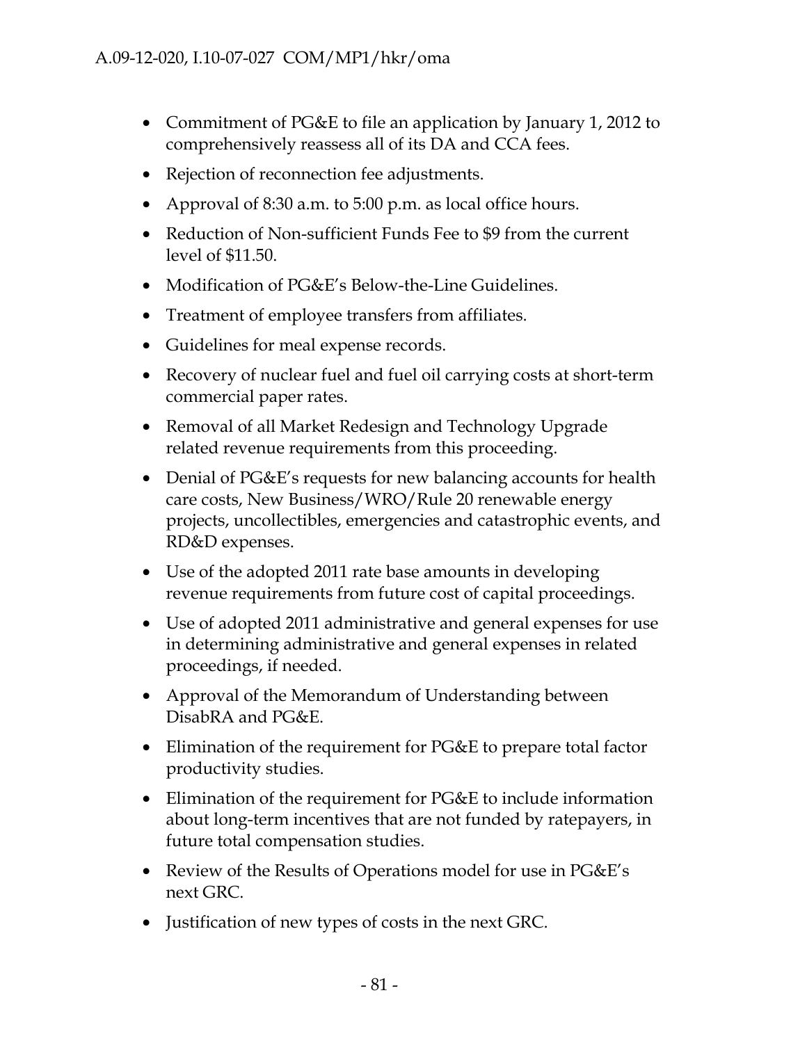- Commitment of PG&E to file an application by January 1, 2012 to comprehensively reassess all of its DA and CCA fees.
- Rejection of reconnection fee adjustments.
- Approval of 8:30 a.m. to 5:00 p.m. as local office hours.
- Reduction of Non-sufficient Funds Fee to $9 from the current level of $11.50.
- Modification of PG&E's Below-the-Line Guidelines.
- Treatment of employee transfers from affiliates.
- Guidelines for meal expense records.
- Recovery of nuclear fuel and fuel oil carrying costs at short-term commercial paper rates.
- Removal of all Market Redesign and Technology Upgrade related revenue requirements from this proceeding.
- Denial of PG&E's requests for new balancing accounts for health care costs, New Business/WRO/Rule 20 renewable energy projects, uncollectibles, emergencies and catastrophic events, and RD&D expenses.
- Use of the adopted 2011 rate base amounts in developing revenue requirements from future cost of capital proceedings.
- Use of adopted 2011 administrative and general expenses for use in determining administrative and general expenses in related proceedings, if needed.
- Approval of the Memorandum of Understanding between DisabRA and PG&E.
- Elimination of the requirement for PG&E to prepare total factor productivity studies.
- Elimination of the requirement for PG&E to include information about long-term incentives that are not funded by ratepayers, in future total compensation studies.
- Review of the Results of Operations model for use in PG&E's next GRC.
- Justification of new types of costs in the next GRC.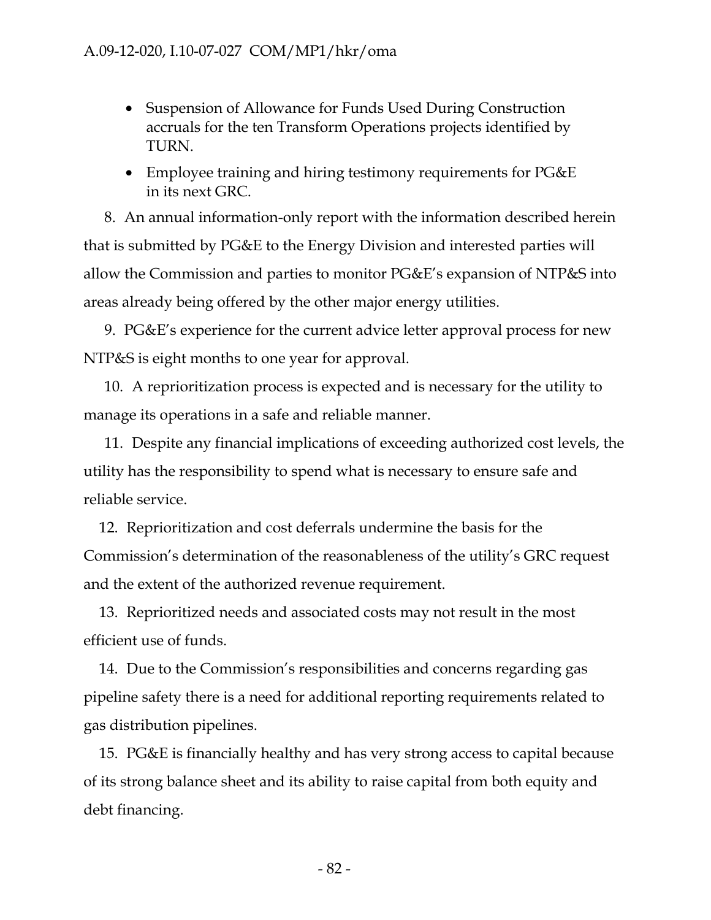- Suspension of Allowance for Funds Used During Construction accruals for the ten Transform Operations projects identified by TURN.
- Employee training and hiring testimony requirements for PG&E in its next GRC.

8. An annual information-only report with the information described herein that is submitted by PG&E to the Energy Division and interested parties will allow the Commission and parties to monitor PG&E's expansion of NTP&S into areas already being offered by the other major energy utilities.

9. PG&E's experience for the current advice letter approval process for new NTP&S is eight months to one year for approval.

10. A reprioritization process is expected and is necessary for the utility to manage its operations in a safe and reliable manner.

11. Despite any financial implications of exceeding authorized cost levels, the utility has the responsibility to spend what is necessary to ensure safe and reliable service.

12. Reprioritization and cost deferrals undermine the basis for the Commission's determination of the reasonableness of the utility's GRC request and the extent of the authorized revenue requirement.

13. Reprioritized needs and associated costs may not result in the most efficient use of funds.

14. Due to the Commission's responsibilities and concerns regarding gas pipeline safety there is a need for additional reporting requirements related to gas distribution pipelines.

15. PG&E is financially healthy and has very strong access to capital because of its strong balance sheet and its ability to raise capital from both equity and debt financing.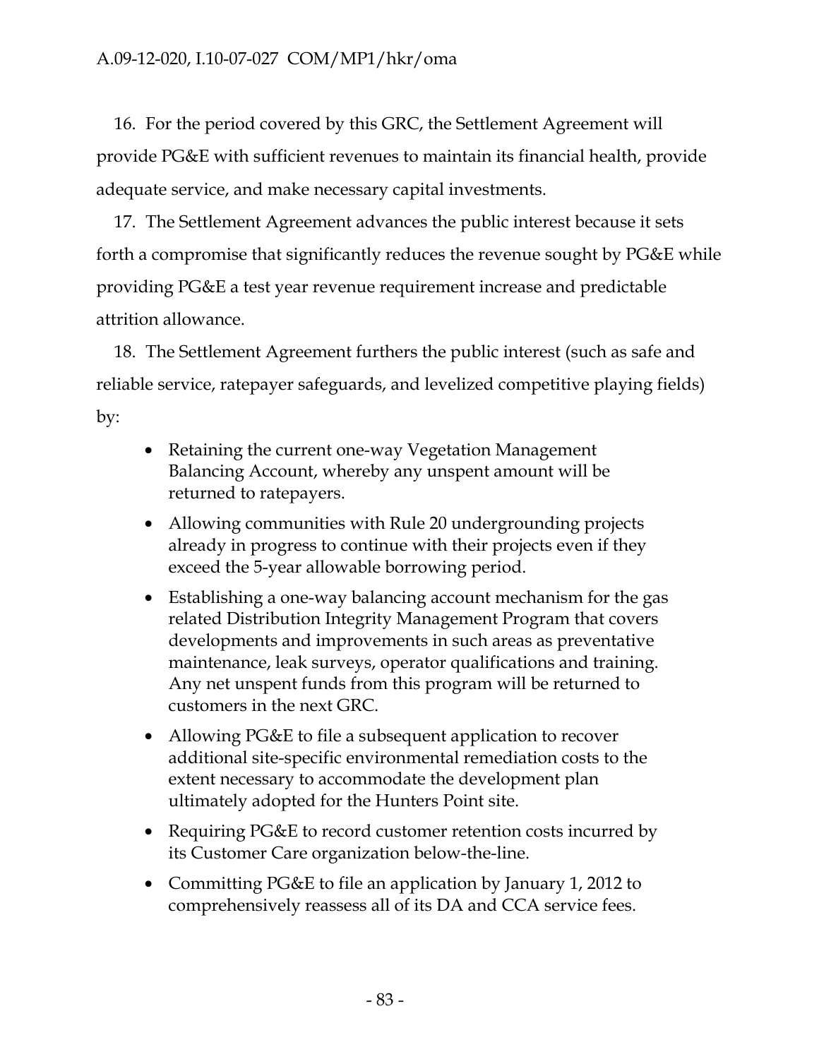16. For the period covered by this GRC, the Settlement Agreement will provide PG&E with sufficient revenues to maintain its financial health, provide adequate service, and make necessary capital investments.

17. The Settlement Agreement advances the public interest because it sets forth a compromise that significantly reduces the revenue sought by PG&E while providing PG&E a test year revenue requirement increase and predictable attrition allowance.

18. The Settlement Agreement furthers the public interest (such as safe and reliable service, ratepayer safeguards, and levelized competitive playing fields) by:

- Retaining the current one-way Vegetation Management Balancing Account, whereby any unspent amount will be returned to ratepayers.
- Allowing communities with Rule 20 undergrounding projects already in progress to continue with their projects even if they exceed the 5-year allowable borrowing period.
- Establishing a one-way balancing account mechanism for the gas related Distribution Integrity Management Program that covers developments and improvements in such areas as preventative maintenance, leak surveys, operator qualifications and training. Any net unspent funds from this program will be returned to customers in the next GRC.
- Allowing PG&E to file a subsequent application to recover additional site-specific environmental remediation costs to the extent necessary to accommodate the development plan ultimately adopted for the Hunters Point site.
- Requiring PG&E to record customer retention costs incurred by its Customer Care organization below-the-line.
- Committing PG&E to file an application by January 1, 2012 to comprehensively reassess all of its DA and CCA service fees.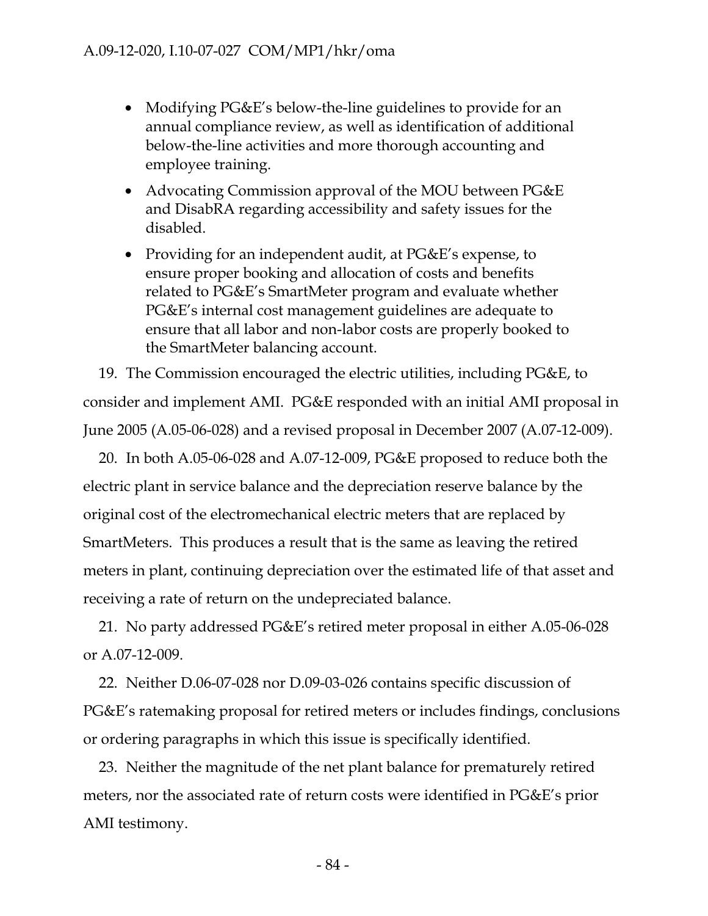- Modifying PG&E's below-the-line guidelines to provide for an annual compliance review, as well as identification of additional below-the-line activities and more thorough accounting and employee training.
- Advocating Commission approval of the MOU between PG&E and DisabRA regarding accessibility and safety issues for the disabled.
- Providing for an independent audit, at PG&E's expense, to ensure proper booking and allocation of costs and benefits related to PG&E's SmartMeter program and evaluate whether PG&E's internal cost management guidelines are adequate to ensure that all labor and non-labor costs are properly booked to the SmartMeter balancing account.

19. The Commission encouraged the electric utilities, including PG&E, to consider and implement AMI. PG&E responded with an initial AMI proposal in June 2005 (A.05-06-028) and a revised proposal in December 2007 (A.07-12-009).

20. In both A.05-06-028 and A.07-12-009, PG&E proposed to reduce both the electric plant in service balance and the depreciation reserve balance by the original cost of the electromechanical electric meters that are replaced by SmartMeters. This produces a result that is the same as leaving the retired meters in plant, continuing depreciation over the estimated life of that asset and receiving a rate of return on the undepreciated balance.

21. No party addressed PG&E's retired meter proposal in either A.05-06-028 or A.07-12-009.

22. Neither D.06-07-028 nor D.09-03-026 contains specific discussion of PG&E's ratemaking proposal for retired meters or includes findings, conclusions or ordering paragraphs in which this issue is specifically identified.

23. Neither the magnitude of the net plant balance for prematurely retired meters, nor the associated rate of return costs were identified in PG&E's prior AMI testimony.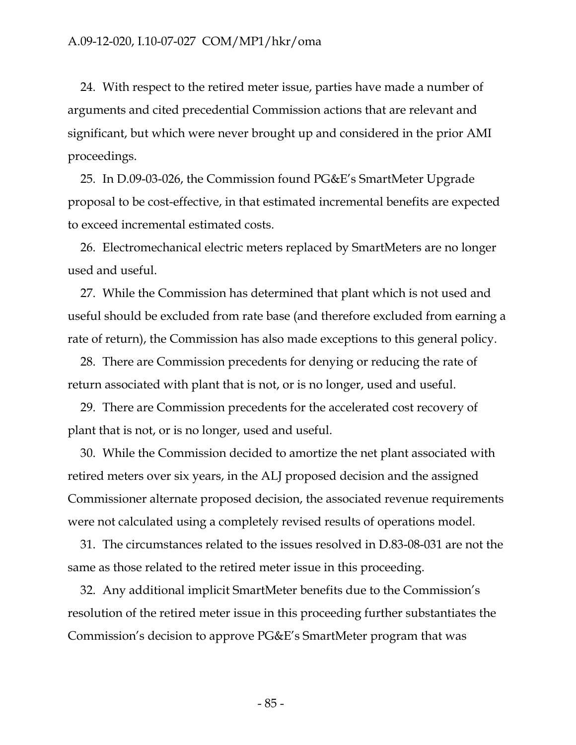24. With respect to the retired meter issue, parties have made a number of arguments and cited precedential Commission actions that are relevant and significant, but which were never brought up and considered in the prior AMI proceedings.

25. In D.09-03-026, the Commission found PG&E's SmartMeter Upgrade proposal to be cost-effective, in that estimated incremental benefits are expected to exceed incremental estimated costs.

26. Electromechanical electric meters replaced by SmartMeters are no longer used and useful.

27. While the Commission has determined that plant which is not used and useful should be excluded from rate base (and therefore excluded from earning a rate of return), the Commission has also made exceptions to this general policy.

28. There are Commission precedents for denying or reducing the rate of return associated with plant that is not, or is no longer, used and useful.

29. There are Commission precedents for the accelerated cost recovery of plant that is not, or is no longer, used and useful.

30. While the Commission decided to amortize the net plant associated with retired meters over six years, in the ALJ proposed decision and the assigned Commissioner alternate proposed decision, the associated revenue requirements were not calculated using a completely revised results of operations model.

31. The circumstances related to the issues resolved in D.83-08-031 are not the same as those related to the retired meter issue in this proceeding.

32. Any additional implicit SmartMeter benefits due to the Commission's resolution of the retired meter issue in this proceeding further substantiates the Commission's decision to approve PG&E's SmartMeter program that was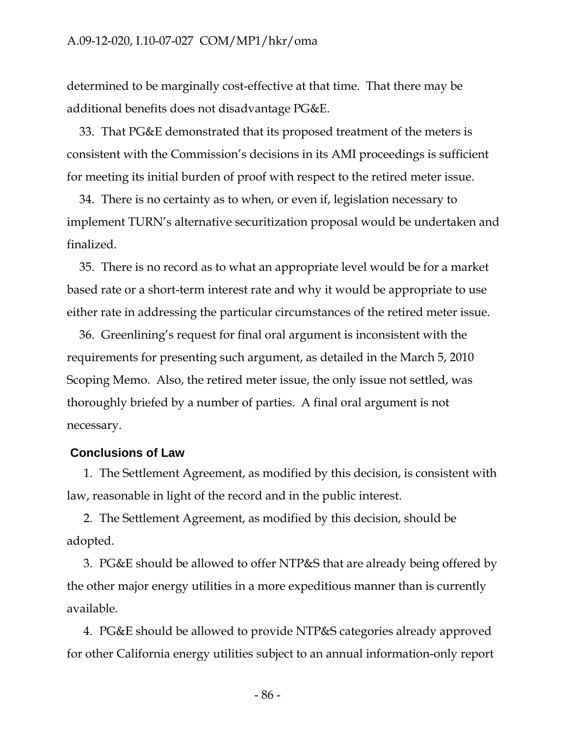determined to be marginally cost-effective at that time. That there may be additional benefits does not disadvantage PG&E.

33. That PG&E demonstrated that its proposed treatment of the meters is consistent with the Commission's decisions in its AMI proceedings is sufficient for meeting its initial burden of proof with respect to the retired meter issue.

34. There is no certainty as to when, or even if, legislation necessary to implement TURN's alternative securitization proposal would be undertaken and finalized.

35. There is no record as to what an appropriate level would be for a market based rate or a short-term interest rate and why it would be appropriate to use either rate in addressing the particular circumstances of the retired meter issue.

36. Greenlining's request for final oral argument is inconsistent with the requirements for presenting such argument, as detailed in the March 5, 2010 Scoping Memo. Also, the retired meter issue, the only issue not settled, was thoroughly briefed by a number of parties. A final oral argument is not necessary.

## Conclusions of Law

1. The Settlement Agreement, as modified by this decision, is consistent with law, reasonable in light of the record and in the public interest.

2. The Settlement Agreement, as modified by this decision, should be adopted.

3. PG&E should be allowed to offer NTP&S that are already being offered by the other major energy utilities in a more expeditious manner than is currently available.

4. PG&E should be allowed to provide NTP&S categories already approved for other California energy utilities subject to an annual information-only report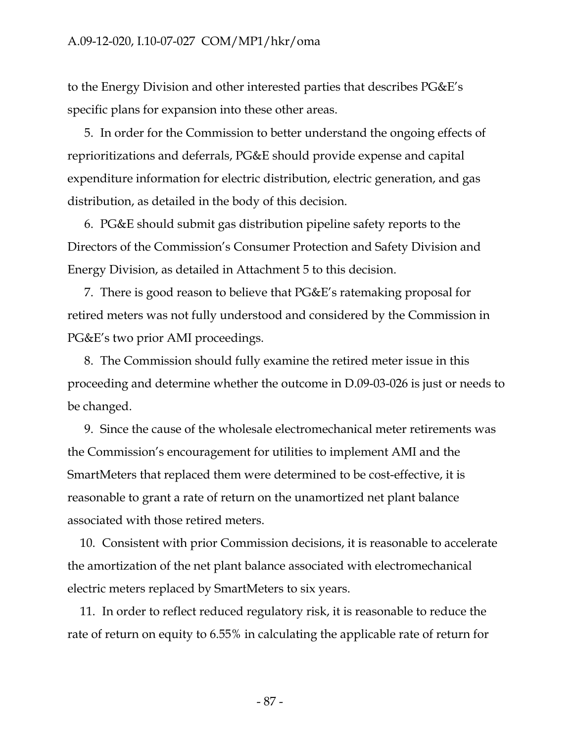to the Energy Division and other interested parties that describes PG&E's specific plans for expansion into these other areas.

5. In order for the Commission to better understand the ongoing effects of reprioritizations and deferrals, PG&E should provide expense and capital expenditure information for electric distribution, electric generation, and gas distribution, as detailed in the body of this decision.

6. PG&E should submit gas distribution pipeline safety reports to the Directors of the Commission's Consumer Protection and Safety Division and Energy Division, as detailed in Attachment 5 to this decision.

7. There is good reason to believe that PG&E's ratemaking proposal for retired meters was not fully understood and considered by the Commission in PG&E's two prior AMI proceedings.

8. The Commission should fully examine the retired meter issue in this proceeding and determine whether the outcome in D.09-03-026 is just or needs to be changed.

9. Since the cause of the wholesale electromechanical meter retirements was the Commission's encouragement for utilities to implement AMI and the SmartMeters that replaced them were determined to be cost-effective, it is reasonable to grant a rate of return on the unamortized net plant balance associated with those retired meters.

10. Consistent with prior Commission decisions, it is reasonable to accelerate the amortization of the net plant balance associated with electromechanical electric meters replaced by SmartMeters to six years.

11. In order to reflect reduced regulatory risk, it is reasonable to reduce the rate of return on equity to 6.55% in calculating the applicable rate of return for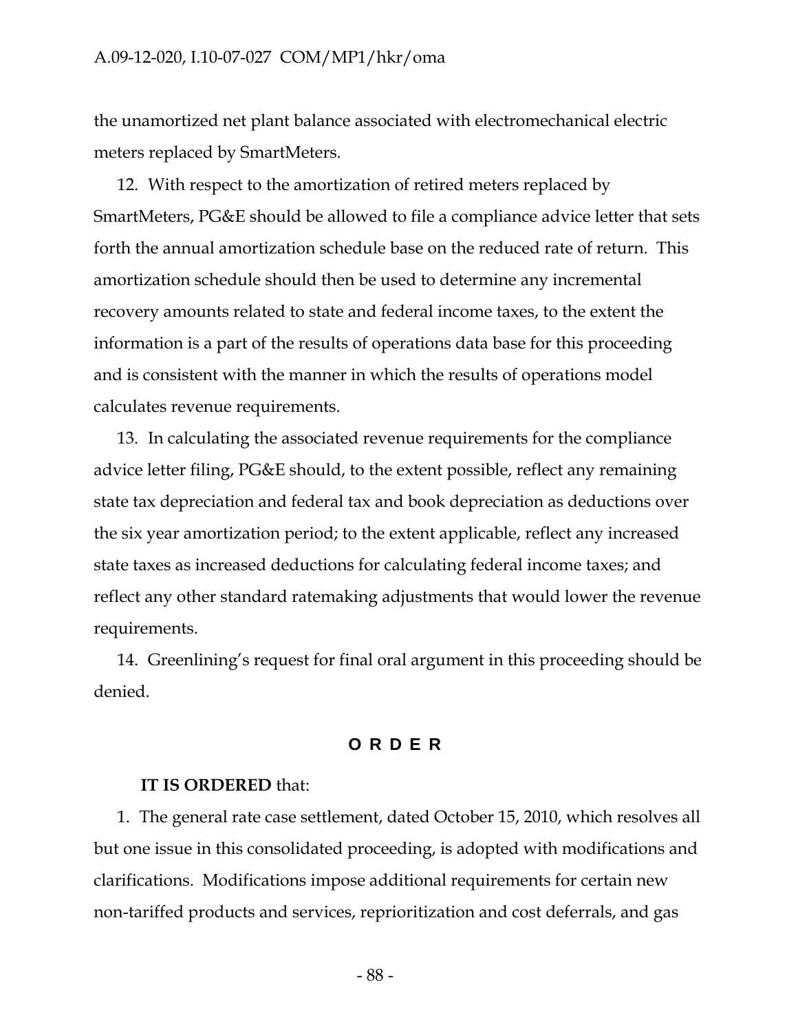the unamortized net plant balance associated with electromechanical electric meters replaced by SmartMeters.

12. With respect to the amortization of retired meters replaced by SmartMeters, PG&E should be allowed to file a compliance advice letter that sets forth the annual amortization schedule base on the reduced rate of return. This amortization schedule should then be used to determine any incremental recovery amounts related to state and federal income taxes, to the extent the information is a part of the results of operations data base for this proceeding and is consistent with the manner in which the results of operations model calculates revenue requirements.

13. In calculating the associated revenue requirements for the compliance advice letter filing, PG&E should, to the extent possible, reflect any remaining state tax depreciation and federal tax and book depreciation as deductions over the six year amortization period; to the extent applicable, reflect any increased state taxes as increased deductions for calculating federal income taxes; and reflect any other standard ratemaking adjustments that would lower the revenue requirements.

14. Greenlining's request for final oral argument in this proceeding should be denied.

## ORDER

**IT IS ORDERED** that:

1. The general rate case settlement, dated October 15, 2010, which resolves all but one issue in this consolidated proceeding, is adopted with modifications and clarifications. Modifications impose additional requirements for certain new non-tariffed products and services, reprioritization and cost deferrals, and gas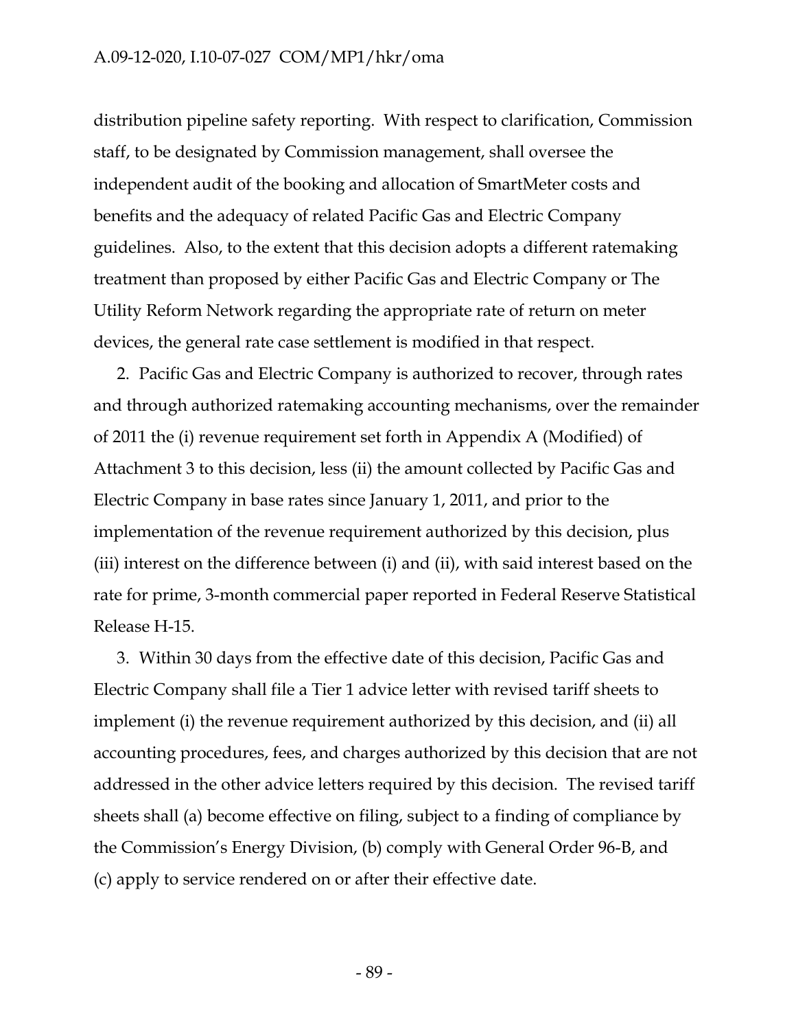distribution pipeline safety reporting. With respect to clarification, Commission staff, to be designated by Commission management, shall oversee the independent audit of the booking and allocation of SmartMeter costs and benefits and the adequacy of related Pacific Gas and Electric Company guidelines. Also, to the extent that this decision adopts a different ratemaking treatment than proposed by either Pacific Gas and Electric Company or The Utility Reform Network regarding the appropriate rate of return on meter devices, the general rate case settlement is modified in that respect.

2. Pacific Gas and Electric Company is authorized to recover, through rates and through authorized ratemaking accounting mechanisms, over the remainder of 2011 the (i) revenue requirement set forth in Appendix A (Modified) of Attachment 3 to this decision, less (ii) the amount collected by Pacific Gas and Electric Company in base rates since January 1, 2011, and prior to the implementation of the revenue requirement authorized by this decision, plus (iii) interest on the difference between (i) and (ii), with said interest based on the rate for prime, 3-month commercial paper reported in Federal Reserve Statistical Release H-15.

3. Within 30 days from the effective date of this decision, Pacific Gas and Electric Company shall file a Tier 1 advice letter with revised tariff sheets to implement (i) the revenue requirement authorized by this decision, and (ii) all accounting procedures, fees, and charges authorized by this decision that are not addressed in the other advice letters required by this decision. The revised tariff sheets shall (a) become effective on filing, subject to a finding of compliance by the Commission's Energy Division, (b) comply with General Order 96-B, and (c) apply to service rendered on or after their effective date.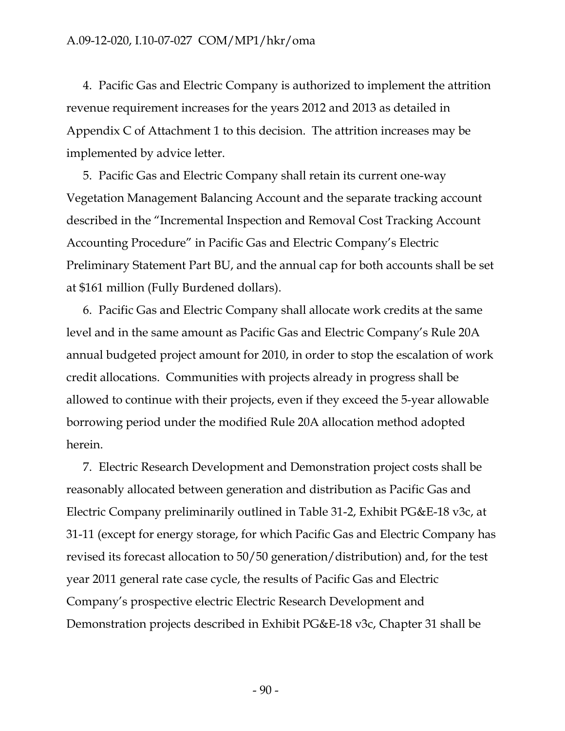4. Pacific Gas and Electric Company is authorized to implement the attrition revenue requirement increases for the years 2012 and 2013 as detailed in Appendix C of Attachment 1 to this decision. The attrition increases may be implemented by advice letter.

5. Pacific Gas and Electric Company shall retain its current one-way Vegetation Management Balancing Account and the separate tracking account described in the "Incremental Inspection and Removal Cost Tracking Account Accounting Procedure" in Pacific Gas and Electric Company's Electric Preliminary Statement Part BU, and the annual cap for both accounts shall be set at $161 million (Fully Burdened dollars).

6. Pacific Gas and Electric Company shall allocate work credits at the same level and in the same amount as Pacific Gas and Electric Company's Rule 20A annual budgeted project amount for 2010, in order to stop the escalation of work credit allocations. Communities with projects already in progress shall be allowed to continue with their projects, even if they exceed the 5-year allowable borrowing period under the modified Rule 20A allocation method adopted herein.

7. Electric Research Development and Demonstration project costs shall be reasonably allocated between generation and distribution as Pacific Gas and Electric Company preliminarily outlined in Table 31-2, Exhibit PG&E-18 v3c, at 31-11 (except for energy storage, for which Pacific Gas and Electric Company has revised its forecast allocation to 50/50 generation/distribution) and, for the test year 2011 general rate case cycle, the results of Pacific Gas and Electric Company's prospective electric Electric Research Development and Demonstration projects described in Exhibit PG&E-18 v3c, Chapter 31 shall be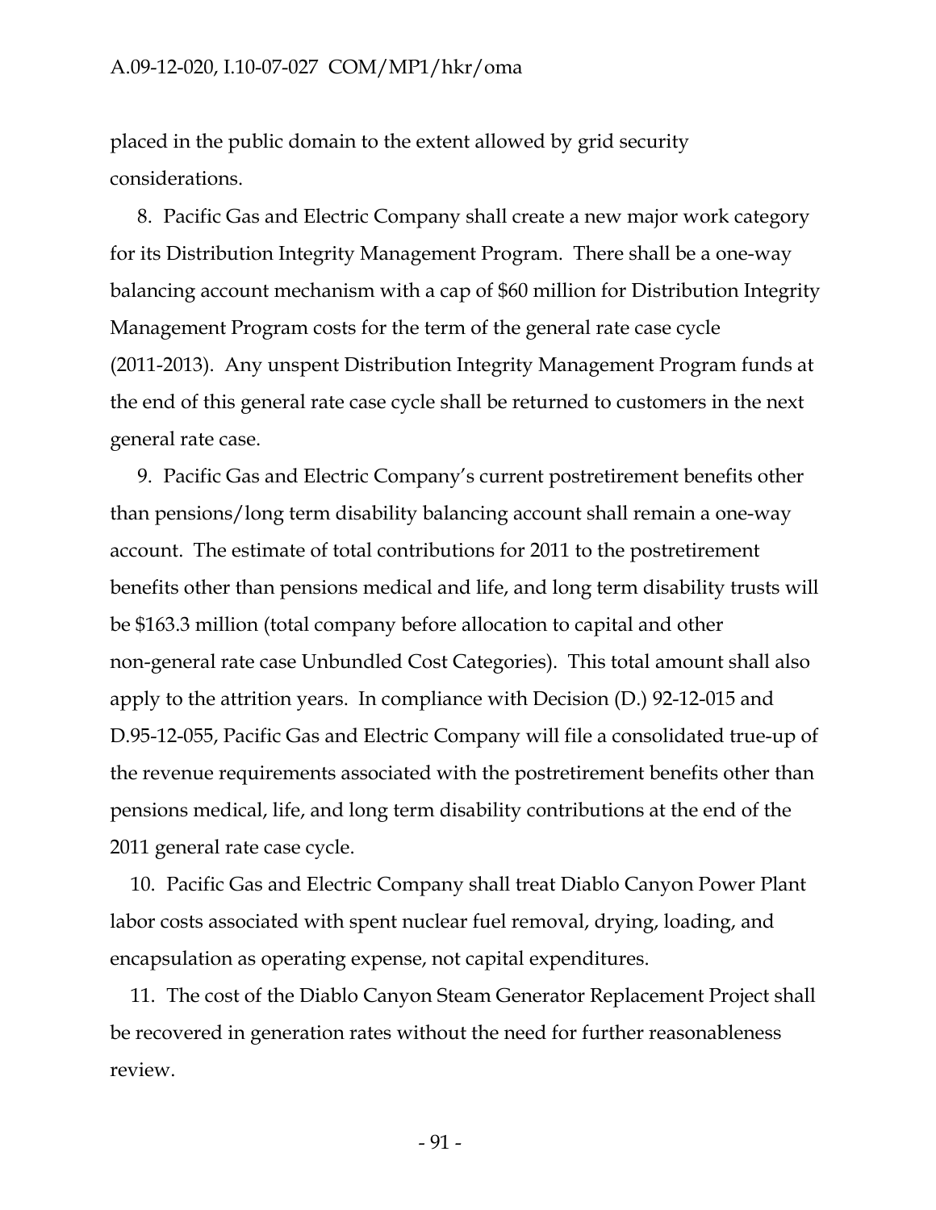placed in the public domain to the extent allowed by grid security considerations.

8. Pacific Gas and Electric Company shall create a new major work category for its Distribution Integrity Management Program. There shall be a one-way balancing account mechanism with a cap of $60 million for Distribution Integrity Management Program costs for the term of the general rate case cycle (2011-2013). Any unspent Distribution Integrity Management Program funds at the end of this general rate case cycle shall be returned to customers in the next general rate case.

9. Pacific Gas and Electric Company's current postretirement benefits other than pensions/long term disability balancing account shall remain a one-way account. The estimate of total contributions for 2011 to the postretirement benefits other than pensions medical and life, and long term disability trusts will be $163.3 million (total company before allocation to capital and other non-general rate case Unbundled Cost Categories). This total amount shall also apply to the attrition years. In compliance with Decision (D.) 92-12-015 and D.95-12-055, Pacific Gas and Electric Company will file a consolidated true-up of the revenue requirements associated with the postretirement benefits other than pensions medical, life, and long term disability contributions at the end of the 2011 general rate case cycle.

10. Pacific Gas and Electric Company shall treat Diablo Canyon Power Plant labor costs associated with spent nuclear fuel removal, drying, loading, and encapsulation as operating expense, not capital expenditures.

11. The cost of the Diablo Canyon Steam Generator Replacement Project shall be recovered in generation rates without the need for further reasonableness review.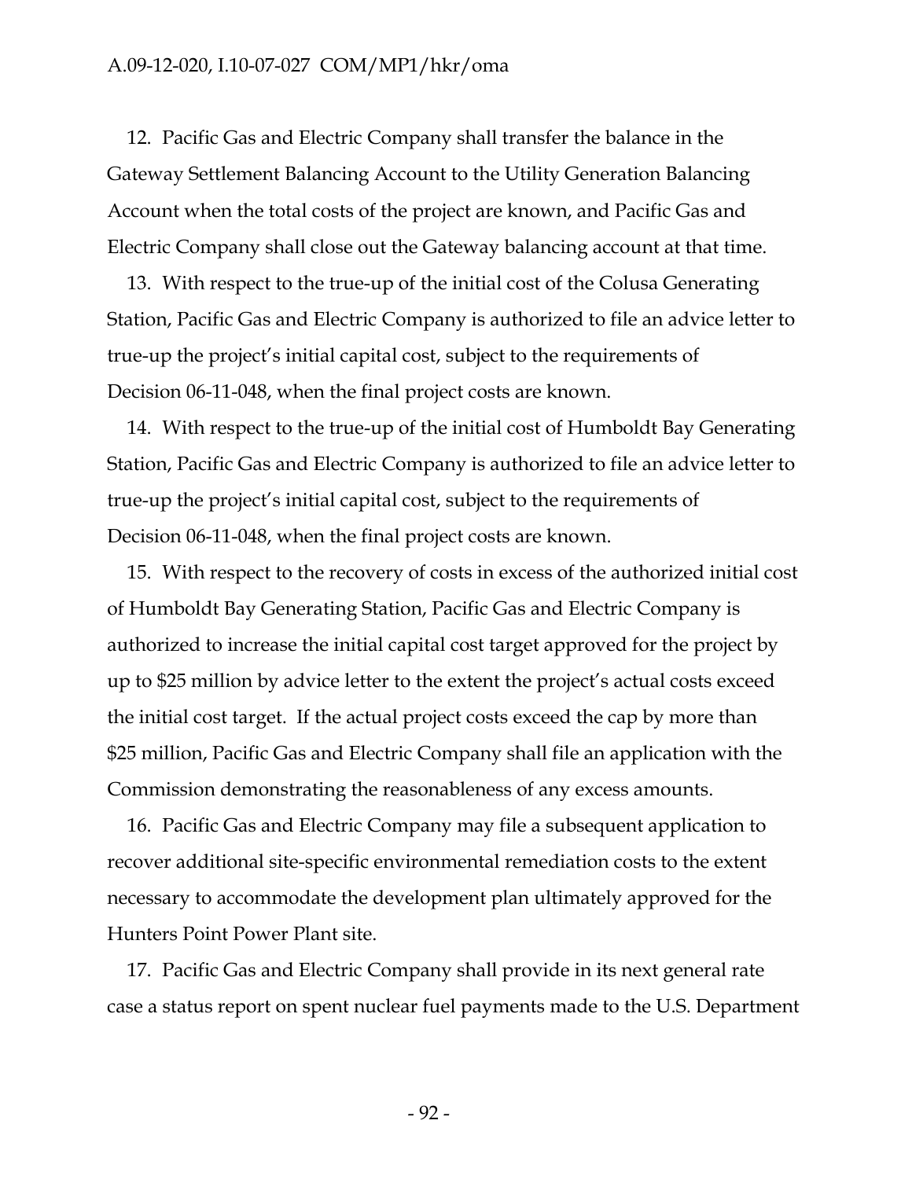12. Pacific Gas and Electric Company shall transfer the balance in the Gateway Settlement Balancing Account to the Utility Generation Balancing Account when the total costs of the project are known, and Pacific Gas and Electric Company shall close out the Gateway balancing account at that time.

13. With respect to the true-up of the initial cost of the Colusa Generating Station, Pacific Gas and Electric Company is authorized to file an advice letter to true-up the project's initial capital cost, subject to the requirements of Decision 06-11-048, when the final project costs are known.

14. With respect to the true-up of the initial cost of Humboldt Bay Generating Station, Pacific Gas and Electric Company is authorized to file an advice letter to true-up the project's initial capital cost, subject to the requirements of Decision 06-11-048, when the final project costs are known.

15. With respect to the recovery of costs in excess of the authorized initial cost of Humboldt Bay Generating Station, Pacific Gas and Electric Company is authorized to increase the initial capital cost target approved for the project by up to $25 million by advice letter to the extent the project's actual costs exceed the initial cost target. If the actual project costs exceed the cap by more than $25 million, Pacific Gas and Electric Company shall file an application with the Commission demonstrating the reasonableness of any excess amounts.

16. Pacific Gas and Electric Company may file a subsequent application to recover additional site-specific environmental remediation costs to the extent necessary to accommodate the development plan ultimately approved for the Hunters Point Power Plant site.

17. Pacific Gas and Electric Company shall provide in its next general rate case a status report on spent nuclear fuel payments made to the U.S. Department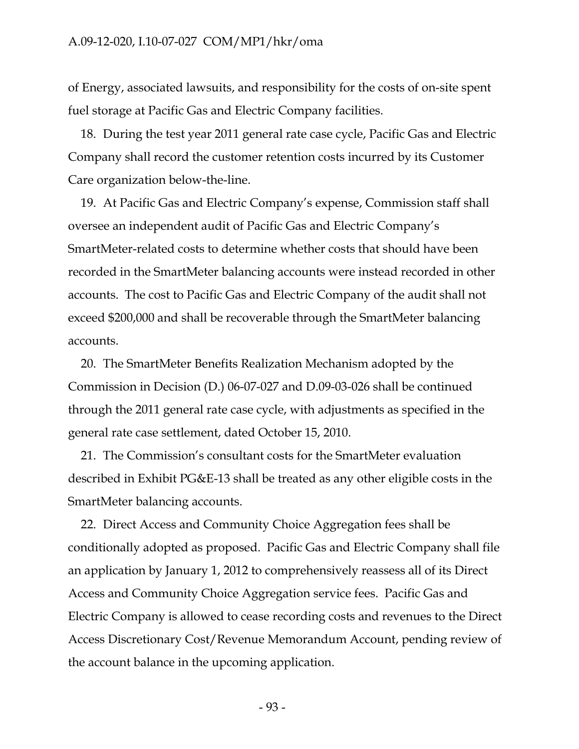of Energy, associated lawsuits, and responsibility for the costs of on-site spent fuel storage at Pacific Gas and Electric Company facilities.

18. During the test year 2011 general rate case cycle, Pacific Gas and Electric Company shall record the customer retention costs incurred by its Customer Care organization below-the-line.

19. At Pacific Gas and Electric Company's expense, Commission staff shall oversee an independent audit of Pacific Gas and Electric Company's SmartMeter-related costs to determine whether costs that should have been recorded in the SmartMeter balancing accounts were instead recorded in other accounts. The cost to Pacific Gas and Electric Company of the audit shall not exceed $200,000 and shall be recoverable through the SmartMeter balancing accounts.

20. The SmartMeter Benefits Realization Mechanism adopted by the Commission in Decision (D.) 06-07-027 and D.09-03-026 shall be continued through the 2011 general rate case cycle, with adjustments as specified in the general rate case settlement, dated October 15, 2010.

21. The Commission's consultant costs for the SmartMeter evaluation described in Exhibit PG&E-13 shall be treated as any other eligible costs in the SmartMeter balancing accounts.

22. Direct Access and Community Choice Aggregation fees shall be conditionally adopted as proposed. Pacific Gas and Electric Company shall file an application by January 1, 2012 to comprehensively reassess all of its Direct Access and Community Choice Aggregation service fees. Pacific Gas and Electric Company is allowed to cease recording costs and revenues to the Direct Access Discretionary Cost/Revenue Memorandum Account, pending review of the account balance in the upcoming application.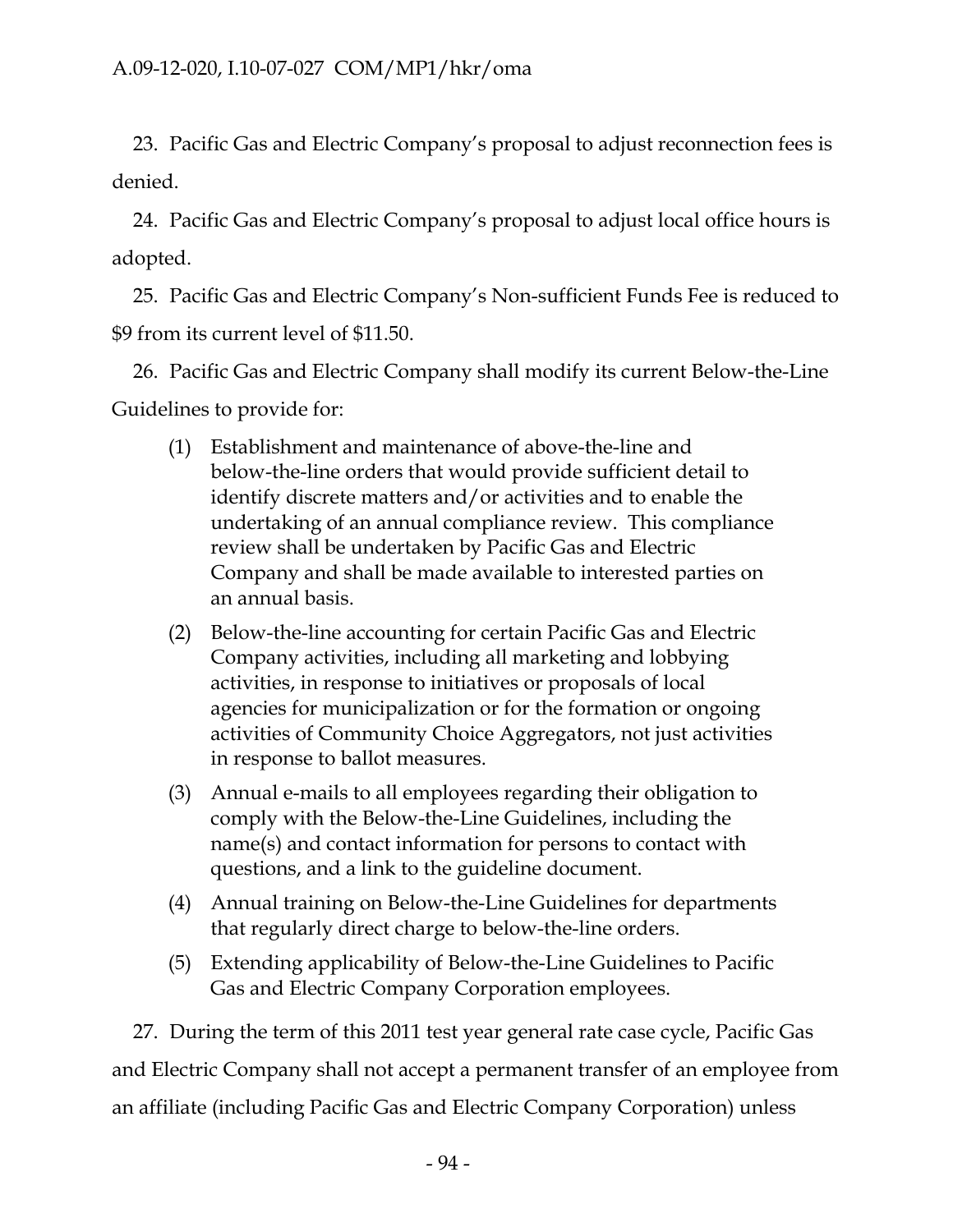23. Pacific Gas and Electric Company's proposal to adjust reconnection fees is denied.

24. Pacific Gas and Electric Company's proposal to adjust local office hours is adopted.

25. Pacific Gas and Electric Company's Non-sufficient Funds Fee is reduced to $9 from its current level of $11.50.

26. Pacific Gas and Electric Company shall modify its current Below-the-Line Guidelines to provide for:

(1) Establishment and maintenance of above-the-line and below-the-line orders that would provide sufficient detail to identify discrete matters and/or activities and to enable the undertaking of an annual compliance review. This compliance review shall be undertaken by Pacific Gas and Electric Company and shall be made available to interested parties on an annual basis.

(2) Below-the-line accounting for certain Pacific Gas and Electric Company activities, including all marketing and lobbying activities, in response to initiatives or proposals of local agencies for municipalization or for the formation or ongoing activities of Community Choice Aggregators, not just activities in response to ballot measures.

(3) Annual e-mails to all employees regarding their obligation to comply with the Below-the-Line Guidelines, including the name(s) and contact information for persons to contact with questions, and a link to the guideline document.

(4) Annual training on Below-the-Line Guidelines for departments that regularly direct charge to below-the-line orders.

(5) Extending applicability of Below-the-Line Guidelines to Pacific Gas and Electric Company Corporation employees.

27. During the term of this 2011 test year general rate case cycle, Pacific Gas and Electric Company shall not accept a permanent transfer of an employee from an affiliate (including Pacific Gas and Electric Company Corporation) unless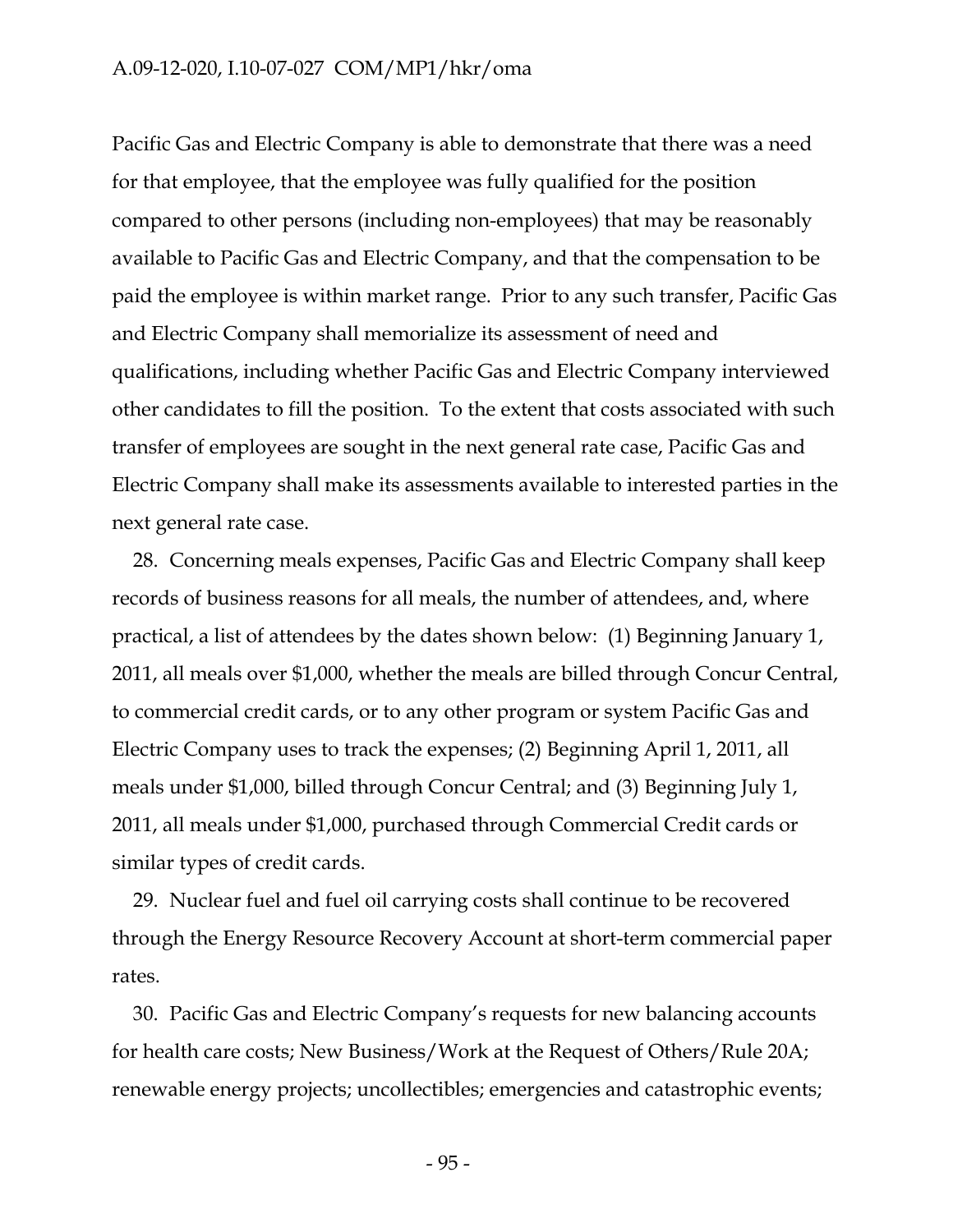Pacific Gas and Electric Company is able to demonstrate that there was a need for that employee, that the employee was fully qualified for the position compared to other persons (including non-employees) that may be reasonably available to Pacific Gas and Electric Company, and that the compensation to be paid the employee is within market range. Prior to any such transfer, Pacific Gas and Electric Company shall memorialize its assessment of need and qualifications, including whether Pacific Gas and Electric Company interviewed other candidates to fill the position. To the extent that costs associated with such transfer of employees are sought in the next general rate case, Pacific Gas and Electric Company shall make its assessments available to interested parties in the next general rate case.

28. Concerning meals expenses, Pacific Gas and Electric Company shall keep records of business reasons for all meals, the number of attendees, and, where practical, a list of attendees by the dates shown below: (1) Beginning January 1, 2011, all meals over $1,000, whether the meals are billed through Concur Central, to commercial credit cards, or to any other program or system Pacific Gas and Electric Company uses to track the expenses; (2) Beginning April 1, 2011, all meals under $1,000, billed through Concur Central; and (3) Beginning July 1, 2011, all meals under $1,000, purchased through Commercial Credit cards or similar types of credit cards.

29. Nuclear fuel and fuel oil carrying costs shall continue to be recovered through the Energy Resource Recovery Account at short-term commercial paper rates.

30. Pacific Gas and Electric Company's requests for new balancing accounts for health care costs; New Business/Work at the Request of Others/Rule 20A; renewable energy projects; uncollectibles; emergencies and catastrophic events;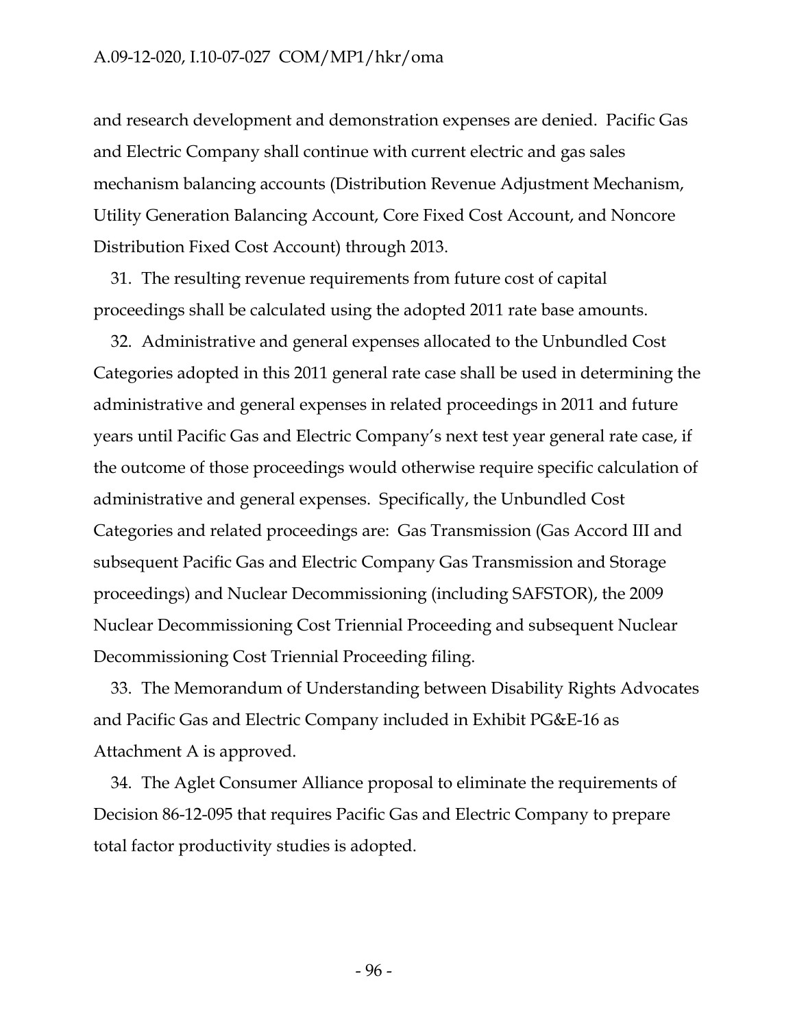and research development and demonstration expenses are denied. Pacific Gas and Electric Company shall continue with current electric and gas sales mechanism balancing accounts (Distribution Revenue Adjustment Mechanism, Utility Generation Balancing Account, Core Fixed Cost Account, and Noncore Distribution Fixed Cost Account) through 2013.

31. The resulting revenue requirements from future cost of capital proceedings shall be calculated using the adopted 2011 rate base amounts.

32. Administrative and general expenses allocated to the Unbundled Cost Categories adopted in this 2011 general rate case shall be used in determining the administrative and general expenses in related proceedings in 2011 and future years until Pacific Gas and Electric Company's next test year general rate case, if the outcome of those proceedings would otherwise require specific calculation of administrative and general expenses. Specifically, the Unbundled Cost Categories and related proceedings are: Gas Transmission (Gas Accord III and subsequent Pacific Gas and Electric Company Gas Transmission and Storage proceedings) and Nuclear Decommissioning (including SAFSTOR), the 2009 Nuclear Decommissioning Cost Triennial Proceeding and subsequent Nuclear Decommissioning Cost Triennial Proceeding filing.

33. The Memorandum of Understanding between Disability Rights Advocates and Pacific Gas and Electric Company included in Exhibit PG&E-16 as Attachment A is approved.

34. The Aglet Consumer Alliance proposal to eliminate the requirements of Decision 86-12-095 that requires Pacific Gas and Electric Company to prepare total factor productivity studies is adopted.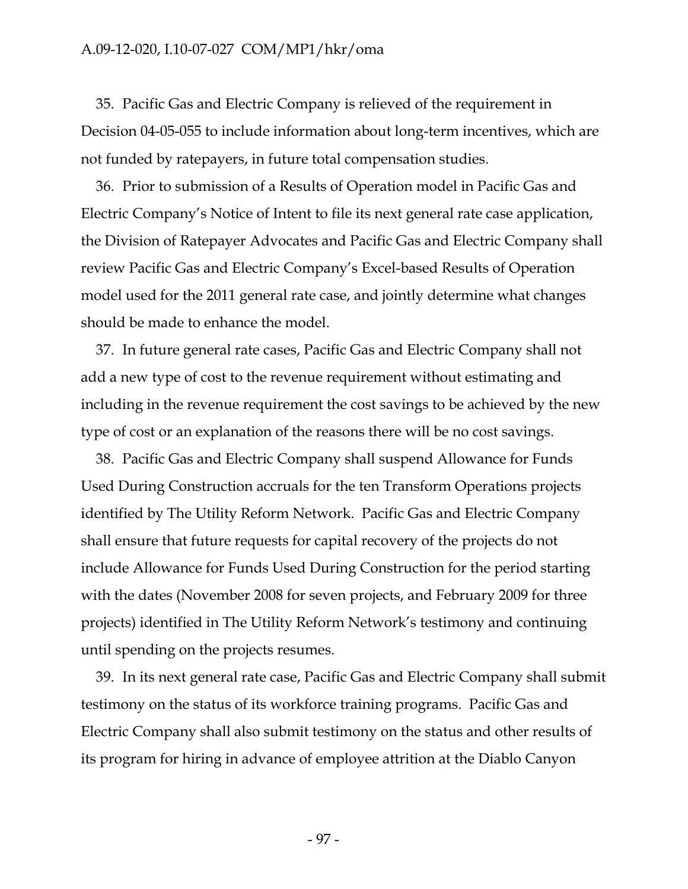35. Pacific Gas and Electric Company is relieved of the requirement in Decision 04-05-055 to include information about long-term incentives, which are not funded by ratepayers, in future total compensation studies.

36. Prior to submission of a Results of Operation model in Pacific Gas and Electric Company's Notice of Intent to file its next general rate case application, the Division of Ratepayer Advocates and Pacific Gas and Electric Company shall review Pacific Gas and Electric Company's Excel-based Results of Operation model used for the 2011 general rate case, and jointly determine what changes should be made to enhance the model.

37. In future general rate cases, Pacific Gas and Electric Company shall not add a new type of cost to the revenue requirement without estimating and including in the revenue requirement the cost savings to be achieved by the new type of cost or an explanation of the reasons there will be no cost savings.

38. Pacific Gas and Electric Company shall suspend Allowance for Funds Used During Construction accruals for the ten Transform Operations projects identified by The Utility Reform Network. Pacific Gas and Electric Company shall ensure that future requests for capital recovery of the projects do not include Allowance for Funds Used During Construction for the period starting with the dates (November 2008 for seven projects, and February 2009 for three projects) identified in The Utility Reform Network's testimony and continuing until spending on the projects resumes.

39. In its next general rate case, Pacific Gas and Electric Company shall submit testimony on the status of its workforce training programs. Pacific Gas and Electric Company shall also submit testimony on the status and other results of its program for hiring in advance of employee attrition at the Diablo Canyon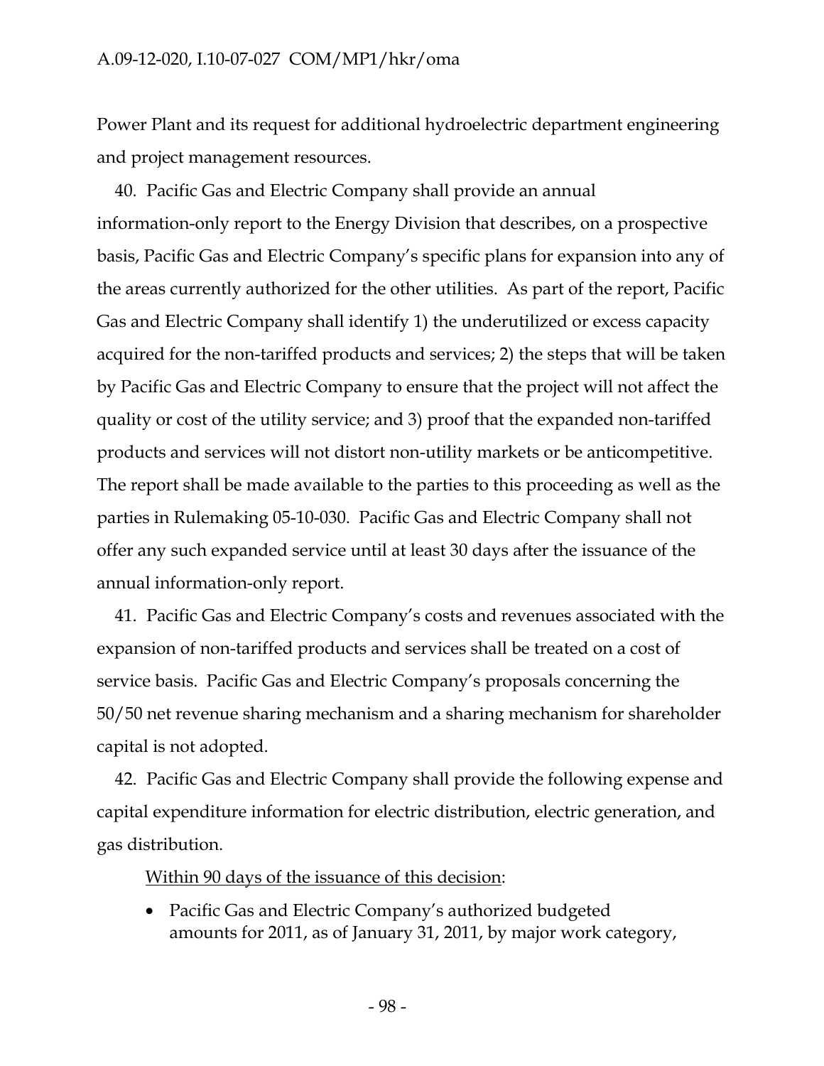Power Plant and its request for additional hydroelectric department engineering and project management resources.

40. Pacific Gas and Electric Company shall provide an annual information-only report to the Energy Division that describes, on a prospective basis, Pacific Gas and Electric Company's specific plans for expansion into any of the areas currently authorized for the other utilities. As part of the report, Pacific Gas and Electric Company shall identify 1) the underutilized or excess capacity acquired for the non-tariffed products and services; 2) the steps that will be taken by Pacific Gas and Electric Company to ensure that the project will not affect the quality or cost of the utility service; and 3) proof that the expanded non-tariffed products and services will not distort non-utility markets or be anticompetitive. The report shall be made available to the parties to this proceeding as well as the parties in Rulemaking 05-10-030. Pacific Gas and Electric Company shall not offer any such expanded service until at least 30 days after the issuance of the annual information-only report.

41. Pacific Gas and Electric Company's costs and revenues associated with the expansion of non-tariffed products and services shall be treated on a cost of service basis. Pacific Gas and Electric Company's proposals concerning the 50/50 net revenue sharing mechanism and a sharing mechanism for shareholder capital is not adopted.

42. Pacific Gas and Electric Company shall provide the following expense and capital expenditure information for electric distribution, electric generation, and gas distribution.

Within 90 days of the issuance of this decision:

- Pacific Gas and Electric Company's authorized budgeted amounts for 2011, as of January 31, 2011, by major work category,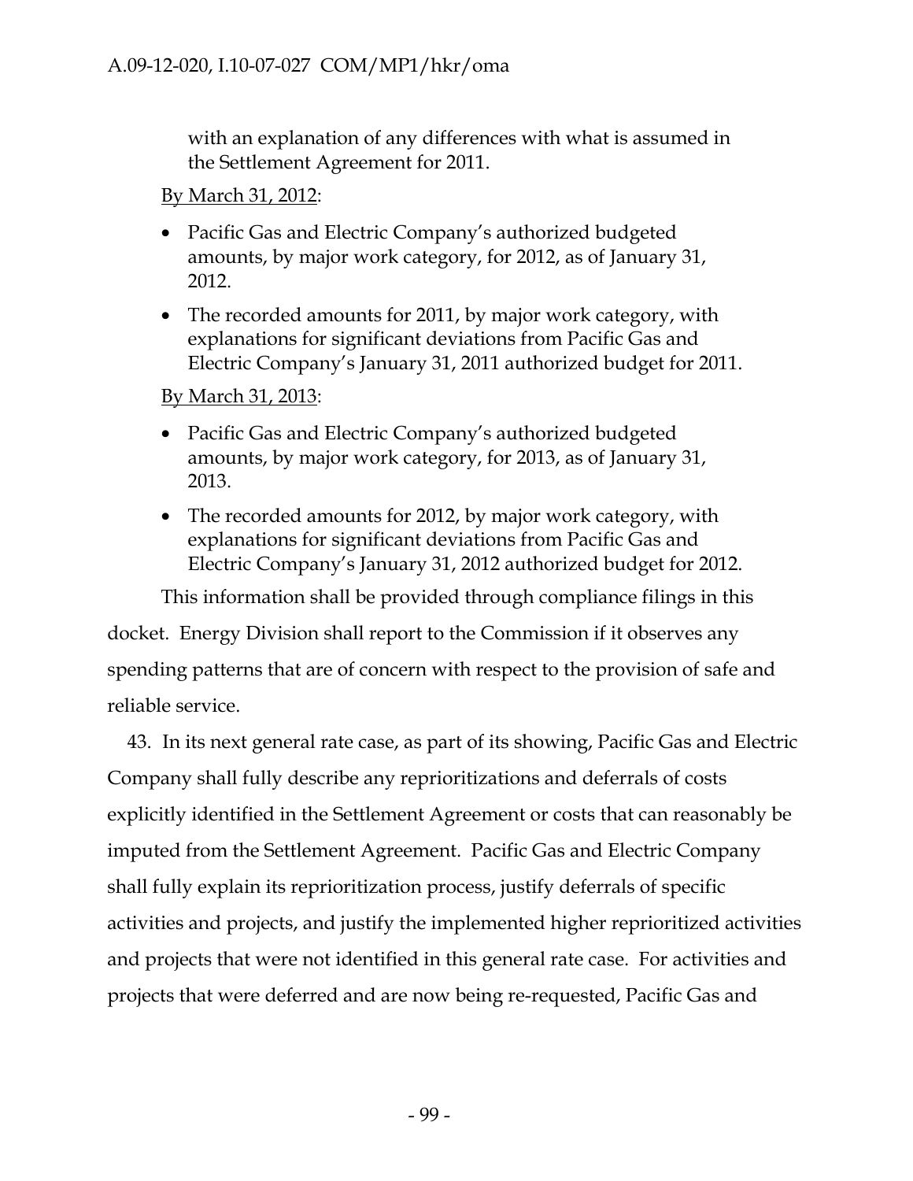with an explanation of any differences with what is assumed in the Settlement Agreement for 2011.

By March 31, 2012:

- Pacific Gas and Electric Company's authorized budgeted amounts, by major work category, for 2012, as of January 31, 2012.
- The recorded amounts for 2011, by major work category, with explanations for significant deviations from Pacific Gas and Electric Company's January 31, 2011 authorized budget for 2011.

By March 31, 2013:

- Pacific Gas and Electric Company's authorized budgeted amounts, by major work category, for 2013, as of January 31, 2013.
- The recorded amounts for 2012, by major work category, with explanations for significant deviations from Pacific Gas and Electric Company's January 31, 2012 authorized budget for 2012.

This information shall be provided through compliance filings in this docket. Energy Division shall report to the Commission if it observes any spending patterns that are of concern with respect to the provision of safe and reliable service.

43. In its next general rate case, as part of its showing, Pacific Gas and Electric Company shall fully describe any reprioritizations and deferrals of costs explicitly identified in the Settlement Agreement or costs that can reasonably be imputed from the Settlement Agreement. Pacific Gas and Electric Company shall fully explain its reprioritization process, justify deferrals of specific activities and projects, and justify the implemented higher reprioritized activities and projects that were not identified in this general rate case. For activities and projects that were deferred and are now being re-requested, Pacific Gas and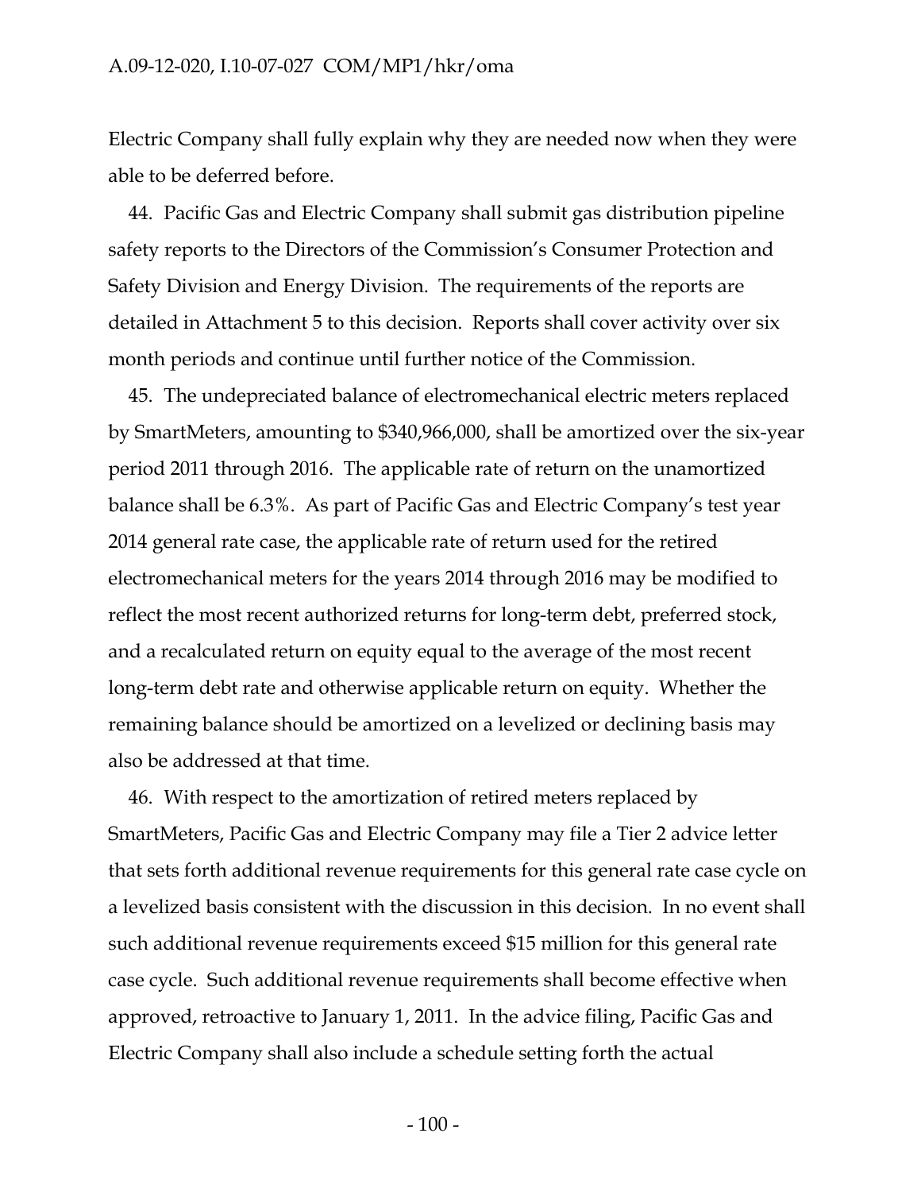Electric Company shall fully explain why they are needed now when they were able to be deferred before.

44. Pacific Gas and Electric Company shall submit gas distribution pipeline safety reports to the Directors of the Commission's Consumer Protection and Safety Division and Energy Division. The requirements of the reports are detailed in Attachment 5 to this decision. Reports shall cover activity over six month periods and continue until further notice of the Commission.

45. The undepreciated balance of electromechanical electric meters replaced by SmartMeters, amounting to $340,966,000, shall be amortized over the six-year period 2011 through 2016. The applicable rate of return on the unamortized balance shall be 6.3%. As part of Pacific Gas and Electric Company's test year 2014 general rate case, the applicable rate of return used for the retired electromechanical meters for the years 2014 through 2016 may be modified to reflect the most recent authorized returns for long-term debt, preferred stock, and a recalculated return on equity equal to the average of the most recent long-term debt rate and otherwise applicable return on equity. Whether the remaining balance should be amortized on a levelized or declining basis may also be addressed at that time.

46. With respect to the amortization of retired meters replaced by SmartMeters, Pacific Gas and Electric Company may file a Tier 2 advice letter that sets forth additional revenue requirements for this general rate case cycle on a levelized basis consistent with the discussion in this decision. In no event shall such additional revenue requirements exceed $15 million for this general rate case cycle. Such additional revenue requirements shall become effective when approved, retroactive to January 1, 2011. In the advice filing, Pacific Gas and Electric Company shall also include a schedule setting forth the actual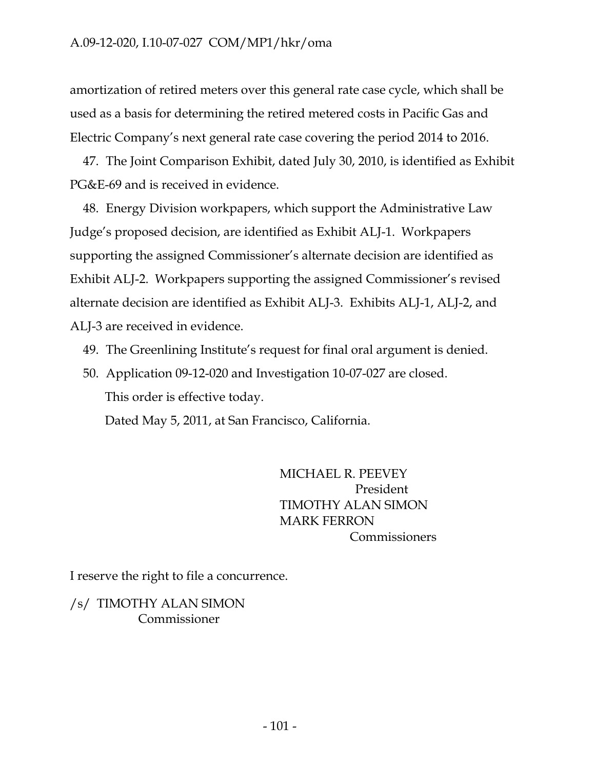amortization of retired meters over this general rate case cycle, which shall be used as a basis for determining the retired metered costs in Pacific Gas and Electric Company's next general rate case covering the period 2014 to 2016.

47. The Joint Comparison Exhibit, dated July 30, 2010, is identified as Exhibit PG&E-69 and is received in evidence.

48. Energy Division workpapers, which support the Administrative Law Judge's proposed decision, are identified as Exhibit ALJ-1. Workpapers supporting the assigned Commissioner's alternate decision are identified as Exhibit ALJ-2. Workpapers supporting the assigned Commissioner's revised alternate decision are identified as Exhibit ALJ-3. Exhibits ALJ-1, ALJ-2, and ALJ-3 are received in evidence.

49. The Greenlining Institute's request for final oral argument is denied.

50. Application 09-12-020 and Investigation 10-07-027 are closed.

This order is effective today.

Dated May 5, 2011, at San Francisco, California.

MICHAEL R. PEEVEY
President
TIMOTHY ALAN SIMON
MARK FERRON
Commissioners

I reserve the right to file a concurrence.

/s/ TIMOTHY ALAN SIMON
Commissioner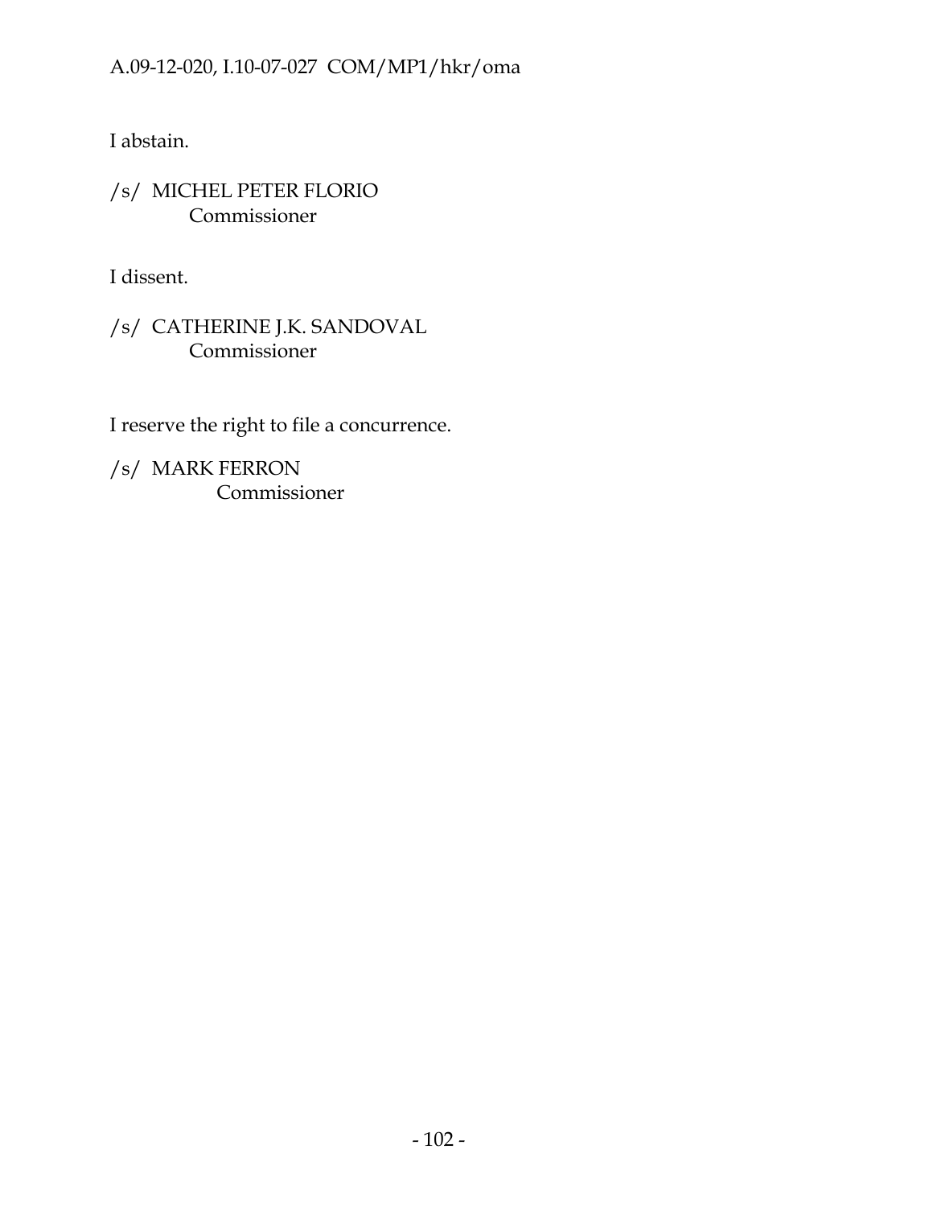I abstain.

/s/ MICHEL PETER FLORIO
Commissioner

I dissent.

/s/ CATHERINE J.K. SANDOVAL
Commissioner

I reserve the right to file a concurrence.

/s/ MARK FERRON
Commissioner